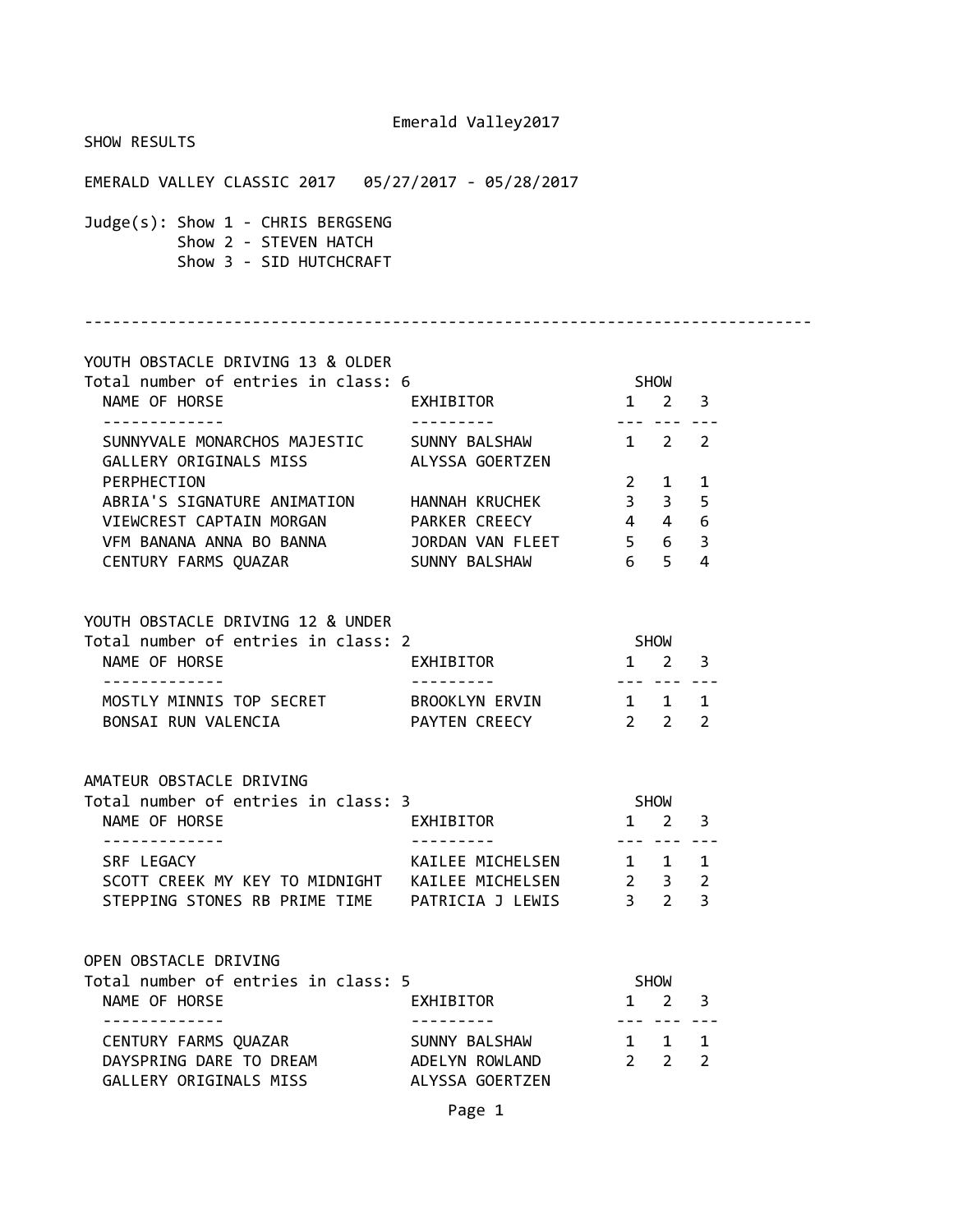# Emerald Valley2017

SHOW RESULTS

EMERALD VALLEY CLASSIC 2017   05/27/2017 - 05/28/2017

Judge(s): Show 1 - CHRIS BERGSENG
Show 2 - STEVEN HATCH
Show 3 - SID HUTCHCRAFT

---

## YOUTH OBSTACLE DRIVING 13 & OLDER

Total number of entries in class: 6

| NAME OF HORSE | EXHIBITOR | SHOW 1 | SHOW 2 | SHOW 3 |
|---|---|---|---|---|
| SUNNYVALE MONARCHOS MAJESTIC | SUNNY BALSHAW | 1 | 2 | 2 |
| GALLERY ORIGINALS MISS PERPHECTION | ALYSSA GOERTZEN | 2 | 1 | 1 |
| ABRIA'S SIGNATURE ANIMATION | HANNAH KRUCHEK | 3 | 3 | 5 |
| VIEWCREST CAPTAIN MORGAN | PARKER CREECY | 4 | 4 | 6 |
| VFM BANANA ANNA BO BANNA | JORDAN VAN FLEET | 5 | 6 | 3 |
| CENTURY FARMS QUAZAR | SUNNY BALSHAW | 6 | 5 | 4 |

## YOUTH OBSTACLE DRIVING 12 & UNDER

Total number of entries in class: 2

| NAME OF HORSE | EXHIBITOR | SHOW 1 | SHOW 2 | SHOW 3 |
|---|---|---|---|---|
| MOSTLY MINNIS TOP SECRET | BROOKLYN ERVIN | 1 | 1 | 1 |
| BONSAI RUN VALENCIA | PAYTEN CREECY | 2 | 2 | 2 |

## AMATEUR OBSTACLE DRIVING

Total number of entries in class: 3

| NAME OF HORSE | EXHIBITOR | SHOW 1 | SHOW 2 | SHOW 3 |
|---|---|---|---|---|
| SRF LEGACY | KAILEE MICHELSEN | 1 | 1 | 1 |
| SCOTT CREEK MY KEY TO MIDNIGHT | KAILEE MICHELSEN | 2 | 3 | 2 |
| STEPPING STONES RB PRIME TIME | PATRICIA J LEWIS | 3 | 2 | 3 |

## OPEN OBSTACLE DRIVING

Total number of entries in class: 5

| NAME OF HORSE | EXHIBITOR | SHOW 1 | SHOW 2 | SHOW 3 |
|---|---|---|---|---|
| CENTURY FARMS QUAZAR | SUNNY BALSHAW | 1 | 1 | 1 |
| DAYSPRING DARE TO DREAM | ADELYN ROWLAND | 2 | 2 | 2 |
| GALLERY ORIGINALS MISS | ALYSSA GOERTZEN | | | |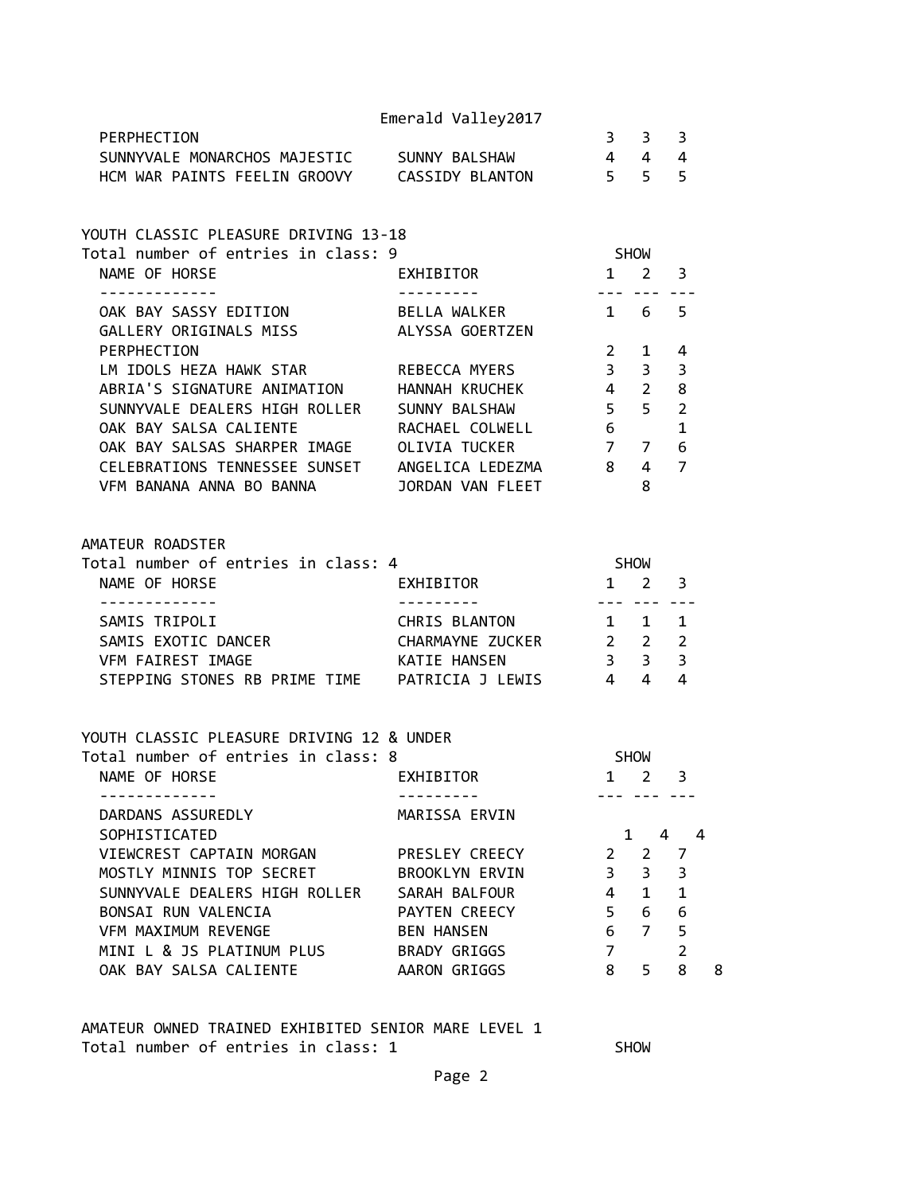| | | SHOW | | |
|---|---|---|---|---|
| NAME OF HORSE | EXHIBITOR | 1 | 2 | 3 |
| PERPHECTION | | 3 | 3 | 3 |
| SUNNYVALE MONARCHOS MAJESTIC | SUNNY BALSHAW | 4 | 4 | 4 |
| HCM WAR PAINTS FEELIN GROOVY | CASSIDY BLANTON | 5 | 5 | 5 |

YOUTH CLASSIC PLEASURE DRIVING 13-18

Total number of entries in class: 9

| | | SHOW | | |
|---|---|---|---|---|
| NAME OF HORSE | EXHIBITOR | 1 | 2 | 3 |
| OAK BAY SASSY EDITION | BELLA WALKER | 1 | 6 | 5 |
| GALLERY ORIGINALS MISS PERPHECTION | ALYSSA GOERTZEN | 2 | 1 | 4 |
| LM IDOLS HEZA HAWK STAR | REBECCA MYERS | 3 | 3 | 3 |
| ABRIA'S SIGNATURE ANIMATION | HANNAH KRUCHEK | 4 | 2 | 8 |
| SUNNYVALE DEALERS HIGH ROLLER | SUNNY BALSHAW | 5 | 5 | 2 |
| OAK BAY SALSA CALIENTE | RACHAEL COLWELL | 6 | | 1 |
| OAK BAY SALSAS SHARPER IMAGE | OLIVIA TUCKER | 7 | 7 | 6 |
| CELEBRATIONS TENNESSEE SUNSET | ANGELICA LEDEZMA | 8 | 4 | 7 |
| VFM BANANA ANNA BO BANNA | JORDAN VAN FLEET | | 8 | |

AMATEUR ROADSTER

Total number of entries in class: 4

| | | SHOW | | |
|---|---|---|---|---|
| NAME OF HORSE | EXHIBITOR | 1 | 2 | 3 |
| SAMIS TRIPOLI | CHRIS BLANTON | 1 | 1 | 1 |
| SAMIS EXOTIC DANCER | CHARMAYNE ZUCKER | 2 | 2 | 2 |
| VFM FAIREST IMAGE | KATIE HANSEN | 3 | 3 | 3 |
| STEPPING STONES RB PRIME TIME | PATRICIA J LEWIS | 4 | 4 | 4 |

YOUTH CLASSIC PLEASURE DRIVING 12 & UNDER

Total number of entries in class: 8

| | | SHOW | | | |
|---|---|---|---|---|---|
| NAME OF HORSE | EXHIBITOR | 1 | 2 | 3 | |
| DARDANS ASSUREDLY SOPHISTICATED | MARISSA ERVIN | 1 | 4 | 4 | |
| VIEWCREST CAPTAIN MORGAN | PRESLEY CREECY | 2 | 2 | 7 | |
| MOSTLY MINNIS TOP SECRET | BROOKLYN ERVIN | 3 | 3 | 3 | |
| SUNNYVALE DEALERS HIGH ROLLER | SARAH BALFOUR | 4 | 1 | 1 | |
| BONSAI RUN VALENCIA | PAYTEN CREECY | 5 | 6 | 6 | |
| VFM MAXIMUM REVENGE | BEN HANSEN | 6 | 7 | 5 | |
| MINI L & JS PLATINUM PLUS | BRADY GRIGGS | 7 | | 2 | |
| OAK BAY SALSA CALIENTE | AARON GRIGGS | 8 | 5 | 8 | 8 |

AMATEUR OWNED TRAINED EXHIBITED SENIOR MARE LEVEL 1

Total number of entries in class: 1 SHOW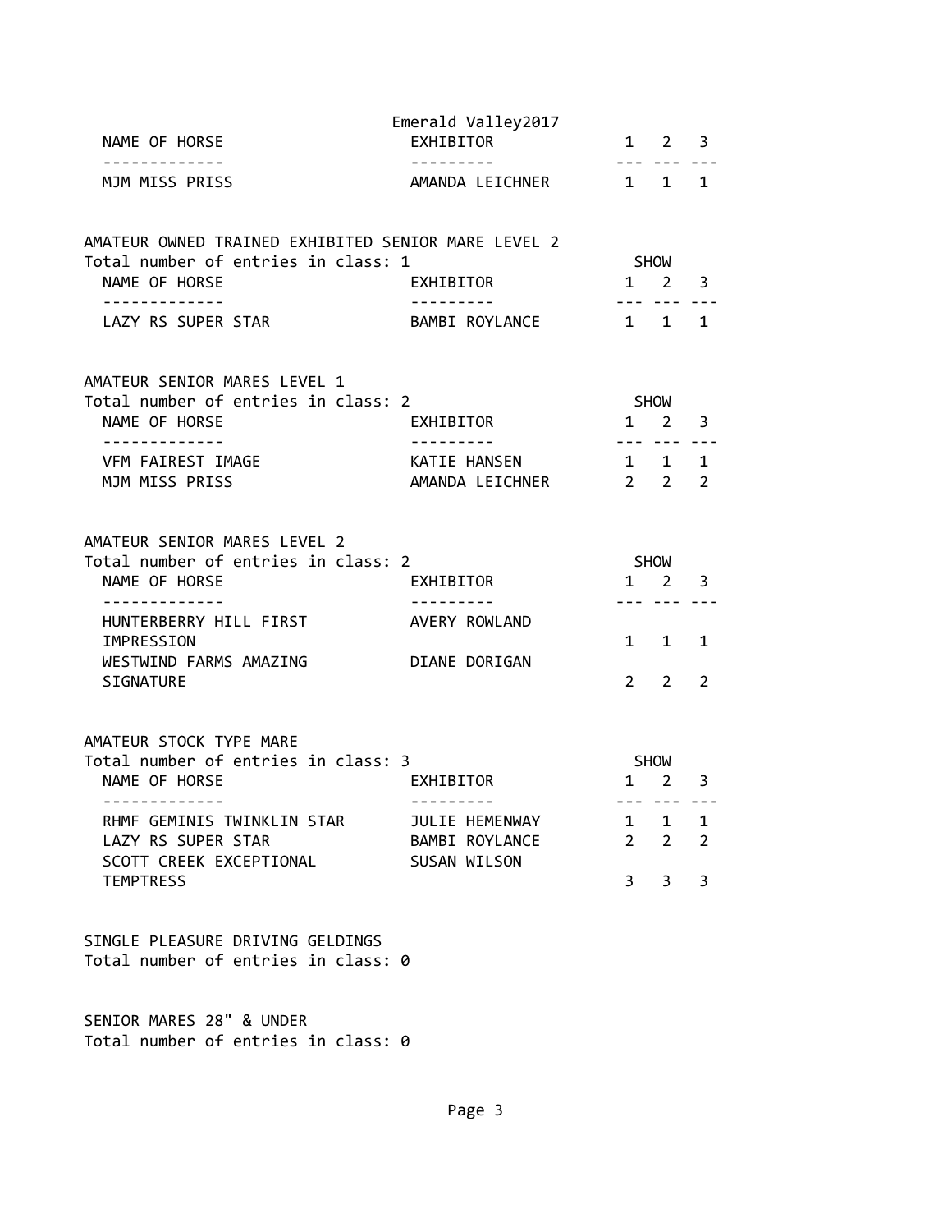Emerald Valley2017

| NAME OF HORSE | EXHIBITOR | 1 | 2 | 3 |
| --- | --- | --- | --- | --- |
| MJM MISS PRISS | AMANDA LEICHNER | 1 | 1 | 1 |

AMATEUR OWNED TRAINED EXHIBITED SENIOR MARE LEVEL 2
Total number of entries in class: 1

| NAME OF HORSE | EXHIBITOR | SHOW 1 | 2 | 3 |
| --- | --- | --- | --- | --- |
| LAZY RS SUPER STAR | BAMBI ROYLANCE | 1 | 1 | 1 |

AMATEUR SENIOR MARES LEVEL 1
Total number of entries in class: 2

| NAME OF HORSE | EXHIBITOR | SHOW 1 | 2 | 3 |
| --- | --- | --- | --- | --- |
| VFM FAIREST IMAGE | KATIE HANSEN | 1 | 1 | 1 |
| MJM MISS PRISS | AMANDA LEICHNER | 2 | 2 | 2 |

AMATEUR SENIOR MARES LEVEL 2
Total number of entries in class: 2

| NAME OF HORSE | EXHIBITOR | SHOW 1 | 2 | 3 |
| --- | --- | --- | --- | --- |
| HUNTERBERRY HILL FIRST IMPRESSION | AVERY ROWLAND | 1 | 1 | 1 |
| WESTWIND FARMS AMAZING SIGNATURE | DIANE DORIGAN | 2 | 2 | 2 |

AMATEUR STOCK TYPE MARE
Total number of entries in class: 3

| NAME OF HORSE | EXHIBITOR | SHOW 1 | 2 | 3 |
| --- | --- | --- | --- | --- |
| RHMF GEMINIS TWINKLIN STAR | JULIE HEMENWAY | 1 | 1 | 1 |
| LAZY RS SUPER STAR | BAMBI ROYLANCE | 2 | 2 | 2 |
| SCOTT CREEK EXCEPTIONAL TEMPTRESS | SUSAN WILSON | 3 | 3 | 3 |

SINGLE PLEASURE DRIVING GELDINGS
Total number of entries in class: 0

SENIOR MARES 28" & UNDER
Total number of entries in class: 0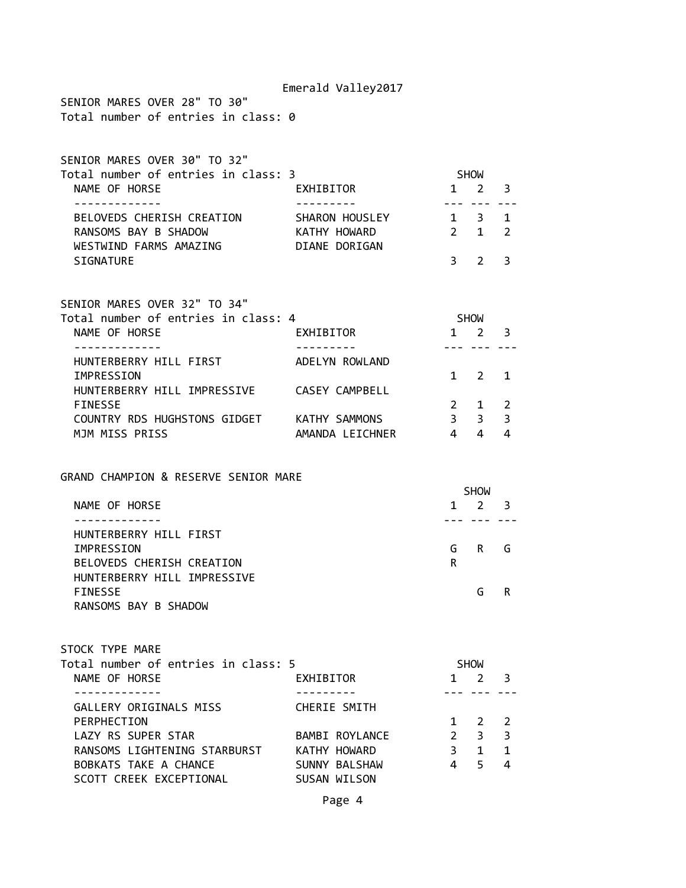Emerald Valley2017

SENIOR MARES OVER 28" TO 30"

Total number of entries in class: 0

SENIOR MARES OVER 30" TO 32"

Total number of entries in class: 3

| NAME OF HORSE | EXHIBITOR | SHOW 1 | SHOW 2 | SHOW 3 |
|---|---|---|---|---|
| BELOVEDS CHERISH CREATION | SHARON HOUSLEY | 1 | 3 | 1 |
| RANSOMS BAY B SHADOW | KATHY HOWARD | 2 | 1 | 2 |
| WESTWIND FARMS AMAZING SIGNATURE | DIANE DORIGAN | 3 | 2 | 3 |

SENIOR MARES OVER 32" TO 34"

Total number of entries in class: 4

| NAME OF HORSE | EXHIBITOR | SHOW 1 | SHOW 2 | SHOW 3 |
|---|---|---|---|---|
| HUNTERBERRY HILL FIRST IMPRESSION | ADELYN ROWLAND | 1 | 2 | 1 |
| HUNTERBERRY HILL IMPRESSIVE FINESSE | CASEY CAMPBELL | 2 | 1 | 2 |
| COUNTRY RDS HUGHSTONS GIDGET | KATHY SAMMONS | 3 | 3 | 3 |
| MJM MISS PRISS | AMANDA LEICHNER | 4 | 4 | 4 |

GRAND CHAMPION & RESERVE SENIOR MARE

| NAME OF HORSE | SHOW 1 | SHOW 2 | SHOW 3 |
|---|---|---|---|
| HUNTERBERRY HILL FIRST IMPRESSION | G | R | G |
| BELOVEDS CHERISH CREATION | R | | |
| HUNTERBERRY HILL IMPRESSIVE FINESSE | | G | R |
| RANSOMS BAY B SHADOW | | | |

STOCK TYPE MARE

Total number of entries in class: 5

| NAME OF HORSE | EXHIBITOR | SHOW 1 | SHOW 2 | SHOW 3 |
|---|---|---|---|---|
| GALLERY ORIGINALS MISS PERPHECTION | CHERIE SMITH | 1 | 2 | 2 |
| LAZY RS SUPER STAR | BAMBI ROYLANCE | 2 | 3 | 3 |
| RANSOMS LIGHTENING STARBURST | KATHY HOWARD | 3 | 1 | 1 |
| BOBKATS TAKE A CHANCE | SUNNY BALSHAW | 4 | 5 | 4 |
| SCOTT CREEK EXCEPTIONAL | SUSAN WILSON | | | |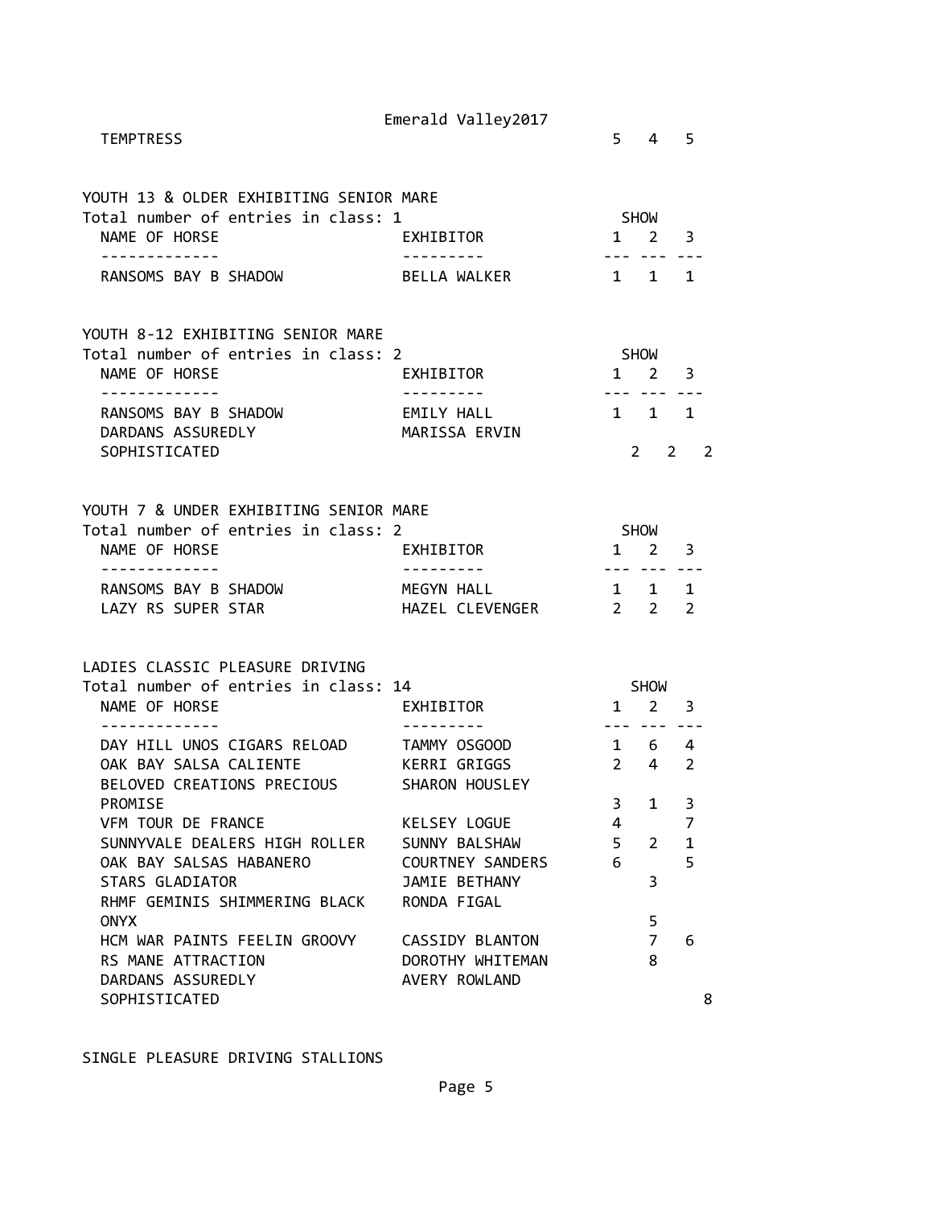| NAME OF HORSE | EXHIBITOR | 1 | 2 | 3 |
|---|---|---|---|---|
| TEMPTRESS | | 5 | 4 | 5 |

YOUTH 13 & OLDER EXHIBITING SENIOR MARE

Total number of entries in class: 1

| NAME OF HORSE | EXHIBITOR | SHOW 1 | 2 | 3 |
|---|---|---|---|---|
| RANSOMS BAY B SHADOW | BELLA WALKER | 1 | 1 | 1 |

YOUTH 8-12 EXHIBITING SENIOR MARE

Total number of entries in class: 2

| NAME OF HORSE | EXHIBITOR | SHOW 1 | 2 | 3 |
|---|---|---|---|---|
| RANSOMS BAY B SHADOW | EMILY HALL | 1 | 1 | 1 |
| DARDANS ASSUREDLY SOPHISTICATED | MARISSA ERVIN | 2 | 2 | 2 |

YOUTH 7 & UNDER EXHIBITING SENIOR MARE

Total number of entries in class: 2

| NAME OF HORSE | EXHIBITOR | SHOW 1 | 2 | 3 |
|---|---|---|---|---|
| RANSOMS BAY B SHADOW | MEGYN HALL | 1 | 1 | 1 |
| LAZY RS SUPER STAR | HAZEL CLEVENGER | 2 | 2 | 2 |

LADIES CLASSIC PLEASURE DRIVING

Total number of entries in class: 14

| NAME OF HORSE | EXHIBITOR | SHOW 1 | 2 | 3 |
|---|---|---|---|---|
| DAY HILL UNOS CIGARS RELOAD | TAMMY OSGOOD | 1 | 6 | 4 |
| OAK BAY SALSA CALIENTE | KERRI GRIGGS | 2 | 4 | 2 |
| BELOVED CREATIONS PRECIOUS PROMISE | SHARON HOUSLEY | 3 | 1 | 3 |
| VFM TOUR DE FRANCE | KELSEY LOGUE | 4 | | 7 |
| SUNNYVALE DEALERS HIGH ROLLER | SUNNY BALSHAW | 5 | 2 | 1 |
| OAK BAY SALSAS HABANERO | COURTNEY SANDERS | 6 | | 5 |
| STARS GLADIATOR | JAMIE BETHANY | | 3 | |
| RHMF GEMINIS SHIMMERING BLACK ONYX | RONDA FIGAL | | 5 | |
| HCM WAR PAINTS FEELIN GROOVY | CASSIDY BLANTON | | 7 | 6 |
| RS MANE ATTRACTION | DOROTHY WHITEMAN | | 8 | |
| DARDANS ASSUREDLY SOPHISTICATED | AVERY ROWLAND | | | 8 |

SINGLE PLEASURE DRIVING STALLIONS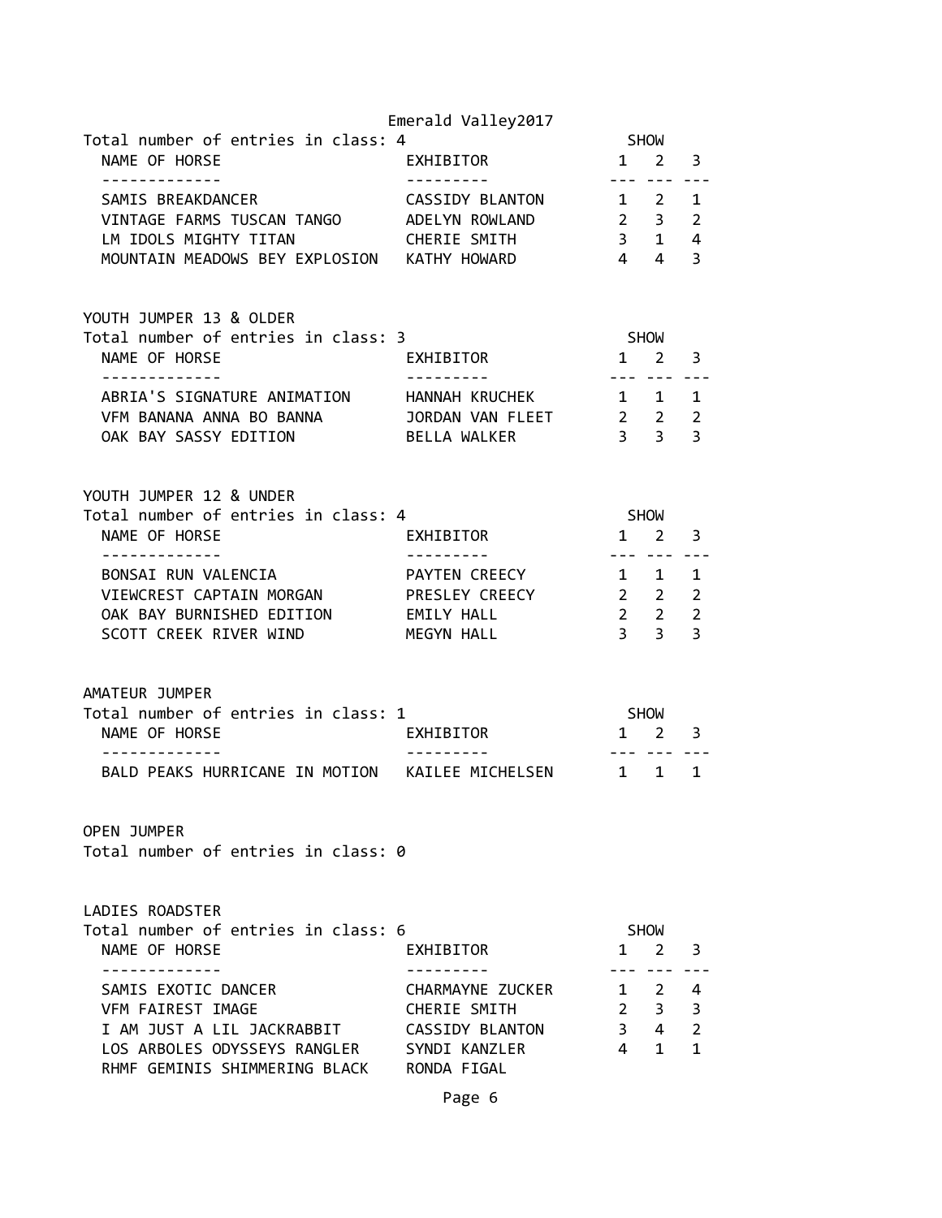Emerald Valley2017

Total number of entries in class: 4

| NAME OF HORSE | EXHIBITOR | SHOW 1 | 2 | 3 |
|---|---|---|---|---|
| SAMIS BREAKDANCER | CASSIDY BLANTON | 1 | 2 | 1 |
| VINTAGE FARMS TUSCAN TANGO | ADELYN ROWLAND | 2 | 3 | 2 |
| LM IDOLS MIGHTY TITAN | CHERIE SMITH | 3 | 1 | 4 |
| MOUNTAIN MEADOWS BEY EXPLOSION | KATHY HOWARD | 4 | 4 | 3 |

## YOUTH JUMPER 13 & OLDER

Total number of entries in class: 3

| NAME OF HORSE | EXHIBITOR | SHOW 1 | 2 | 3 |
|---|---|---|---|---|
| ABRIA'S SIGNATURE ANIMATION | HANNAH KRUCHEK | 1 | 1 | 1 |
| VFM BANANA ANNA BO BANNA | JORDAN VAN FLEET | 2 | 2 | 2 |
| OAK BAY SASSY EDITION | BELLA WALKER | 3 | 3 | 3 |

## YOUTH JUMPER 12 & UNDER

Total number of entries in class: 4

| NAME OF HORSE | EXHIBITOR | SHOW 1 | 2 | 3 |
|---|---|---|---|---|
| BONSAI RUN VALENCIA | PAYTEN CREECY | 1 | 1 | 1 |
| VIEWCREST CAPTAIN MORGAN | PRESLEY CREECY | 2 | 2 | 2 |
| OAK BAY BURNISHED EDITION | EMILY HALL | 2 | 2 | 2 |
| SCOTT CREEK RIVER WIND | MEGYN HALL | 3 | 3 | 3 |

## AMATEUR JUMPER

Total number of entries in class: 1

| NAME OF HORSE | EXHIBITOR | SHOW 1 | 2 | 3 |
|---|---|---|---|---|
| BALD PEAKS HURRICANE IN MOTION | KAILEE MICHELSEN | 1 | 1 | 1 |

## OPEN JUMPER

Total number of entries in class: 0

## LADIES ROADSTER

Total number of entries in class: 6

| NAME OF HORSE | EXHIBITOR | SHOW 1 | 2 | 3 |
|---|---|---|---|---|
| SAMIS EXOTIC DANCER | CHARMAYNE ZUCKER | 1 | 2 | 4 |
| VFM FAIREST IMAGE | CHERIE SMITH | 2 | 3 | 3 |
| I AM JUST A LIL JACKRABBIT | CASSIDY BLANTON | 3 | 4 | 2 |
| LOS ARBOLES ODYSSEYS RANGLER | SYNDI KANZLER | 4 | 1 | 1 |
| RHMF GEMINIS SHIMMERING BLACK | RONDA FIGAL | | | |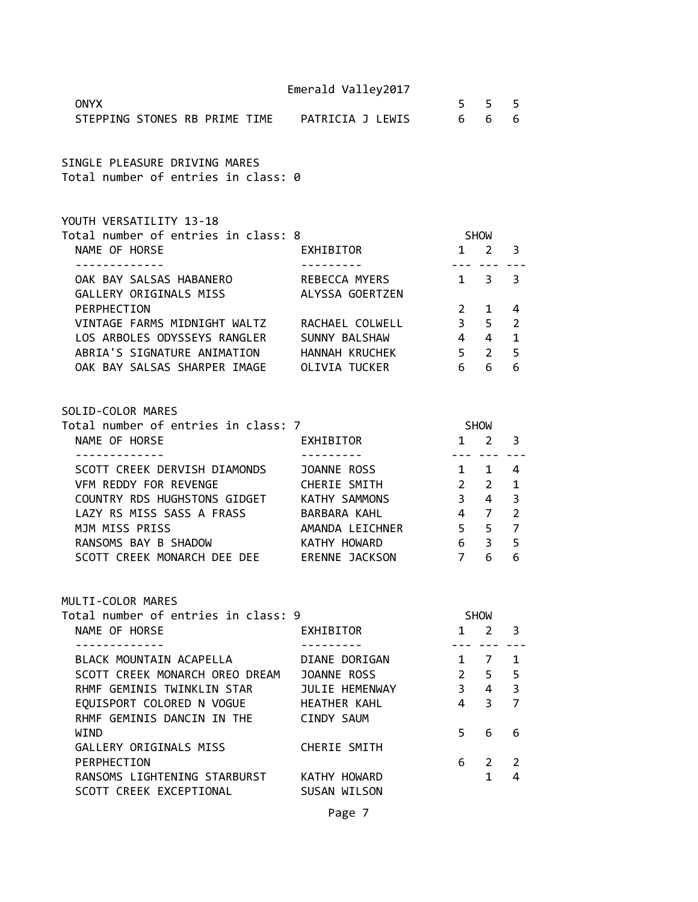| | | | | |
|---|---|---|---|---|
| ONYX | | 5 | 5 | 5 |
| STEPPING STONES RB PRIME TIME | PATRICIA J LEWIS | 6 | 6 | 6 |

SINGLE PLEASURE DRIVING MARES
Total number of entries in class: 0

YOUTH VERSATILITY 13-18
Total number of entries in class: 8

| NAME OF HORSE | EXHIBITOR | SHOW 1 | 2 | 3 |
|---|---|---|---|---|
| OAK BAY SALSAS HABANERO | REBECCA MYERS | 1 | 3 | 3 |
| GALLERY ORIGINALS MISS PERPHECTION | ALYSSA GOERTZEN | 2 | 1 | 4 |
| VINTAGE FARMS MIDNIGHT WALTZ | RACHAEL COLWELL | 3 | 5 | 2 |
| LOS ARBOLES ODYSSEYS RANGLER | SUNNY BALSHAW | 4 | 4 | 1 |
| ABRIA'S SIGNATURE ANIMATION | HANNAH KRUCHEK | 5 | 2 | 5 |
| OAK BAY SALSAS SHARPER IMAGE | OLIVIA TUCKER | 6 | 6 | 6 |

SOLID-COLOR MARES
Total number of entries in class: 7

| NAME OF HORSE | EXHIBITOR | SHOW 1 | 2 | 3 |
|---|---|---|---|---|
| SCOTT CREEK DERVISH DIAMONDS | JOANNE ROSS | 1 | 1 | 4 |
| VFM REDDY FOR REVENGE | CHERIE SMITH | 2 | 2 | 1 |
| COUNTRY RDS HUGHSTONS GIDGET | KATHY SAMMONS | 3 | 4 | 3 |
| LAZY RS MISS SASS A FRASS | BARBARA KAHL | 4 | 7 | 2 |
| MJM MISS PRISS | AMANDA LEICHNER | 5 | 5 | 7 |
| RANSOMS BAY B SHADOW | KATHY HOWARD | 6 | 3 | 5 |
| SCOTT CREEK MONARCH DEE DEE | ERENNE JACKSON | 7 | 6 | 6 |

MULTI-COLOR MARES
Total number of entries in class: 9

| NAME OF HORSE | EXHIBITOR | SHOW 1 | 2 | 3 |
|---|---|---|---|---|
| BLACK MOUNTAIN ACAPELLA | DIANE DORIGAN | 1 | 7 | 1 |
| SCOTT CREEK MONARCH OREO DREAM | JOANNE ROSS | 2 | 5 | 5 |
| RHMF GEMINIS TWINKLIN STAR | JULIE HEMENWAY | 3 | 4 | 3 |
| EQUISPORT COLORED N VOGUE | HEATHER KAHL | 4 | 3 | 7 |
| RHMF GEMINIS DANCIN IN THE WIND | CINDY SAUM | 5 | 6 | 6 |
| GALLERY ORIGINALS MISS PERPHECTION | CHERIE SMITH | 6 | 2 | 2 |
| RANSOMS LIGHTENING STARBURST | KATHY HOWARD | | 1 | 4 |
| SCOTT CREEK EXCEPTIONAL | SUSAN WILSON | | | |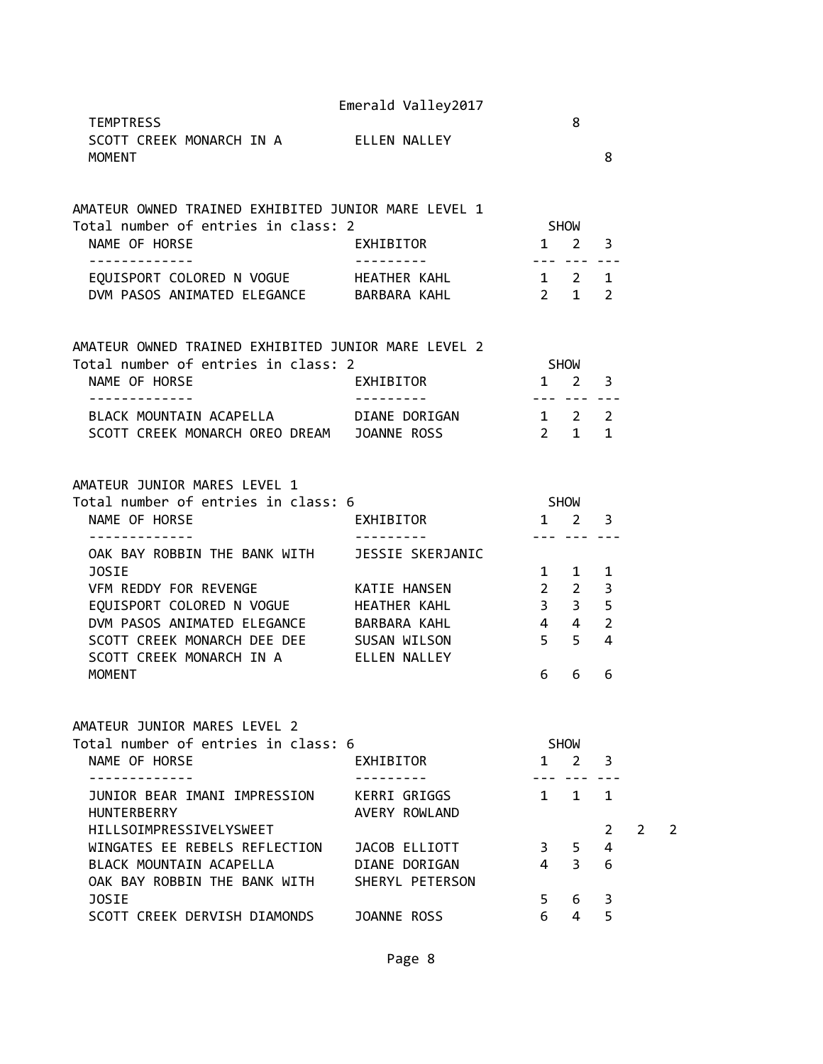TEMPTRESS 8

SCOTT CREEK MONARCH IN A MOMENT — ELLEN NALLEY — 8

## AMATEUR OWNED TRAINED EXHIBITED JUNIOR MARE LEVEL 1

Total number of entries in class: 2

| NAME OF HORSE | EXHIBITOR | SHOW 1 | 2 | 3 |
|---|---|---|---|---|
| EQUISPORT COLORED N VOGUE | HEATHER KAHL | 1 | 2 | 1 |
| DVM PASOS ANIMATED ELEGANCE | BARBARA KAHL | 2 | 1 | 2 |

## AMATEUR OWNED TRAINED EXHIBITED JUNIOR MARE LEVEL 2

Total number of entries in class: 2

| NAME OF HORSE | EXHIBITOR | SHOW 1 | 2 | 3 |
|---|---|---|---|---|
| BLACK MOUNTAIN ACAPELLA | DIANE DORIGAN | 1 | 2 | 2 |
| SCOTT CREEK MONARCH OREO DREAM | JOANNE ROSS | 2 | 1 | 1 |

## AMATEUR JUNIOR MARES LEVEL 1

Total number of entries in class: 6

| NAME OF HORSE | EXHIBITOR | SHOW 1 | 2 | 3 |
|---|---|---|---|---|
| OAK BAY ROBBIN THE BANK WITH JOSIE | JESSIE SKERJANIC | 1 | 1 | 1 |
| VFM REDDY FOR REVENGE | KATIE HANSEN | 2 | 2 | 3 |
| EQUISPORT COLORED N VOGUE | HEATHER KAHL | 3 | 3 | 5 |
| DVM PASOS ANIMATED ELEGANCE | BARBARA KAHL | 4 | 4 | 2 |
| SCOTT CREEK MONARCH DEE DEE | SUSAN WILSON | 5 | 5 | 4 |
| SCOTT CREEK MONARCH IN A MOMENT | ELLEN NALLEY | 6 | 6 | 6 |

## AMATEUR JUNIOR MARES LEVEL 2

Total number of entries in class: 6

| NAME OF HORSE | EXHIBITOR | SHOW 1 | 2 | 3 |
|---|---|---|---|---|
| JUNIOR BEAR IMANI IMPRESSION | KERRI GRIGGS | 1 | 1 | 1 |
| HUNTERBERRY HILLSOIMPRESSIVELYSWEET | AVERY ROWLAND | 2 | 2 | 2 |
| WINGATES EE REBELS REFLECTION | JACOB ELLIOTT | 3 | 5 | 4 |
| BLACK MOUNTAIN ACAPELLA | DIANE DORIGAN | 4 | 3 | 6 |
| OAK BAY ROBBIN THE BANK WITH JOSIE | SHERYL PETERSON | 5 | 6 | 3 |
| SCOTT CREEK DERVISH DIAMONDS | JOANNE ROSS | 6 | 4 | 5 |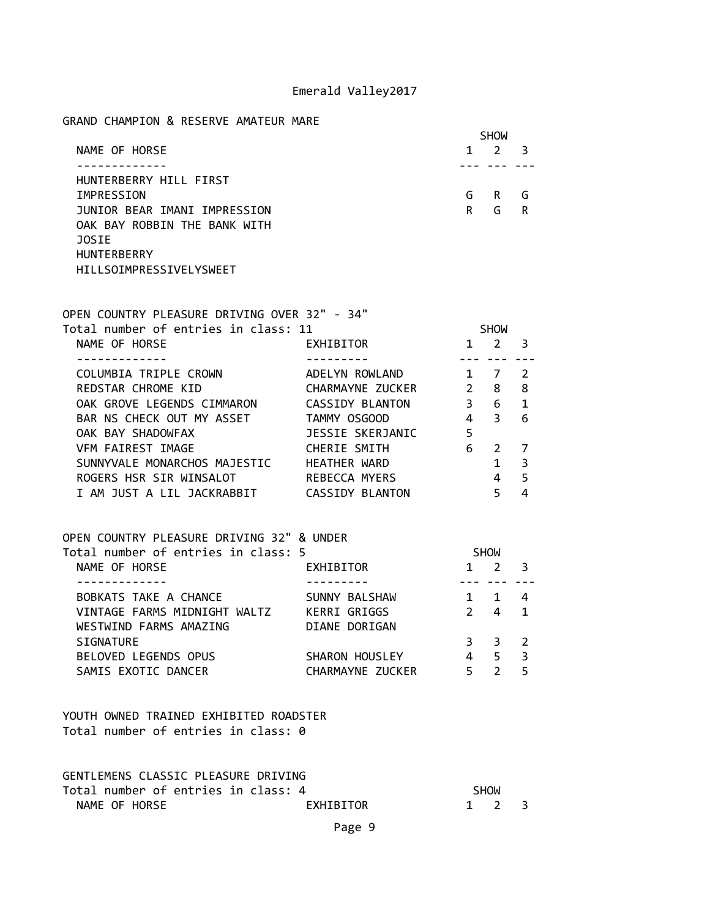Emerald Valley2017

GRAND CHAMPION & RESERVE AMATEUR MARE

| NAME OF HORSE | SHOW 1 | 2 | 3 |
|---|---|---|---|
| HUNTERBERRY HILL FIRST IMPRESSION | G | R | G |
| JUNIOR BEAR IMANI IMPRESSION | R | G | R |
| OAK BAY ROBBIN THE BANK WITH JOSIE | | | |
| HUNTERBERRY HILLSOIMPRESSIVELYSWEET | | | |

OPEN COUNTRY PLEASURE DRIVING OVER 32" - 34"
Total number of entries in class: 11

| NAME OF HORSE | EXHIBITOR | SHOW 1 | 2 | 3 |
|---|---|---|---|---|
| COLUMBIA TRIPLE CROWN | ADELYN ROWLAND | 1 | 7 | 2 |
| REDSTAR CHROME KID | CHARMAYNE ZUCKER | 2 | 8 | 8 |
| OAK GROVE LEGENDS CIMMARON | CASSIDY BLANTON | 3 | 6 | 1 |
| BAR NS CHECK OUT MY ASSET | TAMMY OSGOOD | 4 | 3 | 6 |
| OAK BAY SHADOWFAX | JESSIE SKERJANIC | 5 | | |
| VFM FAIREST IMAGE | CHERIE SMITH | 6 | 2 | 7 |
| SUNNYVALE MONARCHOS MAJESTIC | HEATHER WARD | | 1 | 3 |
| ROGERS HSR SIR WINSALOT | REBECCA MYERS | | 4 | 5 |
| I AM JUST A LIL JACKRABBIT | CASSIDY BLANTON | | 5 | 4 |

OPEN COUNTRY PLEASURE DRIVING 32" & UNDER
Total number of entries in class: 5

| NAME OF HORSE | EXHIBITOR | SHOW 1 | 2 | 3 |
|---|---|---|---|---|
| BOBKATS TAKE A CHANCE | SUNNY BALSHAW | 1 | 1 | 4 |
| VINTAGE FARMS MIDNIGHT WALTZ | KERRI GRIGGS | 2 | 4 | 1 |
| WESTWIND FARMS AMAZING SIGNATURE | DIANE DORIGAN | 3 | 3 | 2 |
| BELOVED LEGENDS OPUS | SHARON HOUSLEY | 4 | 5 | 3 |
| SAMIS EXOTIC DANCER | CHARMAYNE ZUCKER | 5 | 2 | 5 |

YOUTH OWNED TRAINED EXHIBITED ROADSTER
Total number of entries in class: 0

GENTLEMENS CLASSIC PLEASURE DRIVING
Total number of entries in class: 4

| NAME OF HORSE | EXHIBITOR | SHOW 1 | 2 | 3 |
|---|---|---|---|---|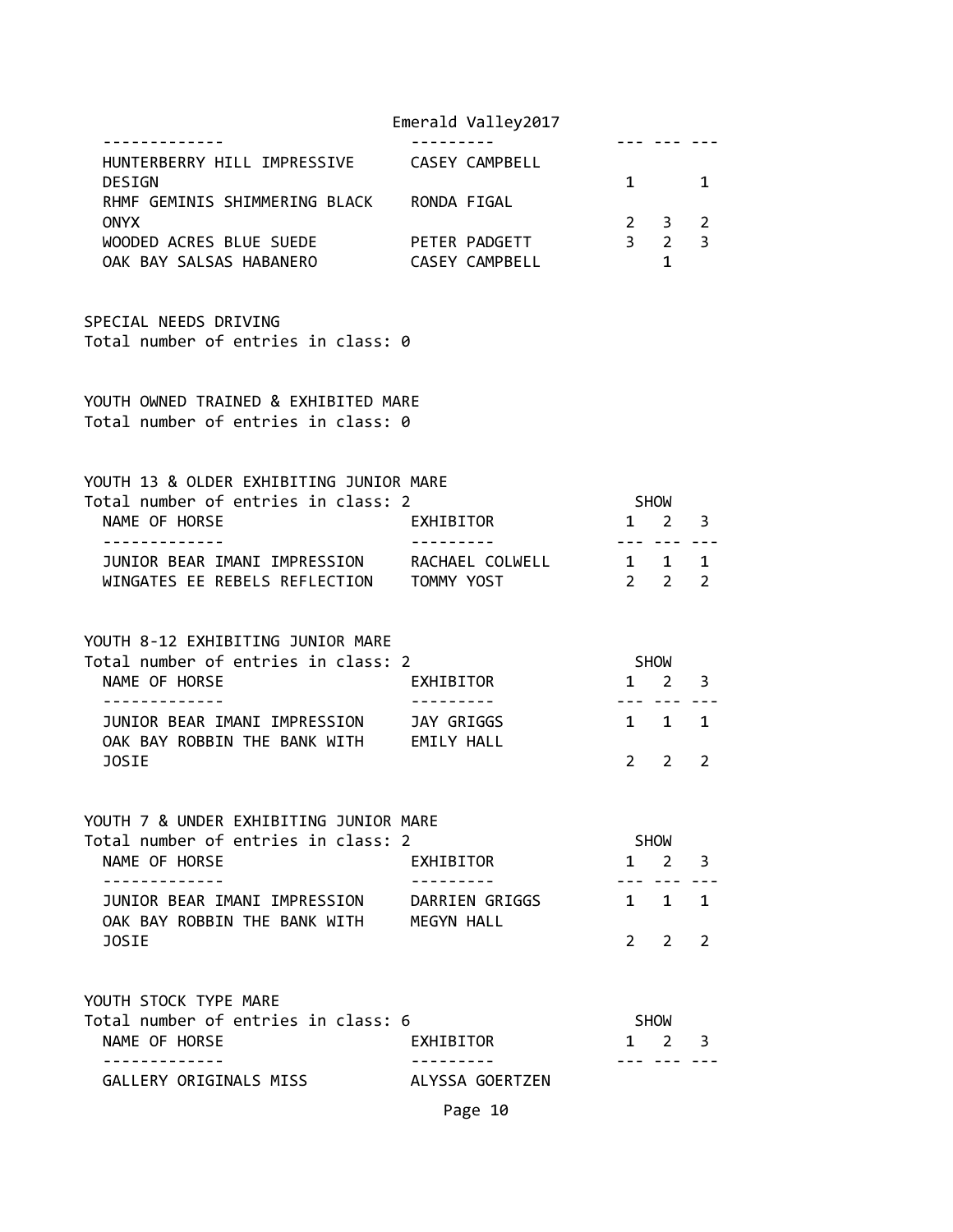| NAME OF HORSE | EXHIBITOR | SHOW 1 | SHOW 2 | SHOW 3 |
|---|---|---|---|---|
| HUNTERBERRY HILL IMPRESSIVE DESIGN | CASEY CAMPBELL | 1 | | 1 |
| RHMF GEMINIS SHIMMERING BLACK ONYX | RONDA FIGAL | 2 | 3 | 2 |
| WOODED ACRES BLUE SUEDE | PETER PADGETT | 3 | 2 | 3 |
| OAK BAY SALSAS HABANERO | CASEY CAMPBELL | | 1 | |

SPECIAL NEEDS DRIVING
Total number of entries in class: 0

YOUTH OWNED TRAINED & EXHIBITED MARE
Total number of entries in class: 0

YOUTH 13 & OLDER EXHIBITING JUNIOR MARE
Total number of entries in class: 2

| NAME OF HORSE | EXHIBITOR | SHOW 1 | SHOW 2 | SHOW 3 |
|---|---|---|---|---|
| JUNIOR BEAR IMANI IMPRESSION | RACHAEL COLWELL | 1 | 1 | 1 |
| WINGATES EE REBELS REFLECTION | TOMMY YOST | 2 | 2 | 2 |

YOUTH 8-12 EXHIBITING JUNIOR MARE
Total number of entries in class: 2

| NAME OF HORSE | EXHIBITOR | SHOW 1 | SHOW 2 | SHOW 3 |
|---|---|---|---|---|
| JUNIOR BEAR IMANI IMPRESSION | JAY GRIGGS | 1 | 1 | 1 |
| OAK BAY ROBBIN THE BANK WITH JOSIE | EMILY HALL | 2 | 2 | 2 |

YOUTH 7 & UNDER EXHIBITING JUNIOR MARE
Total number of entries in class: 2

| NAME OF HORSE | EXHIBITOR | SHOW 1 | SHOW 2 | SHOW 3 |
|---|---|---|---|---|
| JUNIOR BEAR IMANI IMPRESSION | DARRIEN GRIGGS | 1 | 1 | 1 |
| OAK BAY ROBBIN THE BANK WITH JOSIE | MEGYN HALL | 2 | 2 | 2 |

YOUTH STOCK TYPE MARE
Total number of entries in class: 6

| NAME OF HORSE | EXHIBITOR | SHOW 1 | SHOW 2 | SHOW 3 |
|---|---|---|---|---|
| GALLERY ORIGINALS MISS | ALYSSA GOERTZEN | | | |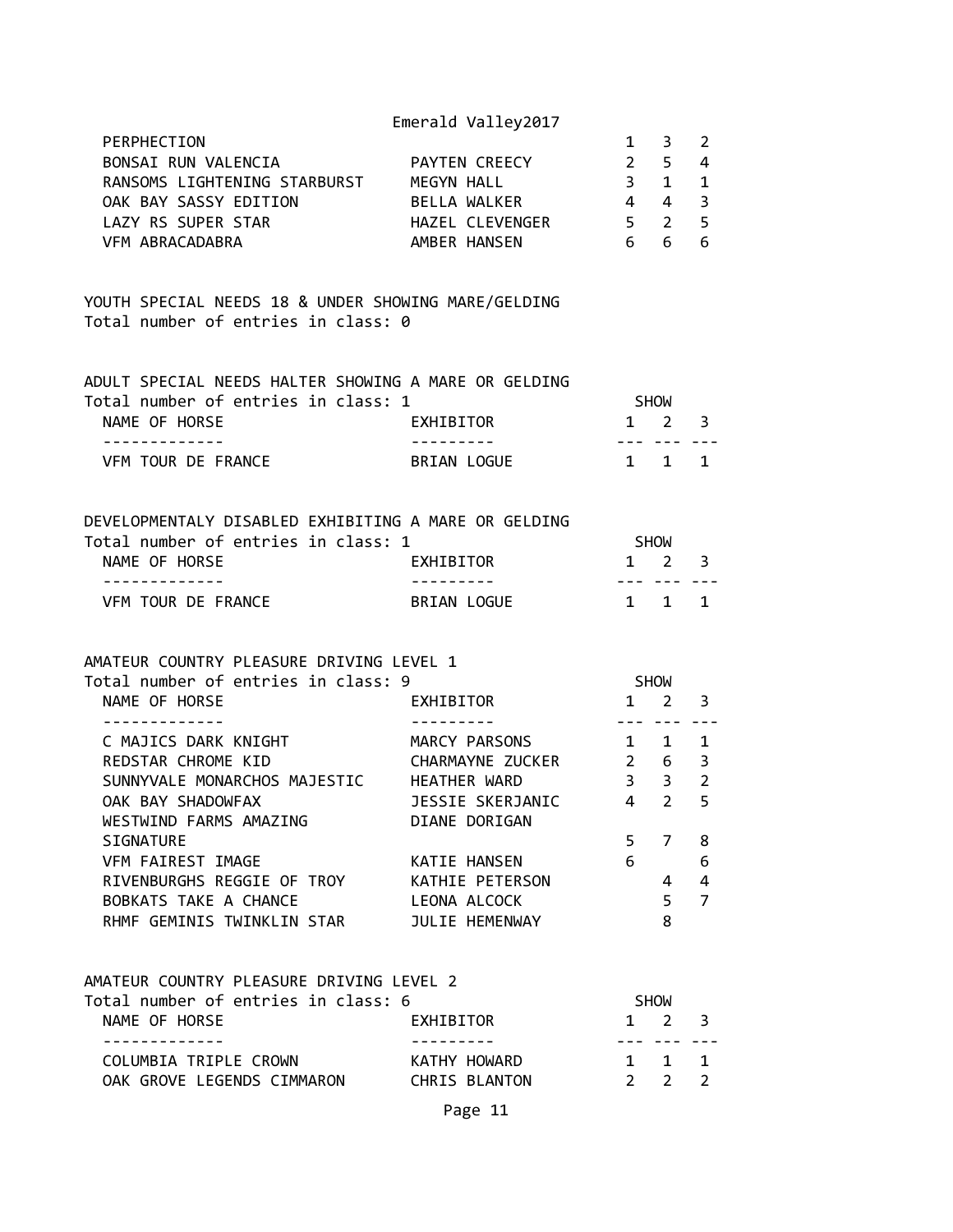| NAME OF HORSE | EXHIBITOR | 1 | 2 | 3 |
|---|---|---|---|---|
| PERPHECTION | | 1 | 3 | 2 |
| BONSAI RUN VALENCIA | PAYTEN CREECY | 2 | 5 | 4 |
| RANSOMS LIGHTENING STARBURST | MEGYN HALL | 3 | 1 | 1 |
| OAK BAY SASSY EDITION | BELLA WALKER | 4 | 4 | 3 |
| LAZY RS SUPER STAR | HAZEL CLEVENGER | 5 | 2 | 5 |
| VFM ABRACADABRA | AMBER HANSEN | 6 | 6 | 6 |

YOUTH SPECIAL NEEDS 18 & UNDER SHOWING MARE/GELDING
Total number of entries in class: 0

ADULT SPECIAL NEEDS HALTER SHOWING A MARE OR GELDING
Total number of entries in class: 1

| NAME OF HORSE | EXHIBITOR | SHOW 1 | 2 | 3 |
|---|---|---|---|---|
| VFM TOUR DE FRANCE | BRIAN LOGUE | 1 | 1 | 1 |

DEVELOPMENTALY DISABLED EXHIBITING A MARE OR GELDING
Total number of entries in class: 1

| NAME OF HORSE | EXHIBITOR | SHOW 1 | 2 | 3 |
|---|---|---|---|---|
| VFM TOUR DE FRANCE | BRIAN LOGUE | 1 | 1 | 1 |

AMATEUR COUNTRY PLEASURE DRIVING LEVEL 1
Total number of entries in class: 9

| NAME OF HORSE | EXHIBITOR | SHOW 1 | 2 | 3 |
|---|---|---|---|---|
| C MAJICS DARK KNIGHT | MARCY PARSONS | 1 | 1 | 1 |
| REDSTAR CHROME KID | CHARMAYNE ZUCKER | 2 | 6 | 3 |
| SUNNYVALE MONARCHOS MAJESTIC | HEATHER WARD | 3 | 3 | 2 |
| OAK BAY SHADOWFAX | JESSIE SKERJANIC | 4 | 2 | 5 |
| WESTWIND FARMS AMAZING SIGNATURE | DIANE DORIGAN | 5 | 7 | 8 |
| VFM FAIREST IMAGE | KATIE HANSEN | 6 | | 6 |
| RIVENBURGHS REGGIE OF TROY | KATHIE PETERSON | | 4 | 4 |
| BOBKATS TAKE A CHANCE | LEONA ALCOCK | | 5 | 7 |
| RHMF GEMINIS TWINKLIN STAR | JULIE HEMENWAY | | 8 | |

AMATEUR COUNTRY PLEASURE DRIVING LEVEL 2
Total number of entries in class: 6

| NAME OF HORSE | EXHIBITOR | SHOW 1 | 2 | 3 |
|---|---|---|---|---|
| COLUMBIA TRIPLE CROWN | KATHY HOWARD | 1 | 1 | 1 |
| OAK GROVE LEGENDS CIMMARON | CHRIS BLANTON | 2 | 2 | 2 |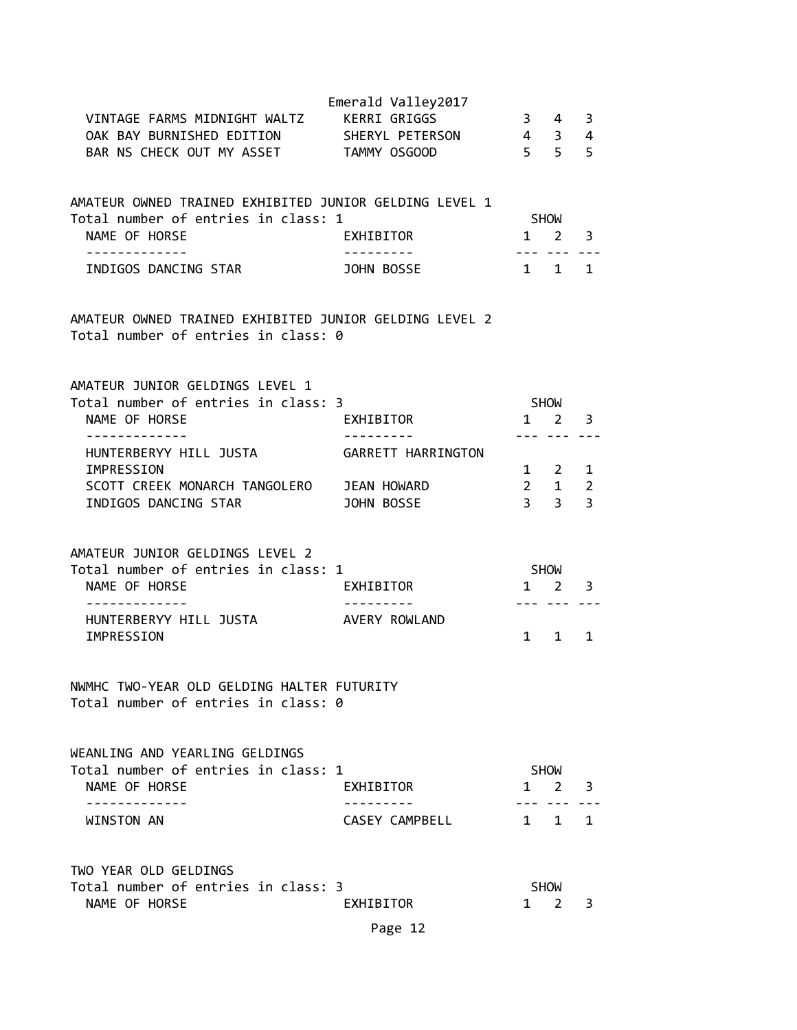| NAME OF HORSE | EXHIBITOR | 1 | 2 | 3 |
| --- | --- | --- | --- | --- |
| VINTAGE FARMS MIDNIGHT WALTZ | KERRI GRIGGS | 3 | 4 | 3 |
| OAK BAY BURNISHED EDITION | SHERYL PETERSON | 4 | 3 | 4 |
| BAR NS CHECK OUT MY ASSET | TAMMY OSGOOD | 5 | 5 | 5 |

AMATEUR OWNED TRAINED EXHIBITED JUNIOR GELDING LEVEL 1
Total number of entries in class: 1

| NAME OF HORSE | EXHIBITOR | SHOW 1 | 2 | 3 |
| --- | --- | --- | --- | --- |
| INDIGOS DANCING STAR | JOHN BOSSE | 1 | 1 | 1 |

AMATEUR OWNED TRAINED EXHIBITED JUNIOR GELDING LEVEL 2
Total number of entries in class: 0

AMATEUR JUNIOR GELDINGS LEVEL 1
Total number of entries in class: 3

| NAME OF HORSE | EXHIBITOR | SHOW 1 | 2 | 3 |
| --- | --- | --- | --- | --- |
| HUNTERBERYY HILL JUSTA IMPRESSION | GARRETT HARRINGTON | 1 | 2 | 1 |
| SCOTT CREEK MONARCH TANGOLERO | JEAN HOWARD | 2 | 1 | 2 |
| INDIGOS DANCING STAR | JOHN BOSSE | 3 | 3 | 3 |

AMATEUR JUNIOR GELDINGS LEVEL 2
Total number of entries in class: 1

| NAME OF HORSE | EXHIBITOR | SHOW 1 | 2 | 3 |
| --- | --- | --- | --- | --- |
| HUNTERBERYY HILL JUSTA IMPRESSION | AVERY ROWLAND | 1 | 1 | 1 |

NWMHC TWO-YEAR OLD GELDING HALTER FUTURITY
Total number of entries in class: 0

WEANLING AND YEARLING GELDINGS
Total number of entries in class: 1

| NAME OF HORSE | EXHIBITOR | SHOW 1 | 2 | 3 |
| --- | --- | --- | --- | --- |
| WINSTON AN | CASEY CAMPBELL | 1 | 1 | 1 |

TWO YEAR OLD GELDINGS
Total number of entries in class: 3

| NAME OF HORSE | EXHIBITOR | SHOW 1 | 2 | 3 |
| --- | --- | --- | --- | --- |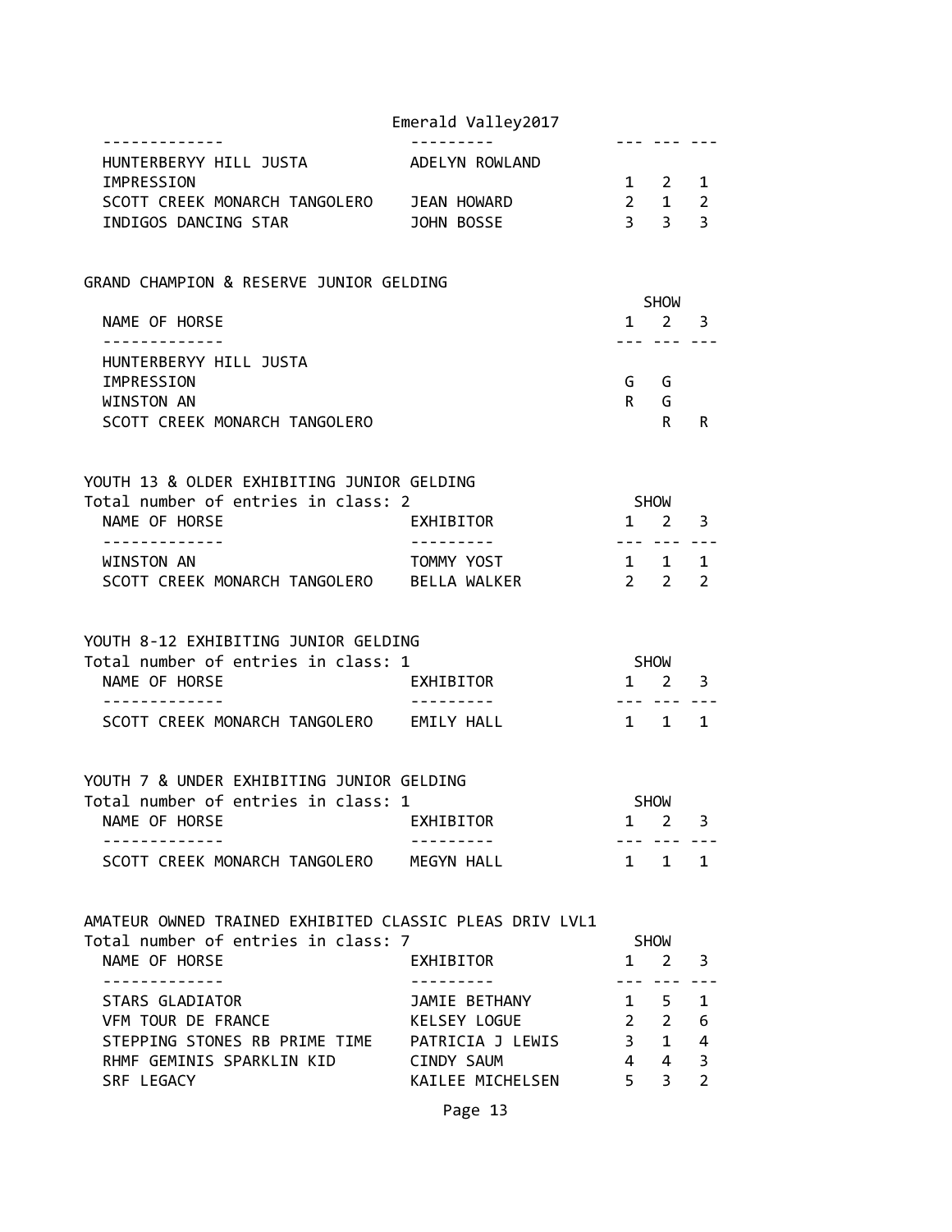| NAME OF HORSE | EXHIBITOR | SHOW 1 | 2 | 3 |
|---|---|---|---|---|
| HUNTERBERYY HILL JUSTA IMPRESSION | ADELYN ROWLAND | 1 | 2 | 1 |
| SCOTT CREEK MONARCH TANGOLERO | JEAN HOWARD | 2 | 1 | 2 |
| INDIGOS DANCING STAR | JOHN BOSSE | 3 | 3 | 3 |

## GRAND CHAMPION & RESERVE JUNIOR GELDING

| NAME OF HORSE | SHOW 1 | 2 | 3 |
|---|---|---|---|
| HUNTERBERYY HILL JUSTA IMPRESSION | G | G | |
| WINSTON AN | R | G | |
| SCOTT CREEK MONARCH TANGOLERO | | R | R |

## YOUTH 13 & OLDER EXHIBITING JUNIOR GELDING

Total number of entries in class: 2

| NAME OF HORSE | EXHIBITOR | SHOW 1 | 2 | 3 |
|---|---|---|---|---|
| WINSTON AN | TOMMY YOST | 1 | 1 | 1 |
| SCOTT CREEK MONARCH TANGOLERO | BELLA WALKER | 2 | 2 | 2 |

## YOUTH 8-12 EXHIBITING JUNIOR GELDING

Total number of entries in class: 1

| NAME OF HORSE | EXHIBITOR | SHOW 1 | 2 | 3 |
|---|---|---|---|---|
| SCOTT CREEK MONARCH TANGOLERO | EMILY HALL | 1 | 1 | 1 |

## YOUTH 7 & UNDER EXHIBITING JUNIOR GELDING

Total number of entries in class: 1

| NAME OF HORSE | EXHIBITOR | SHOW 1 | 2 | 3 |
|---|---|---|---|---|
| SCOTT CREEK MONARCH TANGOLERO | MEGYN HALL | 1 | 1 | 1 |

## AMATEUR OWNED TRAINED EXHIBITED CLASSIC PLEAS DRIV LVL1

Total number of entries in class: 7

| NAME OF HORSE | EXHIBITOR | SHOW 1 | 2 | 3 |
|---|---|---|---|---|
| STARS GLADIATOR | JAMIE BETHANY | 1 | 5 | 1 |
| VFM TOUR DE FRANCE | KELSEY LOGUE | 2 | 2 | 6 |
| STEPPING STONES RB PRIME TIME | PATRICIA J LEWIS | 3 | 1 | 4 |
| RHMF GEMINIS SPARKLIN KID | CINDY SAUM | 4 | 4 | 3 |
| SRF LEGACY | KAILEE MICHELSEN | 5 | 3 | 2 |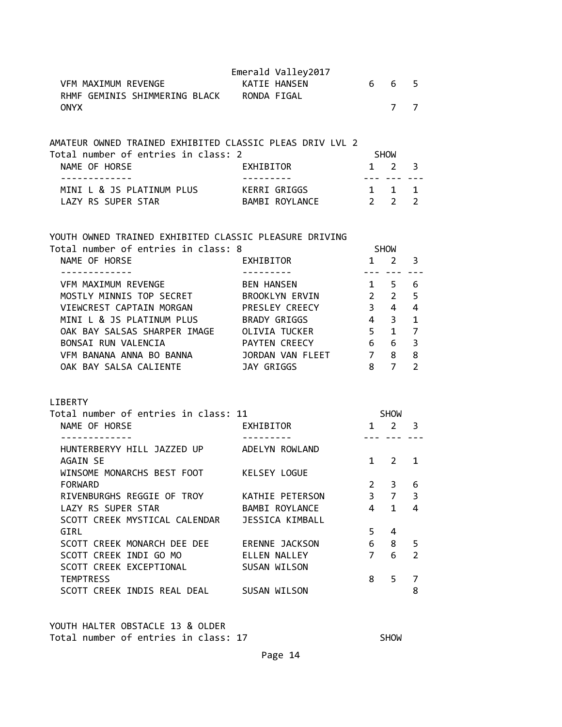Emerald Valley2017

| NAME OF HORSE | EXHIBITOR | 1 | 2 | 3 |
|---|---|---|---|---|
| VFM MAXIMUM REVENGE | KATIE HANSEN | 6 | 6 | 5 |
| RHMF GEMINIS SHIMMERING BLACK ONYX | RONDA FIGAL | | 7 | 7 |

AMATEUR OWNED TRAINED EXHIBITED CLASSIC PLEAS DRIV LVL 2
Total number of entries in class: 2

| NAME OF HORSE | EXHIBITOR | SHOW 1 | 2 | 3 |
|---|---|---|---|---|
| MINI L & JS PLATINUM PLUS | KERRI GRIGGS | 1 | 1 | 1 |
| LAZY RS SUPER STAR | BAMBI ROYLANCE | 2 | 2 | 2 |

YOUTH OWNED TRAINED EXHIBITED CLASSIC PLEASURE DRIVING
Total number of entries in class: 8

| NAME OF HORSE | EXHIBITOR | SHOW 1 | 2 | 3 |
|---|---|---|---|---|
| VFM MAXIMUM REVENGE | BEN HANSEN | 1 | 5 | 6 |
| MOSTLY MINNIS TOP SECRET | BROOKLYN ERVIN | 2 | 2 | 5 |
| VIEWCREST CAPTAIN MORGAN | PRESLEY CREECY | 3 | 4 | 4 |
| MINI L & JS PLATINUM PLUS | BRADY GRIGGS | 4 | 3 | 1 |
| OAK BAY SALSAS SHARPER IMAGE | OLIVIA TUCKER | 5 | 1 | 7 |
| BONSAI RUN VALENCIA | PAYTEN CREECY | 6 | 6 | 3 |
| VFM BANANA ANNA BO BANNA | JORDAN VAN FLEET | 7 | 8 | 8 |
| OAK BAY SALSA CALIENTE | JAY GRIGGS | 8 | 7 | 2 |

LIBERTY
Total number of entries in class: 11

| NAME OF HORSE | EXHIBITOR | SHOW 1 | 2 | 3 |
|---|---|---|---|---|
| HUNTERBERYY HILL JAZZED UP AGAIN SE | ADELYN ROWLAND | 1 | 2 | 1 |
| WINSOME MONARCHS BEST FOOT FORWARD | KELSEY LOGUE | 2 | 3 | 6 |
| RIVENBURGHS REGGIE OF TROY | KATHIE PETERSON | 3 | 7 | 3 |
| LAZY RS SUPER STAR | BAMBI ROYLANCE | 4 | 1 | 4 |
| SCOTT CREEK MYSTICAL CALENDAR GIRL | JESSICA KIMBALL | 5 | 4 | |
| SCOTT CREEK MONARCH DEE DEE | ERENNE JACKSON | 6 | 8 | 5 |
| SCOTT CREEK INDI GO MO | ELLEN NALLEY | 7 | 6 | 2 |
| SCOTT CREEK EXCEPTIONAL TEMPTRESS | SUSAN WILSON | 8 | 5 | 7 |
| SCOTT CREEK INDIS REAL DEAL | SUSAN WILSON | | | 8 |

YOUTH HALTER OBSTACLE 13 & OLDER
Total number of entries in class: 17 SHOW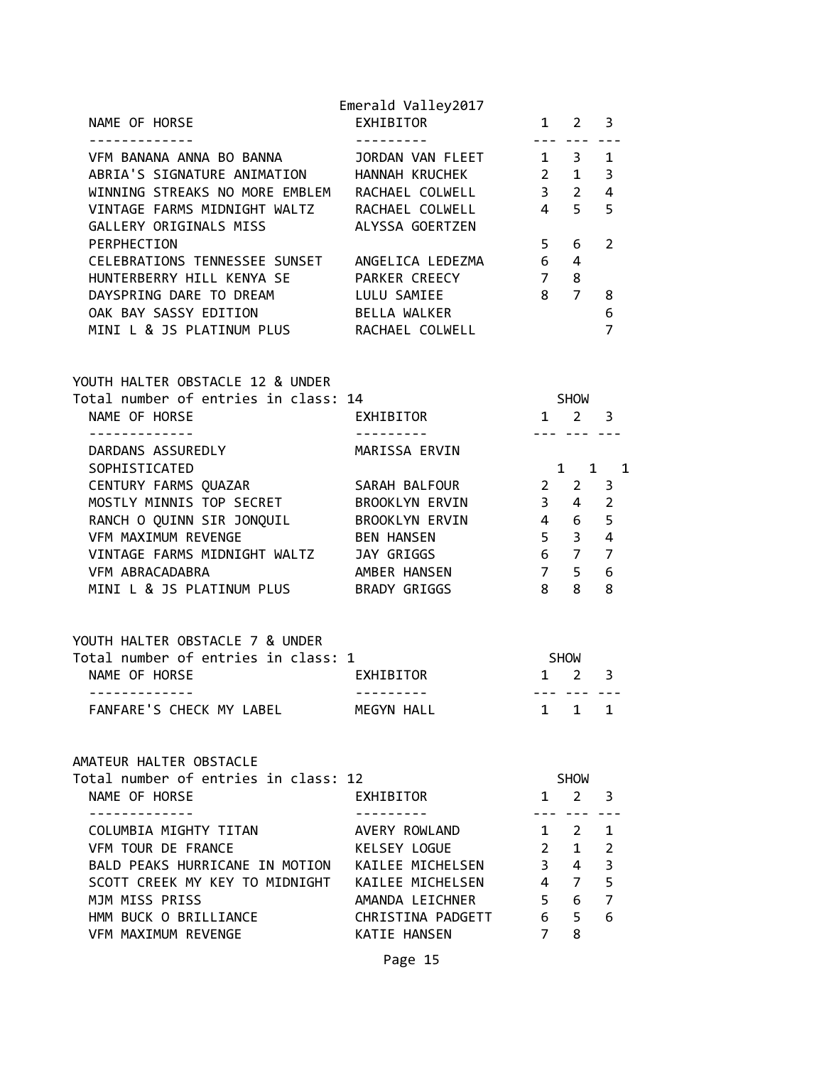Emerald Valley2017

| NAME OF HORSE | EXHIBITOR | 1 | 2 | 3 |
| --- | --- | --- | --- | --- |
| VFM BANANA ANNA BO BANNA | JORDAN VAN FLEET | 1 | 3 | 1 |
| ABRIA'S SIGNATURE ANIMATION | HANNAH KRUCHEK | 2 | 1 | 3 |
| WINNING STREAKS NO MORE EMBLEM | RACHAEL COLWELL | 3 | 2 | 4 |
| VINTAGE FARMS MIDNIGHT WALTZ | RACHAEL COLWELL | 4 | 5 | 5 |
| GALLERY ORIGINALS MISS PERPHECTION | ALYSSA GOERTZEN | 5 | 6 | 2 |
| CELEBRATIONS TENNESSEE SUNSET | ANGELICA LEDEZMA | 6 | 4 | |
| HUNTERBERRY HILL KENYA SE | PARKER CREECY | 7 | 8 | |
| DAYSPRING DARE TO DREAM | LULU SAMIEE | 8 | 7 | 8 |
| OAK BAY SASSY EDITION | BELLA WALKER | | | 6 |
| MINI L & JS PLATINUM PLUS | RACHAEL COLWELL | | | 7 |

YOUTH HALTER OBSTACLE 12 & UNDER

Total number of entries in class: 14

| NAME OF HORSE | EXHIBITOR | SHOW 1 | 2 | 3 |
| --- | --- | --- | --- | --- |
| DARDANS ASSUREDLY SOPHISTICATED | MARISSA ERVIN | 1 | 1 | 1 |
| CENTURY FARMS QUAZAR | SARAH BALFOUR | 2 | 2 | 3 |
| MOSTLY MINNIS TOP SECRET | BROOKLYN ERVIN | 3 | 4 | 2 |
| RANCH O QUINN SIR JONQUIL | BROOKLYN ERVIN | 4 | 6 | 5 |
| VFM MAXIMUM REVENGE | BEN HANSEN | 5 | 3 | 4 |
| VINTAGE FARMS MIDNIGHT WALTZ | JAY GRIGGS | 6 | 7 | 7 |
| VFM ABRACADABRA | AMBER HANSEN | 7 | 5 | 6 |
| MINI L & JS PLATINUM PLUS | BRADY GRIGGS | 8 | 8 | 8 |

YOUTH HALTER OBSTACLE 7 & UNDER

Total number of entries in class: 1

| NAME OF HORSE | EXHIBITOR | SHOW 1 | 2 | 3 |
| --- | --- | --- | --- | --- |
| FANFARE'S CHECK MY LABEL | MEGYN HALL | 1 | 1 | 1 |

AMATEUR HALTER OBSTACLE

Total number of entries in class: 12

| NAME OF HORSE | EXHIBITOR | SHOW 1 | 2 | 3 |
| --- | --- | --- | --- | --- |
| COLUMBIA MIGHTY TITAN | AVERY ROWLAND | 1 | 2 | 1 |
| VFM TOUR DE FRANCE | KELSEY LOGUE | 2 | 1 | 2 |
| BALD PEAKS HURRICANE IN MOTION | KAILEE MICHELSEN | 3 | 4 | 3 |
| SCOTT CREEK MY KEY TO MIDNIGHT | KAILEE MICHELSEN | 4 | 7 | 5 |
| MJM MISS PRISS | AMANDA LEICHNER | 5 | 6 | 7 |
| HMM BUCK O BRILLIANCE | CHRISTINA PADGETT | 6 | 5 | 6 |
| VFM MAXIMUM REVENGE | KATIE HANSEN | 7 | 8 | |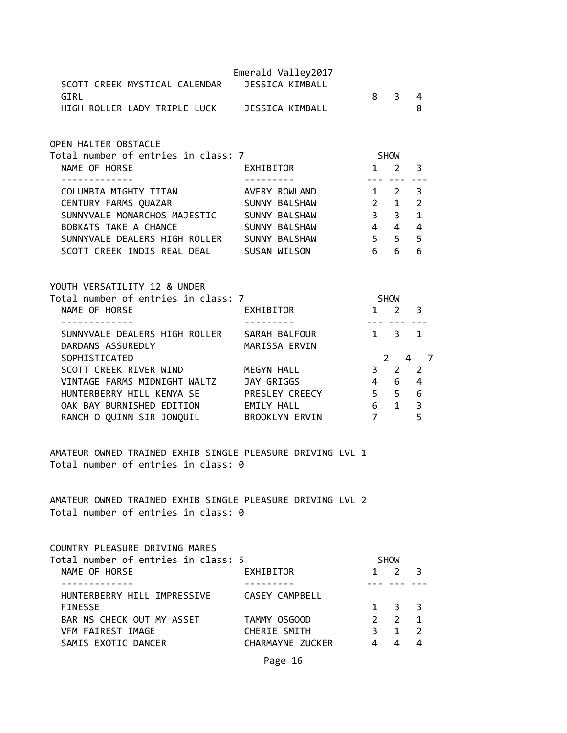SCOTT CREEK MYSTICAL CALENDAR GIRL | JESSICA KIMBALL | 8 | 3 | 4

HIGH ROLLER LADY TRIPLE LUCK | JESSICA KIMBALL | | | 8

## OPEN HALTER OBSTACLE

Total number of entries in class: 7

| NAME OF HORSE | EXHIBITOR | SHOW 1 | 2 | 3 |
|---|---|---|---|---|
| COLUMBIA MIGHTY TITAN | AVERY ROWLAND | 1 | 2 | 3 |
| CENTURY FARMS QUAZAR | SUNNY BALSHAW | 2 | 1 | 2 |
| SUNNYVALE MONARCHOS MAJESTIC | SUNNY BALSHAW | 3 | 3 | 1 |
| BOBKATS TAKE A CHANCE | SUNNY BALSHAW | 4 | 4 | 4 |
| SUNNYVALE DEALERS HIGH ROLLER | SUNNY BALSHAW | 5 | 5 | 5 |
| SCOTT CREEK INDIS REAL DEAL | SUSAN WILSON | 6 | 6 | 6 |

## YOUTH VERSATILITY 12 & UNDER

Total number of entries in class: 7

| NAME OF HORSE | EXHIBITOR | SHOW 1 | 2 | 3 |
|---|---|---|---|---|
| SUNNYVALE DEALERS HIGH ROLLER | SARAH BALFOUR | 1 | 3 | 1 |
| DARDANS ASSUREDLY SOPHISTICATED | MARISSA ERVIN | 2 | 4 | 7 |
| SCOTT CREEK RIVER WIND | MEGYN HALL | 3 | 2 | 2 |
| VINTAGE FARMS MIDNIGHT WALTZ | JAY GRIGGS | 4 | 6 | 4 |
| HUNTERBERRY HILL KENYA SE | PRESLEY CREECY | 5 | 5 | 6 |
| OAK BAY BURNISHED EDITION | EMILY HALL | 6 | 1 | 3 |
| RANCH O QUINN SIR JONQUIL | BROOKLYN ERVIN | 7 | | 5 |

## AMATEUR OWNED TRAINED EXHIB SINGLE PLEASURE DRIVING LVL 1

Total number of entries in class: 0

## AMATEUR OWNED TRAINED EXHIB SINGLE PLEASURE DRIVING LVL 2

Total number of entries in class: 0

## COUNTRY PLEASURE DRIVING MARES

Total number of entries in class: 5

| NAME OF HORSE | EXHIBITOR | SHOW 1 | 2 | 3 |
|---|---|---|---|---|
| HUNTERBERRY HILL IMPRESSIVE FINESSE | CASEY CAMPBELL | 1 | 3 | 3 |
| BAR NS CHECK OUT MY ASSET | TAMMY OSGOOD | 2 | 2 | 1 |
| VFM FAIREST IMAGE | CHERIE SMITH | 3 | 1 | 2 |
| SAMIS EXOTIC DANCER | CHARMAYNE ZUCKER | 4 | 4 | 4 |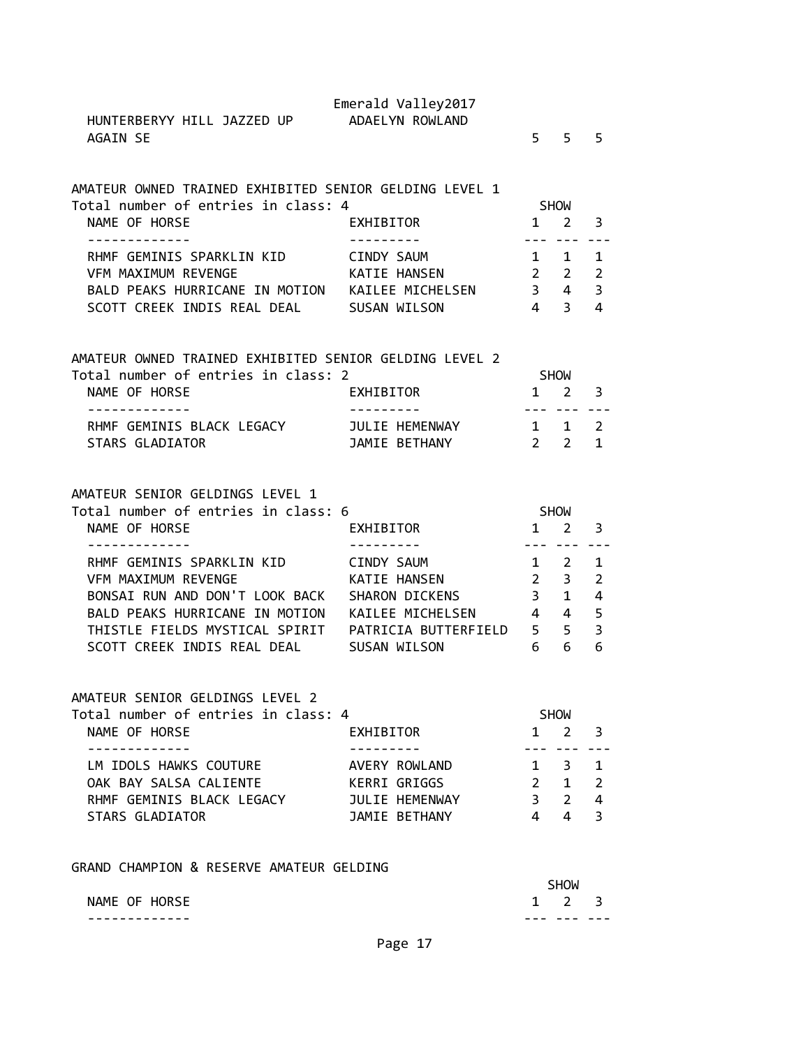| NAME OF HORSE | EXHIBITOR | SHOW 1 | 2 | 3 |
|---|---|---|---|---|
| HUNTERBERYY HILL JAZZED UP AGAIN SE | ADAELYN ROWLAND | 5 | 5 | 5 |

## AMATEUR OWNED TRAINED EXHIBITED SENIOR GELDING LEVEL 1

Total number of entries in class: 4

| NAME OF HORSE | EXHIBITOR | SHOW 1 | 2 | 3 |
|---|---|---|---|---|
| RHMF GEMINIS SPARKLIN KID | CINDY SAUM | 1 | 1 | 1 |
| VFM MAXIMUM REVENGE | KATIE HANSEN | 2 | 2 | 2 |
| BALD PEAKS HURRICANE IN MOTION | KAILEE MICHELSEN | 3 | 4 | 3 |
| SCOTT CREEK INDIS REAL DEAL | SUSAN WILSON | 4 | 3 | 4 |

## AMATEUR OWNED TRAINED EXHIBITED SENIOR GELDING LEVEL 2

Total number of entries in class: 2

| NAME OF HORSE | EXHIBITOR | SHOW 1 | 2 | 3 |
|---|---|---|---|---|
| RHMF GEMINIS BLACK LEGACY | JULIE HEMENWAY | 1 | 1 | 2 |
| STARS GLADIATOR | JAMIE BETHANY | 2 | 2 | 1 |

## AMATEUR SENIOR GELDINGS LEVEL 1

Total number of entries in class: 6

| NAME OF HORSE | EXHIBITOR | SHOW 1 | 2 | 3 |
|---|---|---|---|---|
| RHMF GEMINIS SPARKLIN KID | CINDY SAUM | 1 | 2 | 1 |
| VFM MAXIMUM REVENGE | KATIE HANSEN | 2 | 3 | 2 |
| BONSAI RUN AND DON'T LOOK BACK | SHARON DICKENS | 3 | 1 | 4 |
| BALD PEAKS HURRICANE IN MOTION | KAILEE MICHELSEN | 4 | 4 | 5 |
| THISTLE FIELDS MYSTICAL SPIRIT | PATRICIA BUTTERFIELD | 5 | 5 | 3 |
| SCOTT CREEK INDIS REAL DEAL | SUSAN WILSON | 6 | 6 | 6 |

## AMATEUR SENIOR GELDINGS LEVEL 2

Total number of entries in class: 4

| NAME OF HORSE | EXHIBITOR | SHOW 1 | 2 | 3 |
|---|---|---|---|---|
| LM IDOLS HAWKS COUTURE | AVERY ROWLAND | 1 | 3 | 1 |
| OAK BAY SALSA CALIENTE | KERRI GRIGGS | 2 | 1 | 2 |
| RHMF GEMINIS BLACK LEGACY | JULIE HEMENWAY | 3 | 2 | 4 |
| STARS GLADIATOR | JAMIE BETHANY | 4 | 4 | 3 |

## GRAND CHAMPION & RESERVE AMATEUR GELDING

| NAME OF HORSE | SHOW 1 | 2 | 3 |
|---|---|---|---|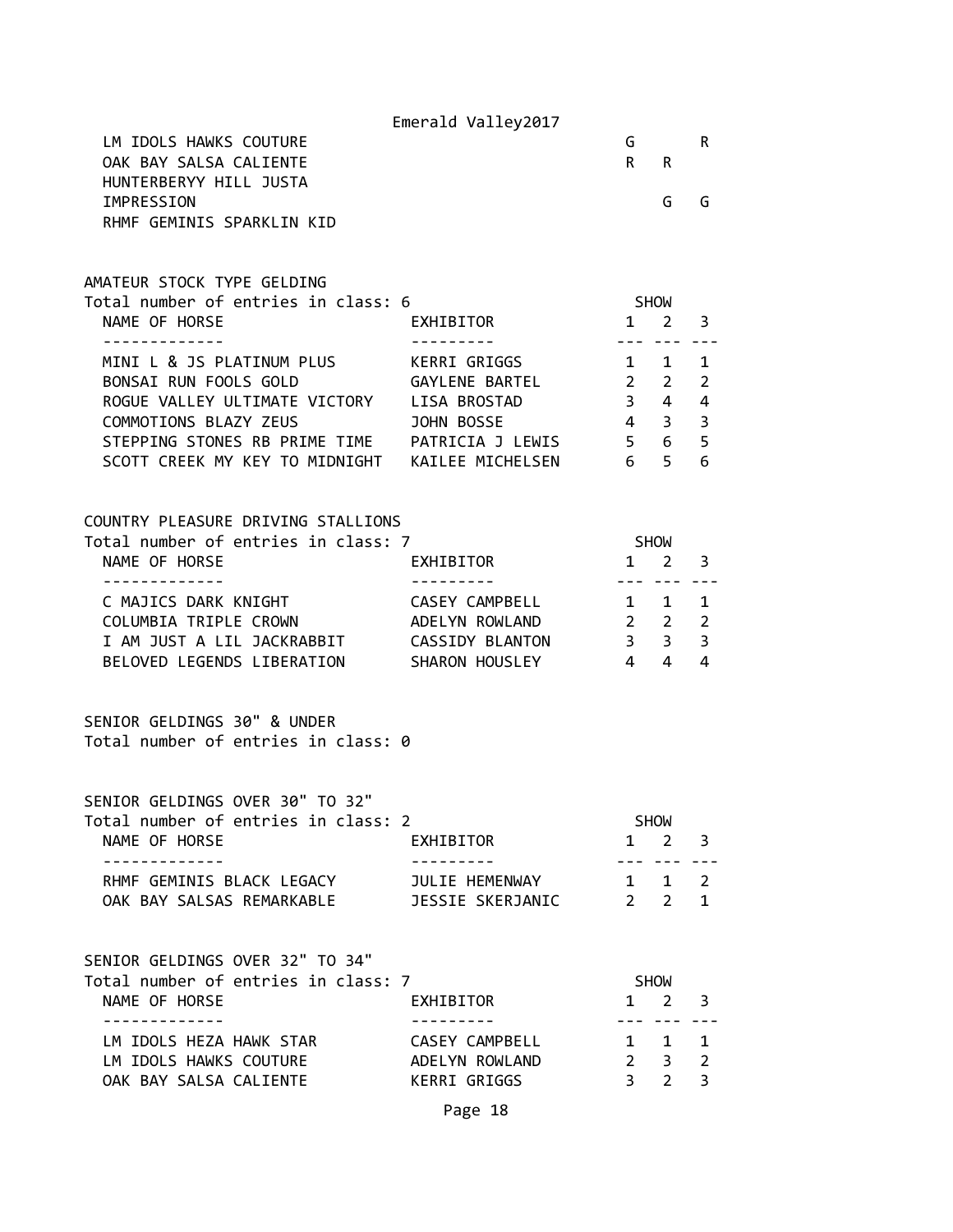| | | | |
|---|---|---|---|
| LM IDOLS HAWKS COUTURE | G | | R |
| OAK BAY SALSA CALIENTE | R | R | |
| HUNTERBERYY HILL JUSTA IMPRESSION | | G | G |
| RHMF GEMINIS SPARKLIN KID | | | |

AMATEUR STOCK TYPE GELDING

Total number of entries in class: 6

| NAME OF HORSE | EXHIBITOR | SHOW 1 | 2 | 3 |
|---|---|---|---|---|
| MINI L & JS PLATINUM PLUS | KERRI GRIGGS | 1 | 1 | 1 |
| BONSAI RUN FOOLS GOLD | GAYLENE BARTEL | 2 | 2 | 2 |
| ROGUE VALLEY ULTIMATE VICTORY | LISA BROSTAD | 3 | 4 | 4 |
| COMMOTIONS BLAZY ZEUS | JOHN BOSSE | 4 | 3 | 3 |
| STEPPING STONES RB PRIME TIME | PATRICIA J LEWIS | 5 | 6 | 5 |
| SCOTT CREEK MY KEY TO MIDNIGHT | KAILEE MICHELSEN | 6 | 5 | 6 |

COUNTRY PLEASURE DRIVING STALLIONS

Total number of entries in class: 7

| NAME OF HORSE | EXHIBITOR | SHOW 1 | 2 | 3 |
|---|---|---|---|---|
| C MAJICS DARK KNIGHT | CASEY CAMPBELL | 1 | 1 | 1 |
| COLUMBIA TRIPLE CROWN | ADELYN ROWLAND | 2 | 2 | 2 |
| I AM JUST A LIL JACKRABBIT | CASSIDY BLANTON | 3 | 3 | 3 |
| BELOVED LEGENDS LIBERATION | SHARON HOUSLEY | 4 | 4 | 4 |

SENIOR GELDINGS 30" & UNDER

Total number of entries in class: 0

SENIOR GELDINGS OVER 30" TO 32"

Total number of entries in class: 2

| NAME OF HORSE | EXHIBITOR | SHOW 1 | 2 | 3 |
|---|---|---|---|---|
| RHMF GEMINIS BLACK LEGACY | JULIE HEMENWAY | 1 | 1 | 2 |
| OAK BAY SALSAS REMARKABLE | JESSIE SKERJANIC | 2 | 2 | 1 |

SENIOR GELDINGS OVER 32" TO 34"

Total number of entries in class: 7

| NAME OF HORSE | EXHIBITOR | SHOW 1 | 2 | 3 |
|---|---|---|---|---|
| LM IDOLS HEZA HAWK STAR | CASEY CAMPBELL | 1 | 1 | 1 |
| LM IDOLS HAWKS COUTURE | ADELYN ROWLAND | 2 | 3 | 2 |
| OAK BAY SALSA CALIENTE | KERRI GRIGGS | 3 | 2 | 3 |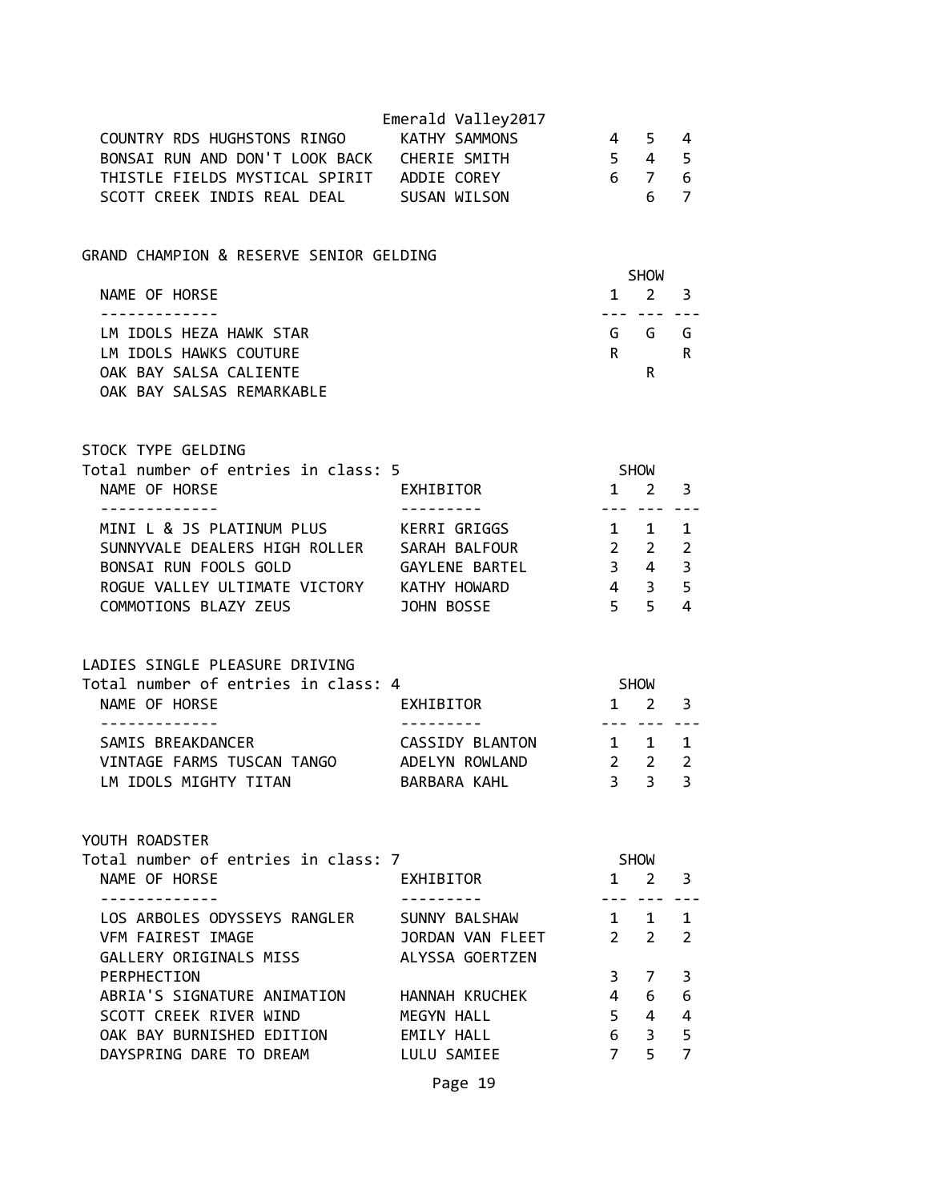Emerald Valley2017

| NAME OF HORSE | EXHIBITOR | 1 | 2 | 3 |
|---|---|---|---|---|
| COUNTRY RDS HUGHSTONS RINGO | KATHY SAMMONS | 4 | 5 | 4 |
| BONSAI RUN AND DON'T LOOK BACK | CHERIE SMITH | 5 | 4 | 5 |
| THISTLE FIELDS MYSTICAL SPIRIT | ADDIE COREY | 6 | 7 | 6 |
| SCOTT CREEK INDIS REAL DEAL | SUSAN WILSON | | 6 | 7 |

## GRAND CHAMPION & RESERVE SENIOR GELDING

| NAME OF HORSE | SHOW 1 | 2 | 3 |
|---|---|---|---|
| LM IDOLS HEZA HAWK STAR | G | G | G |
| LM IDOLS HAWKS COUTURE | R | | R |
| OAK BAY SALSA CALIENTE | | R | |
| OAK BAY SALSAS REMARKABLE | | | |

## STOCK TYPE GELDING

Total number of entries in class: 5

| NAME OF HORSE | EXHIBITOR | SHOW 1 | 2 | 3 |
|---|---|---|---|---|
| MINI L & JS PLATINUM PLUS | KERRI GRIGGS | 1 | 1 | 1 |
| SUNNYVALE DEALERS HIGH ROLLER | SARAH BALFOUR | 2 | 2 | 2 |
| BONSAI RUN FOOLS GOLD | GAYLENE BARTEL | 3 | 4 | 3 |
| ROGUE VALLEY ULTIMATE VICTORY | KATHY HOWARD | 4 | 3 | 5 |
| COMMOTIONS BLAZY ZEUS | JOHN BOSSE | 5 | 5 | 4 |

## LADIES SINGLE PLEASURE DRIVING

Total number of entries in class: 4

| NAME OF HORSE | EXHIBITOR | SHOW 1 | 2 | 3 |
|---|---|---|---|---|
| SAMIS BREAKDANCER | CASSIDY BLANTON | 1 | 1 | 1 |
| VINTAGE FARMS TUSCAN TANGO | ADELYN ROWLAND | 2 | 2 | 2 |
| LM IDOLS MIGHTY TITAN | BARBARA KAHL | 3 | 3 | 3 |

## YOUTH ROADSTER

Total number of entries in class: 7

| NAME OF HORSE | EXHIBITOR | SHOW 1 | 2 | 3 |
|---|---|---|---|---|
| LOS ARBOLES ODYSSEYS RANGLER | SUNNY BALSHAW | 1 | 1 | 1 |
| VFM FAIREST IMAGE | JORDAN VAN FLEET | 2 | 2 | 2 |
| GALLERY ORIGINALS MISS PERPHECTION | ALYSSA GOERTZEN | 3 | 7 | 3 |
| ABRIA'S SIGNATURE ANIMATION | HANNAH KRUCHEK | 4 | 6 | 6 |
| SCOTT CREEK RIVER WIND | MEGYN HALL | 5 | 4 | 4 |
| OAK BAY BURNISHED EDITION | EMILY HALL | 6 | 3 | 5 |
| DAYSPRING DARE TO DREAM | LULU SAMIEE | 7 | 5 | 7 |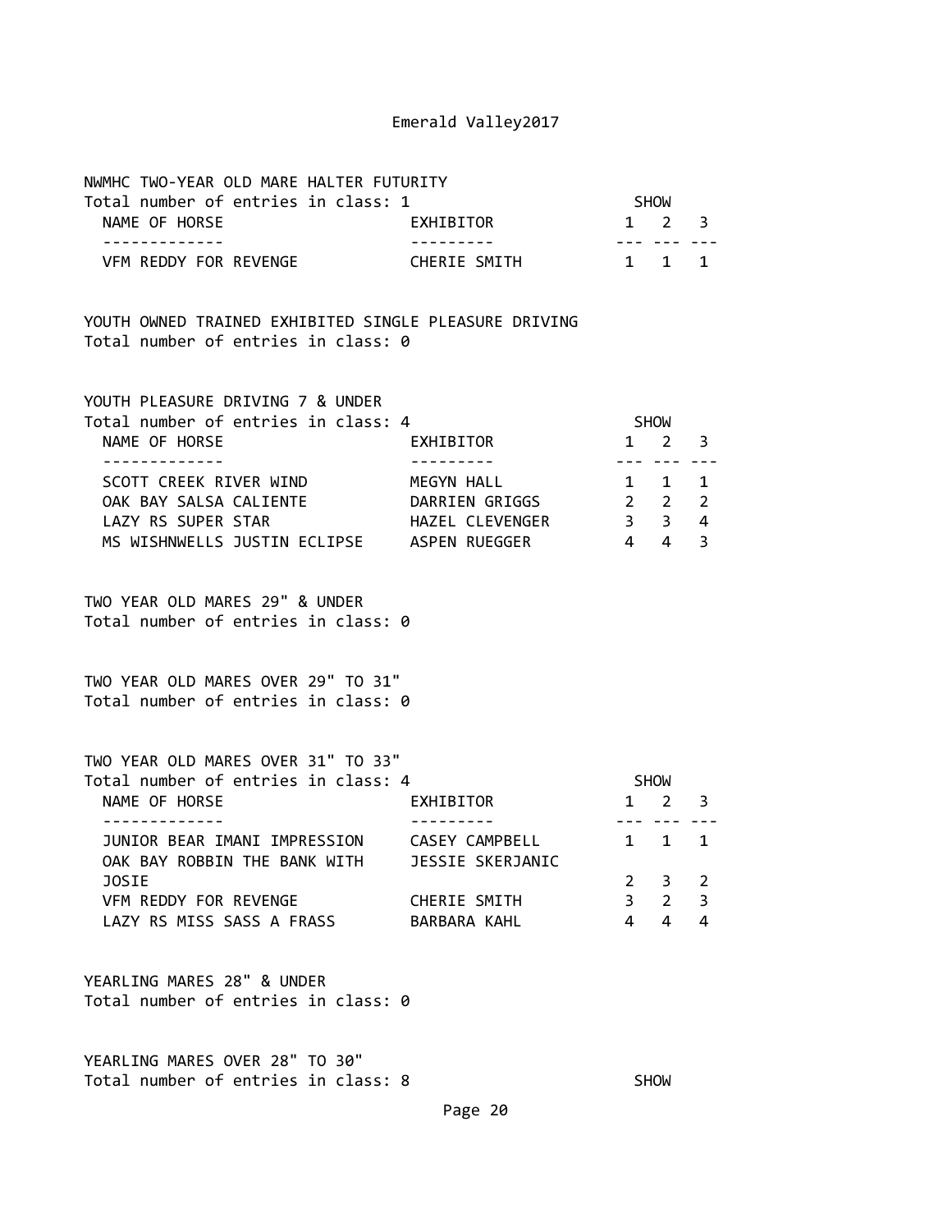NWMHC TWO-YEAR OLD MARE HALTER FUTURITY
Total number of entries in class: 1

| NAME OF HORSE | EXHIBITOR | SHOW 1 | SHOW 2 | SHOW 3 |
|---|---|---|---|---|
| VFM REDDY FOR REVENGE | CHERIE SMITH | 1 | 1 | 1 |

YOUTH OWNED TRAINED EXHIBITED SINGLE PLEASURE DRIVING
Total number of entries in class: 0

YOUTH PLEASURE DRIVING 7 & UNDER
Total number of entries in class: 4

| NAME OF HORSE | EXHIBITOR | SHOW 1 | SHOW 2 | SHOW 3 |
|---|---|---|---|---|
| SCOTT CREEK RIVER WIND | MEGYN HALL | 1 | 1 | 1 |
| OAK BAY SALSA CALIENTE | DARRIEN GRIGGS | 2 | 2 | 2 |
| LAZY RS SUPER STAR | HAZEL CLEVENGER | 3 | 3 | 4 |
| MS WISHNWELLS JUSTIN ECLIPSE | ASPEN RUEGGER | 4 | 4 | 3 |

TWO YEAR OLD MARES 29" & UNDER
Total number of entries in class: 0

TWO YEAR OLD MARES OVER 29" TO 31"
Total number of entries in class: 0

TWO YEAR OLD MARES OVER 31" TO 33"
Total number of entries in class: 4

| NAME OF HORSE | EXHIBITOR | SHOW 1 | SHOW 2 | SHOW 3 |
|---|---|---|---|---|
| JUNIOR BEAR IMANI IMPRESSION | CASEY CAMPBELL | 1 | 1 | 1 |
| OAK BAY ROBBIN THE BANK WITH JOSIE | JESSIE SKERJANIC | 2 | 3 | 2 |
| VFM REDDY FOR REVENGE | CHERIE SMITH | 3 | 2 | 3 |
| LAZY RS MISS SASS A FRASS | BARBARA KAHL | 4 | 4 | 4 |

YEARLING MARES 28" & UNDER
Total number of entries in class: 0

YEARLING MARES OVER 28" TO 30"
Total number of entries in class: 8 SHOW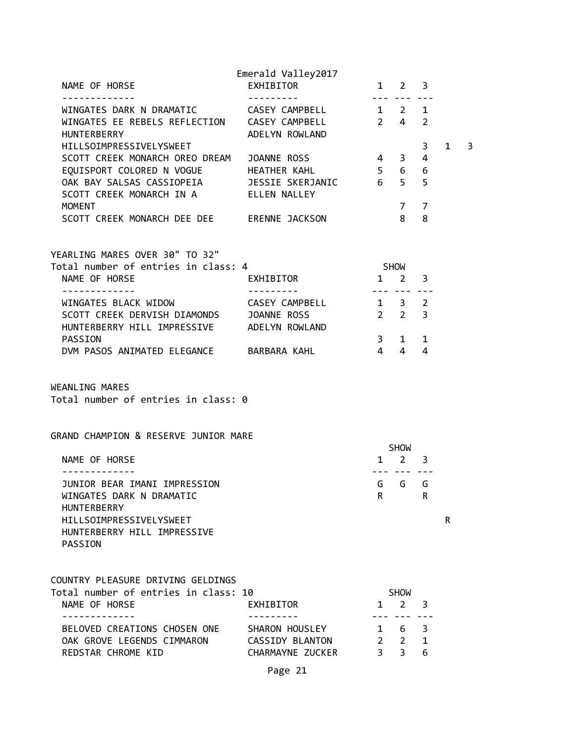| NAME OF HORSE | EXHIBITOR | 1 | 2 | 3 | | |
|---|---|---|---|---|---|---|
| WINGATES DARK N DRAMATIC | CASEY CAMPBELL | 1 | 2 | 1 | | |
| WINGATES EE REBELS REFLECTION | CASEY CAMPBELL | 2 | 4 | 2 | | |
| HUNTERBERRY HILLSOIMPRESSIVELYSWEET | ADELYN ROWLAND | | | 3 | 1 | 3 |
| SCOTT CREEK MONARCH OREO DREAM | JOANNE ROSS | 4 | 3 | 4 | | |
| EQUISPORT COLORED N VOGUE | HEATHER KAHL | 5 | 6 | 6 | | |
| OAK BAY SALSAS CASSIOPEIA | JESSIE SKERJANIC | 6 | 5 | 5 | | |
| SCOTT CREEK MONARCH IN A MOMENT | ELLEN NALLEY | | 7 | 7 | | |
| SCOTT CREEK MONARCH DEE DEE | ERENNE JACKSON | | 8 | 8 | | |

## YEARLING MARES OVER 30" TO 32"

Total number of entries in class: 4

| NAME OF HORSE | EXHIBITOR | SHOW 1 | 2 | 3 |
|---|---|---|---|---|
| WINGATES BLACK WIDOW | CASEY CAMPBELL | 1 | 3 | 2 |
| SCOTT CREEK DERVISH DIAMONDS | JOANNE ROSS | 2 | 2 | 3 |
| HUNTERBERRY HILL IMPRESSIVE PASSION | ADELYN ROWLAND | 3 | 1 | 1 |
| DVM PASOS ANIMATED ELEGANCE | BARBARA KAHL | 4 | 4 | 4 |

## WEANLING MARES

Total number of entries in class: 0

## GRAND CHAMPION & RESERVE JUNIOR MARE

| NAME OF HORSE | SHOW 1 | 2 | 3 | |
|---|---|---|---|---|
| JUNIOR BEAR IMANI IMPRESSION | G | G | G | |
| WINGATES DARK N DRAMATIC | R | | R | |
| HUNTERBERRY HILLSOIMPRESSIVELYSWEET | | | | R |
| HUNTERBERRY HILL IMPRESSIVE PASSION | | | | |

## COUNTRY PLEASURE DRIVING GELDINGS

Total number of entries in class: 10

| NAME OF HORSE | EXHIBITOR | SHOW 1 | 2 | 3 |
|---|---|---|---|---|
| BELOVED CREATIONS CHOSEN ONE | SHARON HOUSLEY | 1 | 6 | 3 |
| OAK GROVE LEGENDS CIMMARON | CASSIDY BLANTON | 2 | 2 | 1 |
| REDSTAR CHROME KID | CHARMAYNE ZUCKER | 3 | 3 | 6 |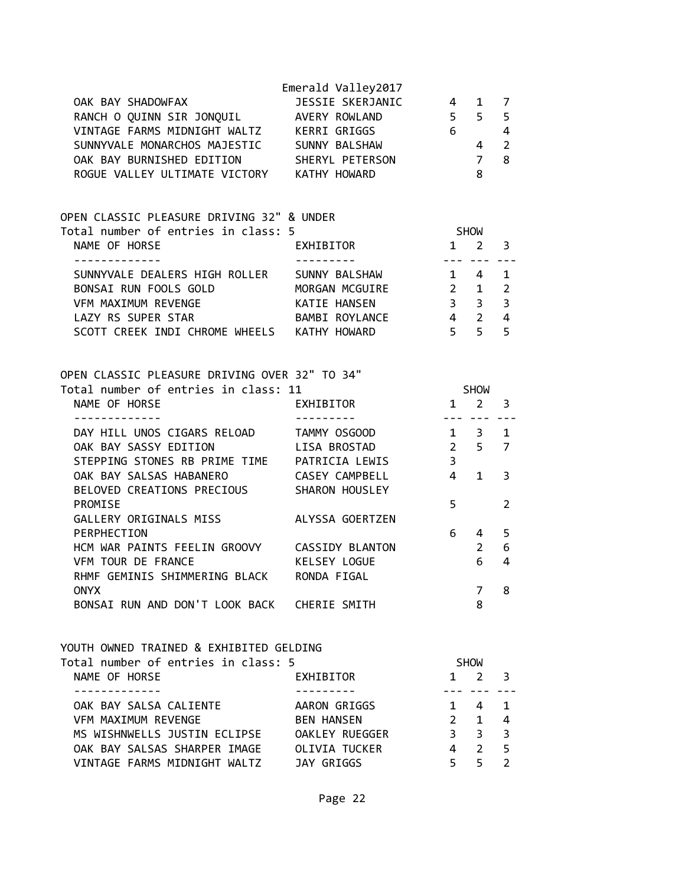Emerald Valley2017

| NAME OF HORSE | EXHIBITOR | 1 | 2 | 3 |
|---|---|---|---|---|
| OAK BAY SHADOWFAX | JESSIE SKERJANIC | 4 | 1 | 7 |
| RANCH O QUINN SIR JONQUIL | AVERY ROWLAND | 5 | 5 | 5 |
| VINTAGE FARMS MIDNIGHT WALTZ | KERRI GRIGGS | 6 | | 4 |
| SUNNYVALE MONARCHOS MAJESTIC | SUNNY BALSHAW | | 4 | 2 |
| OAK BAY BURNISHED EDITION | SHERYL PETERSON | | 7 | 8 |
| ROGUE VALLEY ULTIMATE VICTORY | KATHY HOWARD | | 8 | |

## OPEN CLASSIC PLEASURE DRIVING 32" & UNDER

Total number of entries in class: 5

| NAME OF HORSE | EXHIBITOR | SHOW 1 | 2 | 3 |
|---|---|---|---|---|
| SUNNYVALE DEALERS HIGH ROLLER | SUNNY BALSHAW | 1 | 4 | 1 |
| BONSAI RUN FOOLS GOLD | MORGAN MCGUIRE | 2 | 1 | 2 |
| VFM MAXIMUM REVENGE | KATIE HANSEN | 3 | 3 | 3 |
| LAZY RS SUPER STAR | BAMBI ROYLANCE | 4 | 2 | 4 |
| SCOTT CREEK INDI CHROME WHEELS | KATHY HOWARD | 5 | 5 | 5 |

## OPEN CLASSIC PLEASURE DRIVING OVER 32" TO 34"

Total number of entries in class: 11

| NAME OF HORSE | EXHIBITOR | SHOW 1 | 2 | 3 |
|---|---|---|---|---|
| DAY HILL UNOS CIGARS RELOAD | TAMMY OSGOOD | 1 | 3 | 1 |
| OAK BAY SASSY EDITION | LISA BROSTAD | 2 | 5 | 7 |
| STEPPING STONES RB PRIME TIME | PATRICIA LEWIS | 3 | | |
| OAK BAY SALSAS HABANERO | CASEY CAMPBELL | 4 | 1 | 3 |
| BELOVED CREATIONS PRECIOUS PROMISE | SHARON HOUSLEY | 5 | | 2 |
| GALLERY ORIGINALS MISS PERPHECTION | ALYSSA GOERTZEN | 6 | 4 | 5 |
| HCM WAR PAINTS FEELIN GROOVY | CASSIDY BLANTON | | 2 | 6 |
| VFM TOUR DE FRANCE | KELSEY LOGUE | | 6 | 4 |
| RHMF GEMINIS SHIMMERING BLACK ONYX | RONDA FIGAL | | 7 | 8 |
| BONSAI RUN AND DON'T LOOK BACK | CHERIE SMITH | | 8 | |

## YOUTH OWNED TRAINED & EXHIBITED GELDING

Total number of entries in class: 5

| NAME OF HORSE | EXHIBITOR | SHOW 1 | 2 | 3 |
|---|---|---|---|---|
| OAK BAY SALSA CALIENTE | AARON GRIGGS | 1 | 4 | 1 |
| VFM MAXIMUM REVENGE | BEN HANSEN | 2 | 1 | 4 |
| MS WISHNWELLS JUSTIN ECLIPSE | OAKLEY RUEGGER | 3 | 3 | 3 |
| OAK BAY SALSAS SHARPER IMAGE | OLIVIA TUCKER | 4 | 2 | 5 |
| VINTAGE FARMS MIDNIGHT WALTZ | JAY GRIGGS | 5 | 5 | 2 |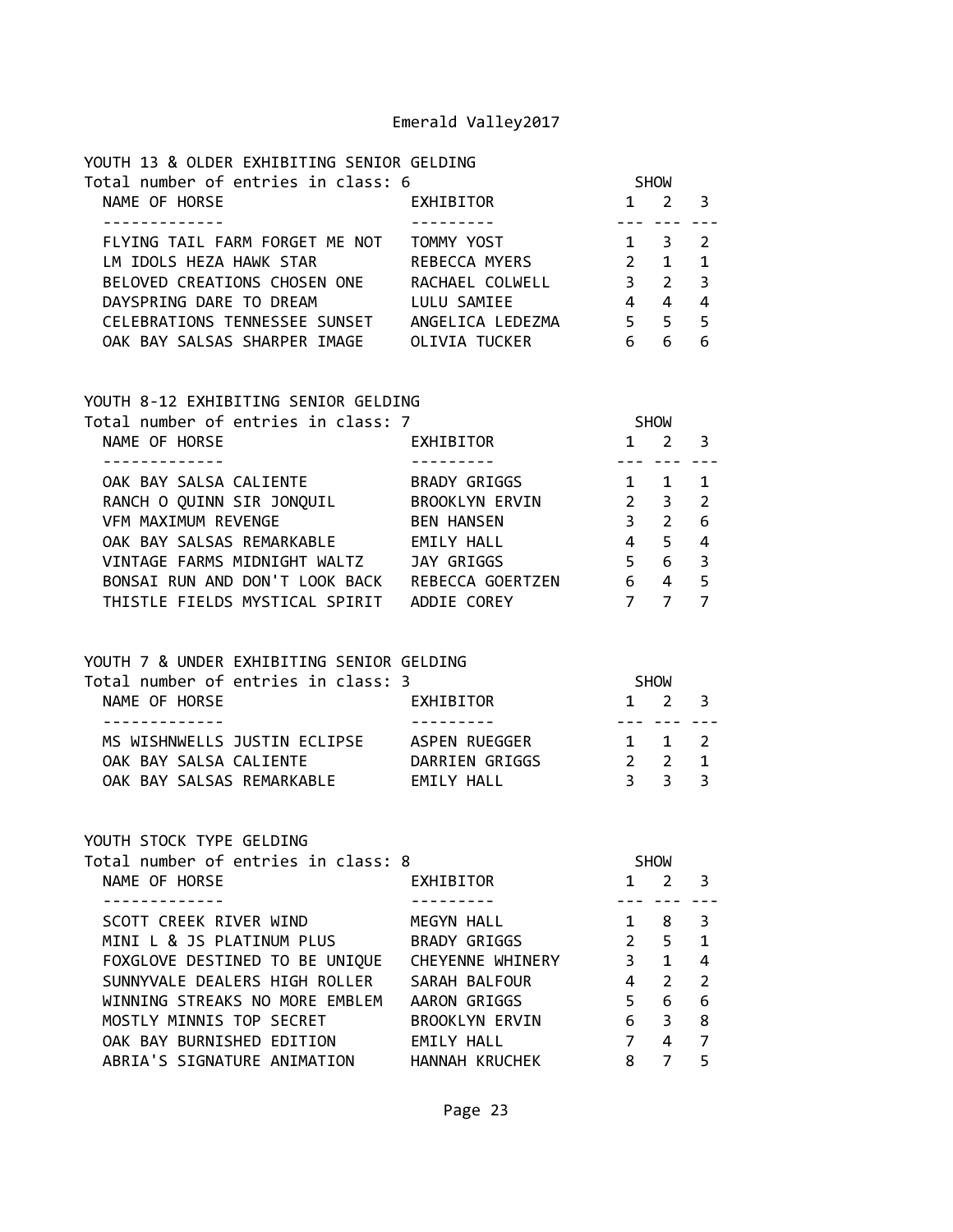# Emerald Valley2017

## YOUTH 13 & OLDER EXHIBITING SENIOR GELDING

Total number of entries in class: 6

| NAME OF HORSE | EXHIBITOR | SHOW 1 | SHOW 2 | SHOW 3 |
|---|---|---|---|---|
| FLYING TAIL FARM FORGET ME NOT | TOMMY YOST | 1 | 3 | 2 |
| LM IDOLS HEZA HAWK STAR | REBECCA MYERS | 2 | 1 | 1 |
| BELOVED CREATIONS CHOSEN ONE | RACHAEL COLWELL | 3 | 2 | 3 |
| DAYSPRING DARE TO DREAM | LULU SAMIEE | 4 | 4 | 4 |
| CELEBRATIONS TENNESSEE SUNSET | ANGELICA LEDEZMA | 5 | 5 | 5 |
| OAK BAY SALSAS SHARPER IMAGE | OLIVIA TUCKER | 6 | 6 | 6 |

## YOUTH 8-12 EXHIBITING SENIOR GELDING

Total number of entries in class: 7

| NAME OF HORSE | EXHIBITOR | SHOW 1 | SHOW 2 | SHOW 3 |
|---|---|---|---|---|
| OAK BAY SALSA CALIENTE | BRADY GRIGGS | 1 | 1 | 1 |
| RANCH O QUINN SIR JONQUIL | BROOKLYN ERVIN | 2 | 3 | 2 |
| VFM MAXIMUM REVENGE | BEN HANSEN | 3 | 2 | 6 |
| OAK BAY SALSAS REMARKABLE | EMILY HALL | 4 | 5 | 4 |
| VINTAGE FARMS MIDNIGHT WALTZ | JAY GRIGGS | 5 | 6 | 3 |
| BONSAI RUN AND DON'T LOOK BACK | REBECCA GOERTZEN | 6 | 4 | 5 |
| THISTLE FIELDS MYSTICAL SPIRIT | ADDIE COREY | 7 | 7 | 7 |

## YOUTH 7 & UNDER EXHIBITING SENIOR GELDING

Total number of entries in class: 3

| NAME OF HORSE | EXHIBITOR | SHOW 1 | SHOW 2 | SHOW 3 |
|---|---|---|---|---|
| MS WISHNWELLS JUSTIN ECLIPSE | ASPEN RUEGGER | 1 | 1 | 2 |
| OAK BAY SALSA CALIENTE | DARRIEN GRIGGS | 2 | 2 | 1 |
| OAK BAY SALSAS REMARKABLE | EMILY HALL | 3 | 3 | 3 |

## YOUTH STOCK TYPE GELDING

Total number of entries in class: 8

| NAME OF HORSE | EXHIBITOR | SHOW 1 | SHOW 2 | SHOW 3 |
|---|---|---|---|---|
| SCOTT CREEK RIVER WIND | MEGYN HALL | 1 | 8 | 3 |
| MINI L & JS PLATINUM PLUS | BRADY GRIGGS | 2 | 5 | 1 |
| FOXGLOVE DESTINED TO BE UNIQUE | CHEYENNE WHINERY | 3 | 1 | 4 |
| SUNNYVALE DEALERS HIGH ROLLER | SARAH BALFOUR | 4 | 2 | 2 |
| WINNING STREAKS NO MORE EMBLEM | AARON GRIGGS | 5 | 6 | 6 |
| MOSTLY MINNIS TOP SECRET | BROOKLYN ERVIN | 6 | 3 | 8 |
| OAK BAY BURNISHED EDITION | EMILY HALL | 7 | 4 | 7 |
| ABRIA'S SIGNATURE ANIMATION | HANNAH KRUCHEK | 8 | 7 | 5 |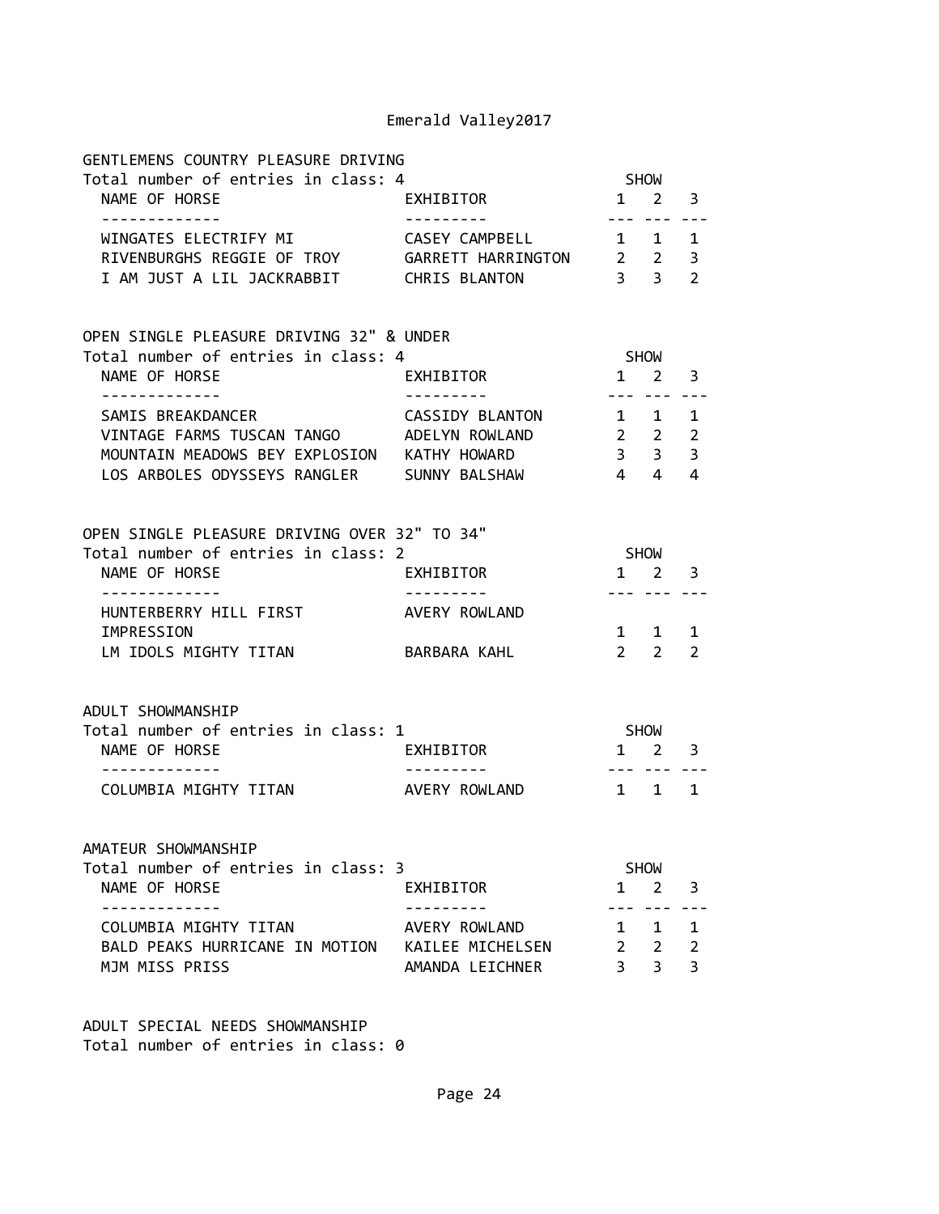## GENTLEMENS COUNTRY PLEASURE DRIVING

Total number of entries in class: 4

| NAME OF HORSE | EXHIBITOR | SHOW 1 | 2 | 3 |
|---|---|---|---|---|
| WINGATES ELECTRIFY MI | CASEY CAMPBELL | 1 | 1 | 1 |
| RIVENBURGHS REGGIE OF TROY | GARRETT HARRINGTON | 2 | 2 | 3 |
| I AM JUST A LIL JACKRABBIT | CHRIS BLANTON | 3 | 3 | 2 |

## OPEN SINGLE PLEASURE DRIVING 32" & UNDER

Total number of entries in class: 4

| NAME OF HORSE | EXHIBITOR | SHOW 1 | 2 | 3 |
|---|---|---|---|---|
| SAMIS BREAKDANCER | CASSIDY BLANTON | 1 | 1 | 1 |
| VINTAGE FARMS TUSCAN TANGO | ADELYN ROWLAND | 2 | 2 | 2 |
| MOUNTAIN MEADOWS BEY EXPLOSION | KATHY HOWARD | 3 | 3 | 3 |
| LOS ARBOLES ODYSSEYS RANGLER | SUNNY BALSHAW | 4 | 4 | 4 |

## OPEN SINGLE PLEASURE DRIVING OVER 32" TO 34"

Total number of entries in class: 2

| NAME OF HORSE | EXHIBITOR | SHOW 1 | 2 | 3 |
|---|---|---|---|---|
| HUNTERBERRY HILL FIRST IMPRESSION | AVERY ROWLAND | 1 | 1 | 1 |
| LM IDOLS MIGHTY TITAN | BARBARA KAHL | 2 | 2 | 2 |

## ADULT SHOWMANSHIP

Total number of entries in class: 1

| NAME OF HORSE | EXHIBITOR | SHOW 1 | 2 | 3 |
|---|---|---|---|---|
| COLUMBIA MIGHTY TITAN | AVERY ROWLAND | 1 | 1 | 1 |

## AMATEUR SHOWMANSHIP

Total number of entries in class: 3

| NAME OF HORSE | EXHIBITOR | SHOW 1 | 2 | 3 |
|---|---|---|---|---|
| COLUMBIA MIGHTY TITAN | AVERY ROWLAND | 1 | 1 | 1 |
| BALD PEAKS HURRICANE IN MOTION | KAILEE MICHELSEN | 2 | 2 | 2 |
| MJM MISS PRISS | AMANDA LEICHNER | 3 | 3 | 3 |

## ADULT SPECIAL NEEDS SHOWMANSHIP

Total number of entries in class: 0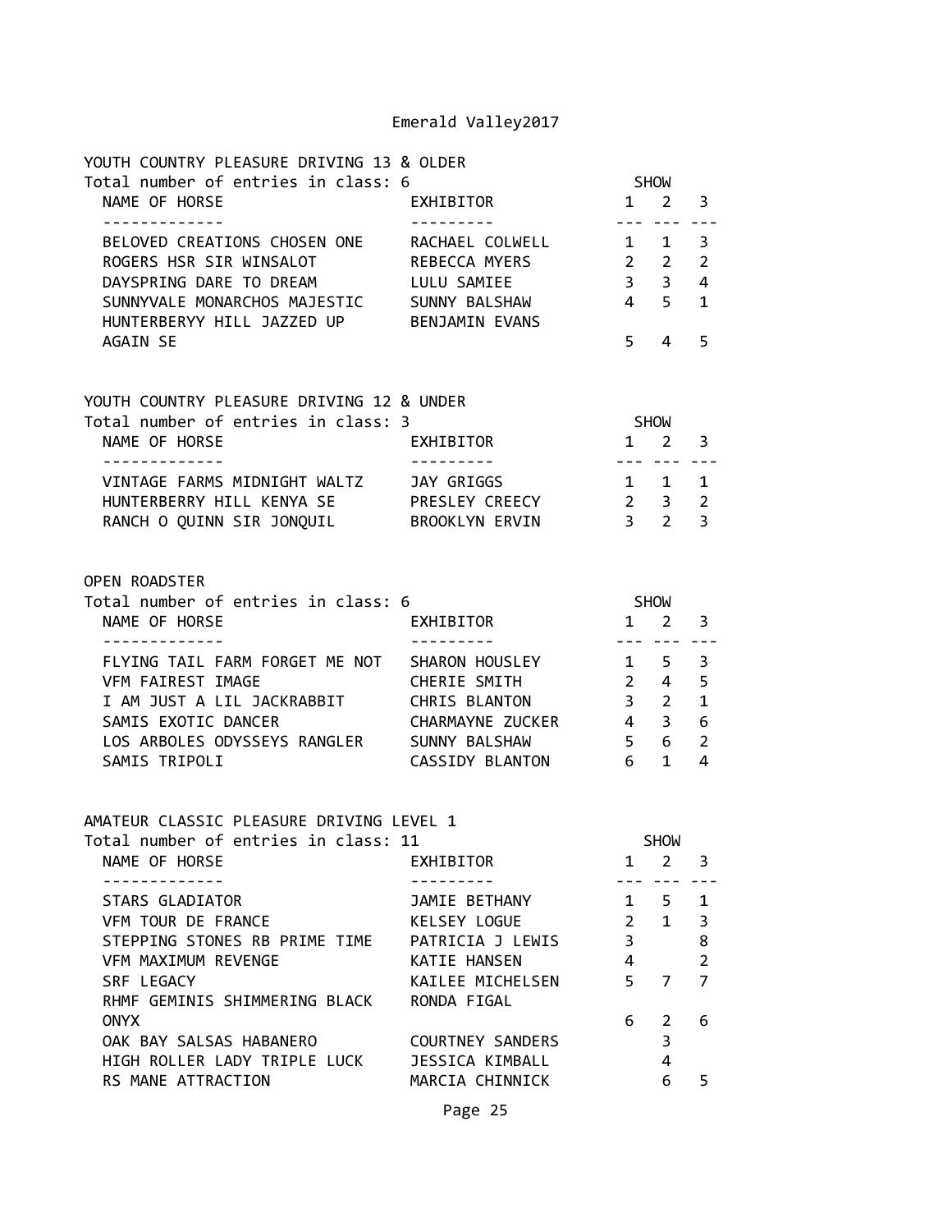# Emerald Valley2017

## YOUTH COUNTRY PLEASURE DRIVING 13 & OLDER

Total number of entries in class: 6

| NAME OF HORSE | EXHIBITOR | SHOW 1 | SHOW 2 | SHOW 3 |
|---|---|---|---|---|
| BELOVED CREATIONS CHOSEN ONE | RACHAEL COLWELL | 1 | 1 | 3 |
| ROGERS HSR SIR WINSALOT | REBECCA MYERS | 2 | 2 | 2 |
| DAYSPRING DARE TO DREAM | LULU SAMIEE | 3 | 3 | 4 |
| SUNNYVALE MONARCHOS MAJESTIC | SUNNY BALSHAW | 4 | 5 | 1 |
| HUNTERBERYY HILL JAZZED UP AGAIN SE | BENJAMIN EVANS | 5 | 4 | 5 |

## YOUTH COUNTRY PLEASURE DRIVING 12 & UNDER

Total number of entries in class: 3

| NAME OF HORSE | EXHIBITOR | SHOW 1 | SHOW 2 | SHOW 3 |
|---|---|---|---|---|
| VINTAGE FARMS MIDNIGHT WALTZ | JAY GRIGGS | 1 | 1 | 1 |
| HUNTERBERRY HILL KENYA SE | PRESLEY CREECY | 2 | 3 | 2 |
| RANCH O QUINN SIR JONQUIL | BROOKLYN ERVIN | 3 | 2 | 3 |

## OPEN ROADSTER

Total number of entries in class: 6

| NAME OF HORSE | EXHIBITOR | SHOW 1 | SHOW 2 | SHOW 3 |
|---|---|---|---|---|
| FLYING TAIL FARM FORGET ME NOT | SHARON HOUSLEY | 1 | 5 | 3 |
| VFM FAIREST IMAGE | CHERIE SMITH | 2 | 4 | 5 |
| I AM JUST A LIL JACKRABBIT | CHRIS BLANTON | 3 | 2 | 1 |
| SAMIS EXOTIC DANCER | CHARMAYNE ZUCKER | 4 | 3 | 6 |
| LOS ARBOLES ODYSSEYS RANGLER | SUNNY BALSHAW | 5 | 6 | 2 |
| SAMIS TRIPOLI | CASSIDY BLANTON | 6 | 1 | 4 |

## AMATEUR CLASSIC PLEASURE DRIVING LEVEL 1

Total number of entries in class: 11

| NAME OF HORSE | EXHIBITOR | SHOW 1 | SHOW 2 | SHOW 3 |
|---|---|---|---|---|
| STARS GLADIATOR | JAMIE BETHANY | 1 | 5 | 1 |
| VFM TOUR DE FRANCE | KELSEY LOGUE | 2 | 1 | 3 |
| STEPPING STONES RB PRIME TIME | PATRICIA J LEWIS | 3 | | 8 |
| VFM MAXIMUM REVENGE | KATIE HANSEN | 4 | | 2 |
| SRF LEGACY | KAILEE MICHELSEN | 5 | 7 | 7 |
| RHMF GEMINIS SHIMMERING BLACK ONYX | RONDA FIGAL | 6 | 2 | 6 |
| OAK BAY SALSAS HABANERO | COURTNEY SANDERS | | 3 | |
| HIGH ROLLER LADY TRIPLE LUCK | JESSICA KIMBALL | | 4 | |
| RS MANE ATTRACTION | MARCIA CHINNICK | | 6 | 5 |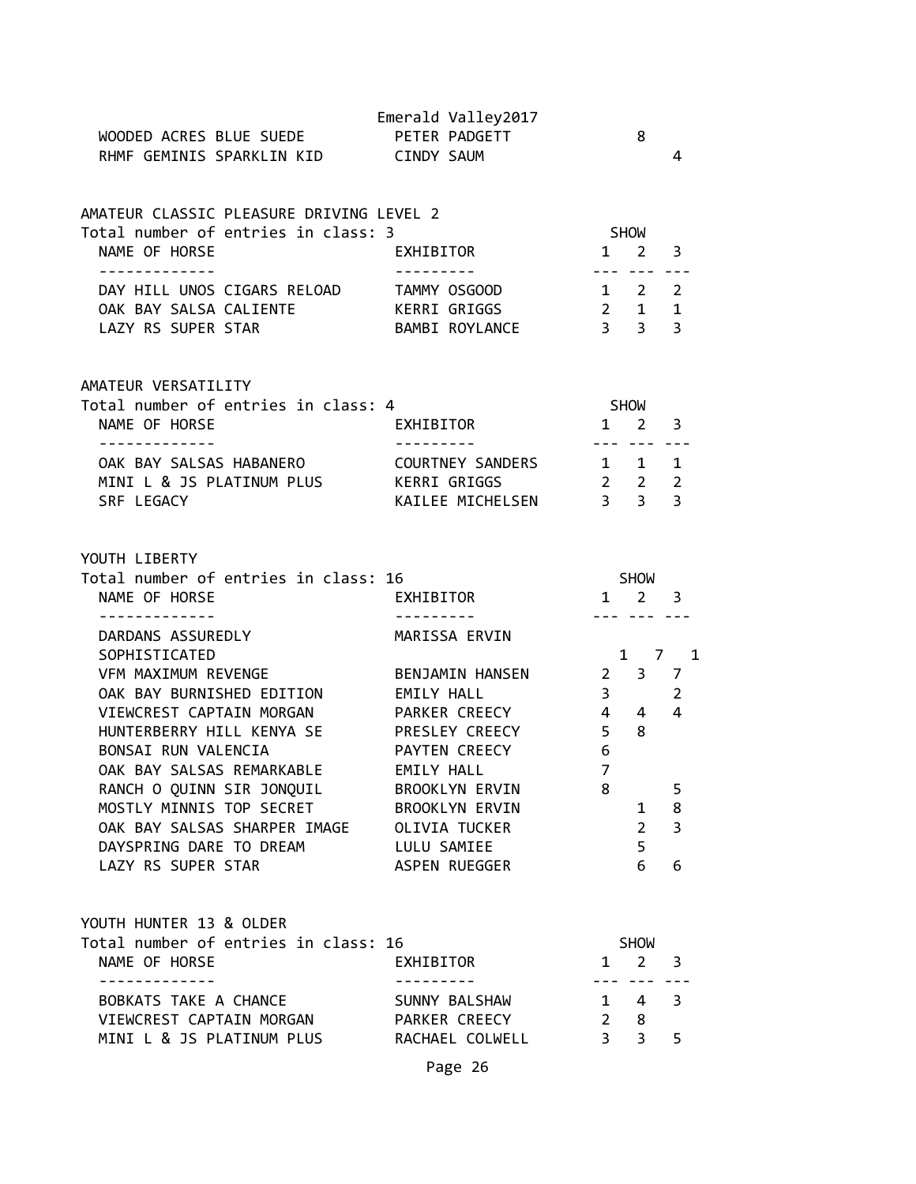| NAME OF HORSE | EXHIBITOR | SHOW 1 | 2 | 3 |
|---|---|---|---|---|
| WOODED ACRES BLUE SUEDE | PETER PADGETT | | 8 | |
| RHMF GEMINIS SPARKLIN KID | CINDY SAUM | | | 4 |

## AMATEUR CLASSIC PLEASURE DRIVING LEVEL 2

Total number of entries in class: 3

| NAME OF HORSE | EXHIBITOR | SHOW 1 | 2 | 3 |
|---|---|---|---|---|
| DAY HILL UNOS CIGARS RELOAD | TAMMY OSGOOD | 1 | 2 | 2 |
| OAK BAY SALSA CALIENTE | KERRI GRIGGS | 2 | 1 | 1 |
| LAZY RS SUPER STAR | BAMBI ROYLANCE | 3 | 3 | 3 |

## AMATEUR VERSATILITY

Total number of entries in class: 4

| NAME OF HORSE | EXHIBITOR | SHOW 1 | 2 | 3 |
|---|---|---|---|---|
| OAK BAY SALSAS HABANERO | COURTNEY SANDERS | 1 | 1 | 1 |
| MINI L & JS PLATINUM PLUS | KERRI GRIGGS | 2 | 2 | 2 |
| SRF LEGACY | KAILEE MICHELSEN | 3 | 3 | 3 |

## YOUTH LIBERTY

Total number of entries in class: 16

| NAME OF HORSE | EXHIBITOR | SHOW 1 | 2 | 3 |
|---|---|---|---|---|
| DARDANS ASSUREDLY SOPHISTICATED | MARISSA ERVIN | 1 | 7 | 1 |
| VFM MAXIMUM REVENGE | BENJAMIN HANSEN | 2 | 3 | 7 |
| OAK BAY BURNISHED EDITION | EMILY HALL | 3 | | 2 |
| VIEWCREST CAPTAIN MORGAN | PARKER CREECY | 4 | 4 | 4 |
| HUNTERBERRY HILL KENYA SE | PRESLEY CREECY | 5 | 8 | |
| BONSAI RUN VALENCIA | PAYTEN CREECY | 6 | | |
| OAK BAY SALSAS REMARKABLE | EMILY HALL | 7 | | |
| RANCH O QUINN SIR JONQUIL | BROOKLYN ERVIN | 8 | | 5 |
| MOSTLY MINNIS TOP SECRET | BROOKLYN ERVIN | | 1 | 8 |
| OAK BAY SALSAS SHARPER IMAGE | OLIVIA TUCKER | | 2 | 3 |
| DAYSPRING DARE TO DREAM | LULU SAMIEE | | 5 | |
| LAZY RS SUPER STAR | ASPEN RUEGGER | | 6 | 6 |

## YOUTH HUNTER 13 & OLDER

Total number of entries in class: 16

| NAME OF HORSE | EXHIBITOR | SHOW 1 | 2 | 3 |
|---|---|---|---|---|
| BOBKATS TAKE A CHANCE | SUNNY BALSHAW | 1 | 4 | 3 |
| VIEWCREST CAPTAIN MORGAN | PARKER CREECY | 2 | 8 | |
| MINI L & JS PLATINUM PLUS | RACHAEL COLWELL | 3 | 3 | 5 |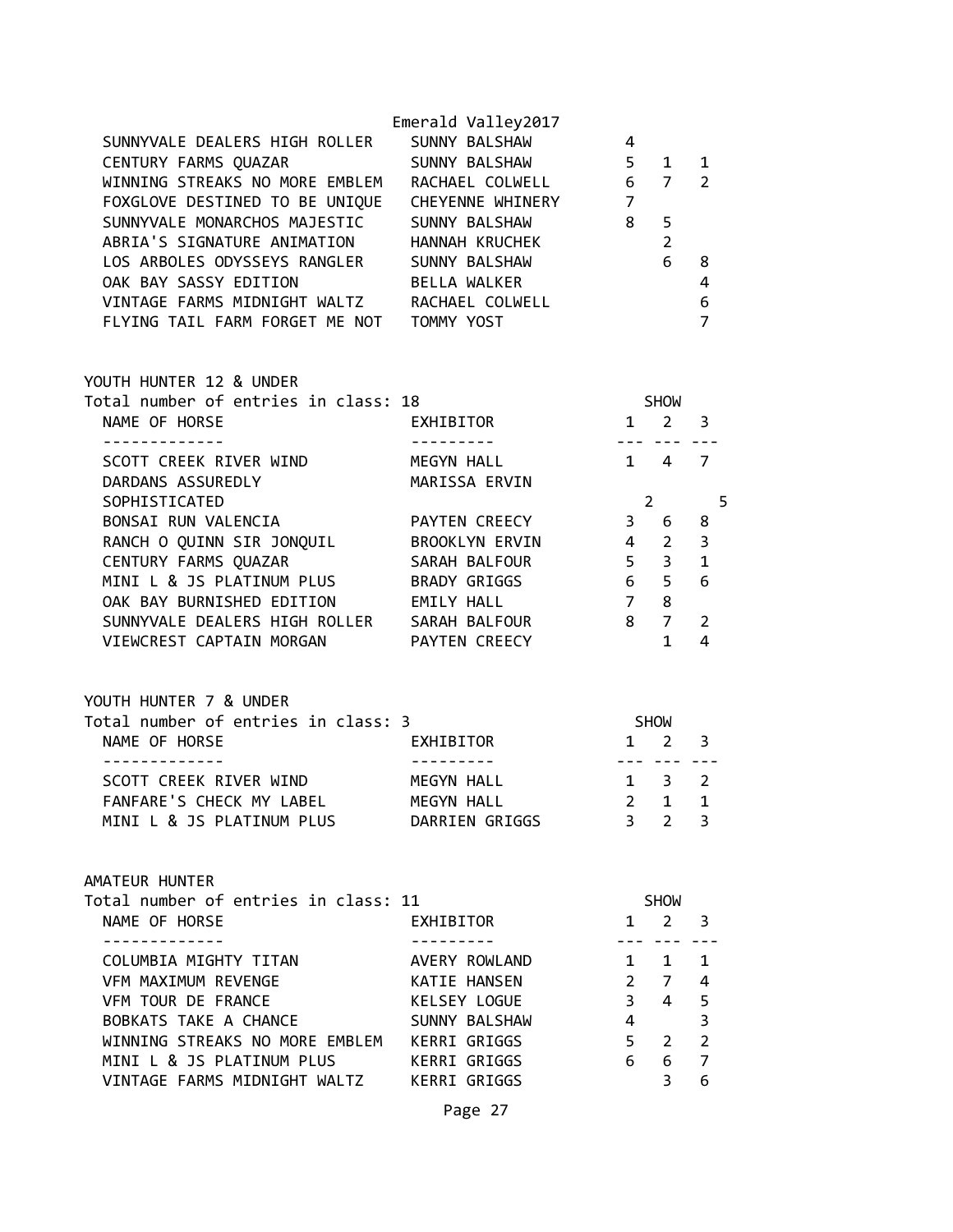Emerald Valley2017

| NAME OF HORSE | EXHIBITOR | 1 | 2 | 3 |
|---|---|---|---|---|
| SUNNYVALE DEALERS HIGH ROLLER | SUNNY BALSHAW | 4 | | |
| CENTURY FARMS QUAZAR | SUNNY BALSHAW | 5 | 1 | 1 |
| WINNING STREAKS NO MORE EMBLEM | RACHAEL COLWELL | 6 | 7 | 2 |
| FOXGLOVE DESTINED TO BE UNIQUE | CHEYENNE WHINERY | 7 | | |
| SUNNYVALE MONARCHOS MAJESTIC | SUNNY BALSHAW | 8 | 5 | |
| ABRIA'S SIGNATURE ANIMATION | HANNAH KRUCHEK | | 2 | |
| LOS ARBOLES ODYSSEYS RANGLER | SUNNY BALSHAW | | 6 | 8 |
| OAK BAY SASSY EDITION | BELLA WALKER | | | 4 |
| VINTAGE FARMS MIDNIGHT WALTZ | RACHAEL COLWELL | | | 6 |
| FLYING TAIL FARM FORGET ME NOT | TOMMY YOST | | | 7 |

YOUTH HUNTER 12 & UNDER

Total number of entries in class: 18

| NAME OF HORSE | EXHIBITOR | SHOW 1 | 2 | 3 |
|---|---|---|---|---|
| SCOTT CREEK RIVER WIND | MEGYN HALL | 1 | 4 | 7 |
| DARDANS ASSUREDLY SOPHISTICATED | MARISSA ERVIN | 2 | | 5 |
| BONSAI RUN VALENCIA | PAYTEN CREECY | 3 | 6 | 8 |
| RANCH O QUINN SIR JONQUIL | BROOKLYN ERVIN | 4 | 2 | 3 |
| CENTURY FARMS QUAZAR | SARAH BALFOUR | 5 | 3 | 1 |
| MINI L & JS PLATINUM PLUS | BRADY GRIGGS | 6 | 5 | 6 |
| OAK BAY BURNISHED EDITION | EMILY HALL | 7 | 8 | |
| SUNNYVALE DEALERS HIGH ROLLER | SARAH BALFOUR | 8 | 7 | 2 |
| VIEWCREST CAPTAIN MORGAN | PAYTEN CREECY | | 1 | 4 |

YOUTH HUNTER 7 & UNDER

Total number of entries in class: 3

| NAME OF HORSE | EXHIBITOR | SHOW 1 | 2 | 3 |
|---|---|---|---|---|
| SCOTT CREEK RIVER WIND | MEGYN HALL | 1 | 3 | 2 |
| FANFARE'S CHECK MY LABEL | MEGYN HALL | 2 | 1 | 1 |
| MINI L & JS PLATINUM PLUS | DARRIEN GRIGGS | 3 | 2 | 3 |

AMATEUR HUNTER

Total number of entries in class: 11

| NAME OF HORSE | EXHIBITOR | SHOW 1 | 2 | 3 |
|---|---|---|---|---|
| COLUMBIA MIGHTY TITAN | AVERY ROWLAND | 1 | 1 | 1 |
| VFM MAXIMUM REVENGE | KATIE HANSEN | 2 | 7 | 4 |
| VFM TOUR DE FRANCE | KELSEY LOGUE | 3 | 4 | 5 |
| BOBKATS TAKE A CHANCE | SUNNY BALSHAW | 4 | | 3 |
| WINNING STREAKS NO MORE EMBLEM | KERRI GRIGGS | 5 | 2 | 2 |
| MINI L & JS PLATINUM PLUS | KERRI GRIGGS | 6 | 6 | 7 |
| VINTAGE FARMS MIDNIGHT WALTZ | KERRI GRIGGS | | 3 | 6 |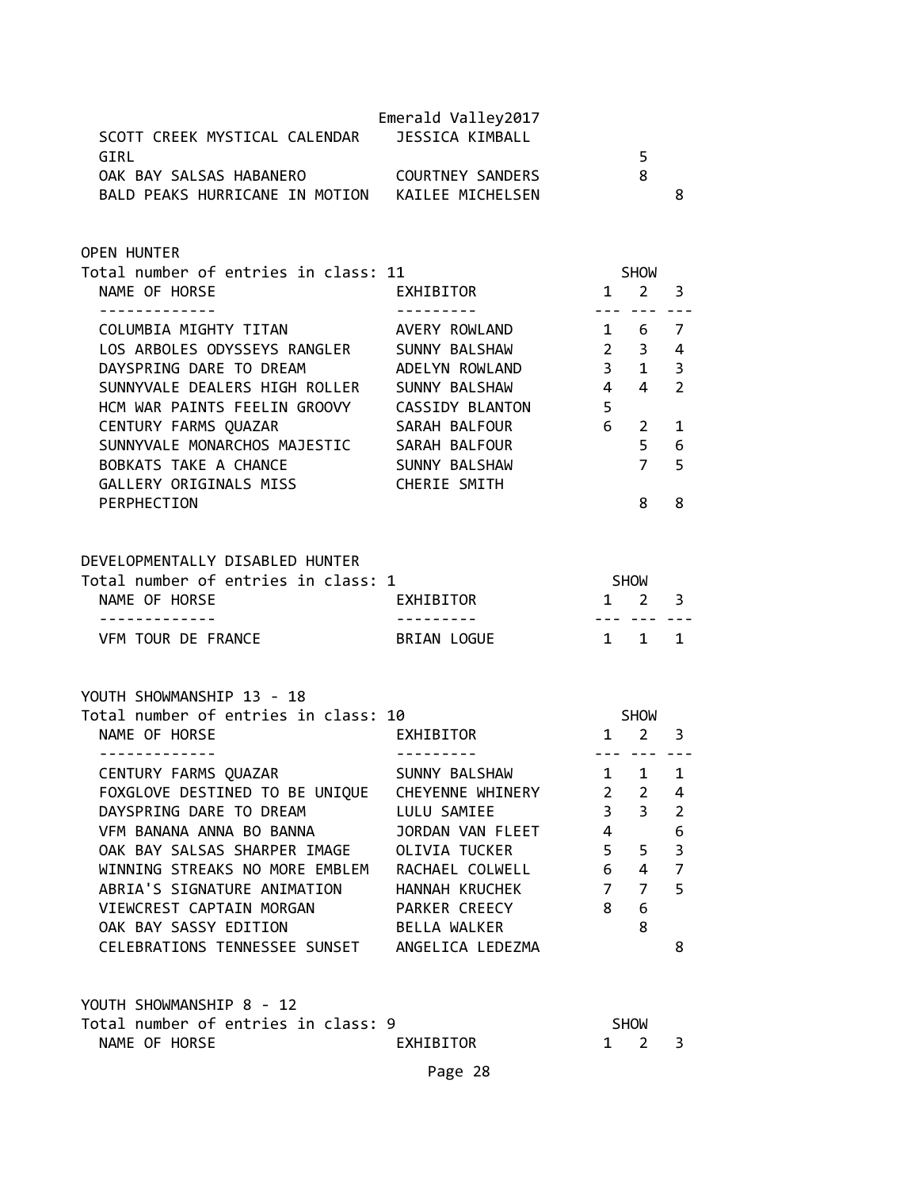| NAME OF HORSE | EXHIBITOR | 1 | 2 | 3 |
|---|---|---|---|---|
| SCOTT CREEK MYSTICAL CALENDAR GIRL | JESSICA KIMBALL | | 5 | |
| OAK BAY SALSAS HABANERO | COURTNEY SANDERS | | 8 | |
| BALD PEAKS HURRICANE IN MOTION | KAILEE MICHELSEN | | | 8 |

## OPEN HUNTER

Total number of entries in class: 11

| NAME OF HORSE | EXHIBITOR | SHOW 1 | SHOW 2 | SHOW 3 |
|---|---|---|---|---|
| COLUMBIA MIGHTY TITAN | AVERY ROWLAND | 1 | 6 | 7 |
| LOS ARBOLES ODYSSEYS RANGLER | SUNNY BALSHAW | 2 | 3 | 4 |
| DAYSPRING DARE TO DREAM | ADELYN ROWLAND | 3 | 1 | 3 |
| SUNNYVALE DEALERS HIGH ROLLER | SUNNY BALSHAW | 4 | 4 | 2 |
| HCM WAR PAINTS FEELIN GROOVY | CASSIDY BLANTON | 5 | | |
| CENTURY FARMS QUAZAR | SARAH BALFOUR | 6 | 2 | 1 |
| SUNNYVALE MONARCHOS MAJESTIC | SARAH BALFOUR | | 5 | 6 |
| BOBKATS TAKE A CHANCE | SUNNY BALSHAW | | 7 | 5 |
| GALLERY ORIGINALS MISS PERPHECTION | CHERIE SMITH | | 8 | 8 |

## DEVELOPMENTALLY DISABLED HUNTER

Total number of entries in class: 1

| NAME OF HORSE | EXHIBITOR | SHOW 1 | SHOW 2 | SHOW 3 |
|---|---|---|---|---|
| VFM TOUR DE FRANCE | BRIAN LOGUE | 1 | 1 | 1 |

## YOUTH SHOWMANSHIP 13 - 18

Total number of entries in class: 10

| NAME OF HORSE | EXHIBITOR | SHOW 1 | SHOW 2 | SHOW 3 |
|---|---|---|---|---|
| CENTURY FARMS QUAZAR | SUNNY BALSHAW | 1 | 1 | 1 |
| FOXGLOVE DESTINED TO BE UNIQUE | CHEYENNE WHINERY | 2 | 2 | 4 |
| DAYSPRING DARE TO DREAM | LULU SAMIEE | 3 | 3 | 2 |
| VFM BANANA ANNA BO BANNA | JORDAN VAN FLEET | 4 | | 6 |
| OAK BAY SALSAS SHARPER IMAGE | OLIVIA TUCKER | 5 | 5 | 3 |
| WINNING STREAKS NO MORE EMBLEM | RACHAEL COLWELL | 6 | 4 | 7 |
| ABRIA'S SIGNATURE ANIMATION | HANNAH KRUCHEK | 7 | 7 | 5 |
| VIEWCREST CAPTAIN MORGAN | PARKER CREECY | 8 | 6 | |
| OAK BAY SASSY EDITION | BELLA WALKER | | 8 | |
| CELEBRATIONS TENNESSEE SUNSET | ANGELICA LEDEZMA | | | 8 |

## YOUTH SHOWMANSHIP 8 - 12

Total number of entries in class: 9

| NAME OF HORSE | EXHIBITOR | SHOW 1 | SHOW 2 | SHOW 3 |
|---|---|---|---|---|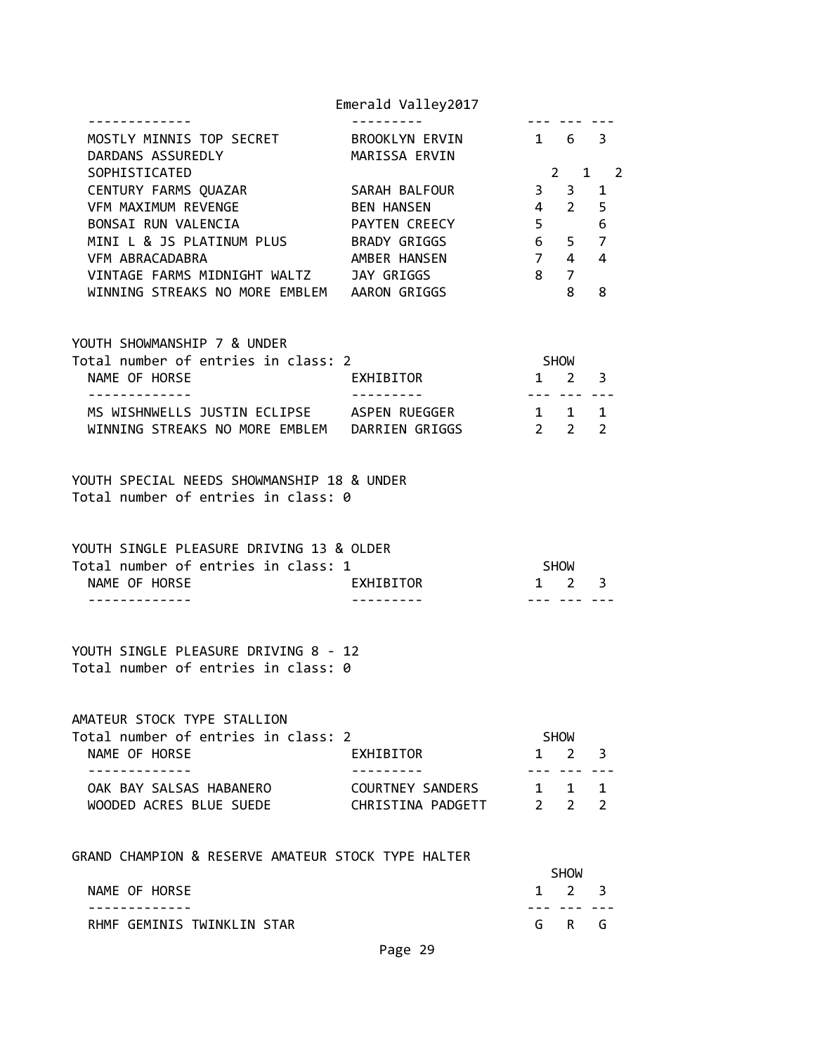| NAME OF HORSE | EXHIBITOR | 1 | 2 | 3 |
|---|---|---|---|---|
| MOSTLY MINNIS TOP SECRET | BROOKLYN ERVIN | 1 | 6 | 3 |
| DARDANS ASSUREDLY SOPHISTICATED | MARISSA ERVIN | 2 | 1 | 2 |
| CENTURY FARMS QUAZAR | SARAH BALFOUR | 3 | 3 | 1 |
| VFM MAXIMUM REVENGE | BEN HANSEN | 4 | 2 | 5 |
| BONSAI RUN VALENCIA | PAYTEN CREECY | 5 | | 6 |
| MINI L & JS PLATINUM PLUS | BRADY GRIGGS | 6 | 5 | 7 |
| VFM ABRACADABRA | AMBER HANSEN | 7 | 4 | 4 |
| VINTAGE FARMS MIDNIGHT WALTZ | JAY GRIGGS | 8 | 7 | |
| WINNING STREAKS NO MORE EMBLEM | AARON GRIGGS | | 8 | 8 |

## YOUTH SHOWMANSHIP 7 & UNDER

Total number of entries in class: 2

| NAME OF HORSE | EXHIBITOR | SHOW 1 | 2 | 3 |
|---|---|---|---|---|
| MS WISHNWELLS JUSTIN ECLIPSE | ASPEN RUEGGER | 1 | 1 | 1 |
| WINNING STREAKS NO MORE EMBLEM | DARRIEN GRIGGS | 2 | 2 | 2 |

## YOUTH SPECIAL NEEDS SHOWMANSHIP 18 & UNDER

Total number of entries in class: 0

## YOUTH SINGLE PLEASURE DRIVING 13 & OLDER

Total number of entries in class: 1

| NAME OF HORSE | EXHIBITOR | SHOW 1 | 2 | 3 |
|---|---|---|---|---|

## YOUTH SINGLE PLEASURE DRIVING 8 - 12

Total number of entries in class: 0

## AMATEUR STOCK TYPE STALLION

Total number of entries in class: 2

| NAME OF HORSE | EXHIBITOR | SHOW 1 | 2 | 3 |
|---|---|---|---|---|
| OAK BAY SALSAS HABANERO | COURTNEY SANDERS | 1 | 1 | 1 |
| WOODED ACRES BLUE SUEDE | CHRISTINA PADGETT | 2 | 2 | 2 |

## GRAND CHAMPION & RESERVE AMATEUR STOCK TYPE HALTER

| NAME OF HORSE | SHOW 1 | 2 | 3 |
|---|---|---|---|
| RHMF GEMINIS TWINKLIN STAR | G | R | G |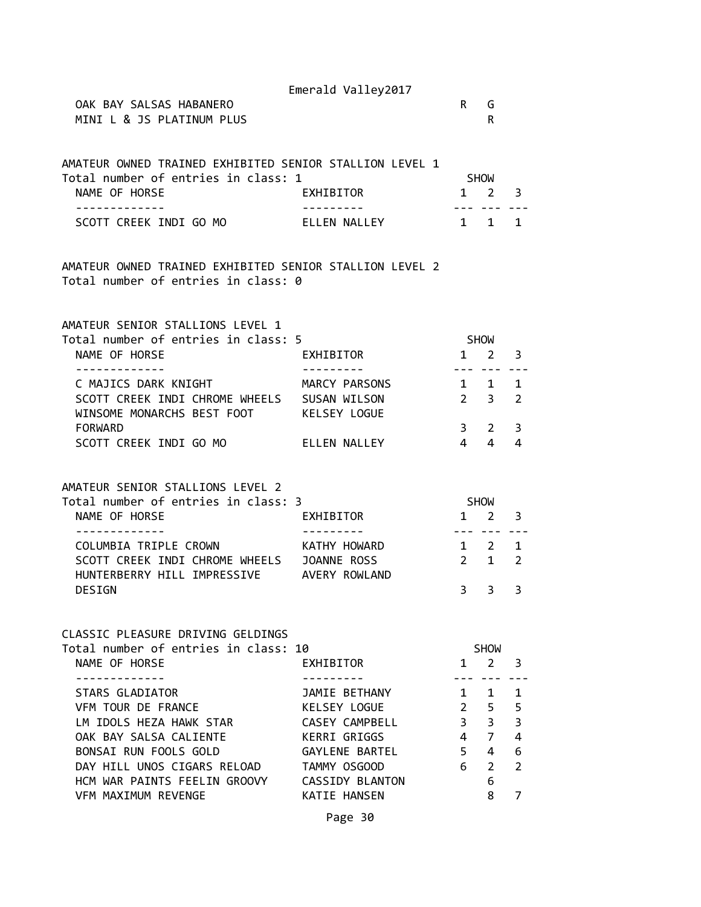| | | | |
|---|---|---|---|
| OAK BAY SALSAS HABANERO | R | G | |
| MINI L & JS PLATINUM PLUS | | R | |

AMATEUR OWNED TRAINED EXHIBITED SENIOR STALLION LEVEL 1
Total number of entries in class: 1

| NAME OF HORSE | EXHIBITOR | SHOW 1 | 2 | 3 |
|---|---|---|---|---|
| SCOTT CREEK INDI GO MO | ELLEN NALLEY | 1 | 1 | 1 |

AMATEUR OWNED TRAINED EXHIBITED SENIOR STALLION LEVEL 2
Total number of entries in class: 0

AMATEUR SENIOR STALLIONS LEVEL 1
Total number of entries in class: 5

| NAME OF HORSE | EXHIBITOR | SHOW 1 | 2 | 3 |
|---|---|---|---|---|
| C MAJICS DARK KNIGHT | MARCY PARSONS | 1 | 1 | 1 |
| SCOTT CREEK INDI CHROME WHEELS | SUSAN WILSON | 2 | 3 | 2 |
| WINSOME MONARCHS BEST FOOT FORWARD | KELSEY LOGUE | 3 | 2 | 3 |
| SCOTT CREEK INDI GO MO | ELLEN NALLEY | 4 | 4 | 4 |

AMATEUR SENIOR STALLIONS LEVEL 2
Total number of entries in class: 3

| NAME OF HORSE | EXHIBITOR | SHOW 1 | 2 | 3 |
|---|---|---|---|---|
| COLUMBIA TRIPLE CROWN | KATHY HOWARD | 1 | 2 | 1 |
| SCOTT CREEK INDI CHROME WHEELS | JOANNE ROSS | 2 | 1 | 2 |
| HUNTERBERRY HILL IMPRESSIVE DESIGN | AVERY ROWLAND | 3 | 3 | 3 |

CLASSIC PLEASURE DRIVING GELDINGS
Total number of entries in class: 10

| NAME OF HORSE | EXHIBITOR | SHOW 1 | 2 | 3 |
|---|---|---|---|---|
| STARS GLADIATOR | JAMIE BETHANY | 1 | 1 | 1 |
| VFM TOUR DE FRANCE | KELSEY LOGUE | 2 | 5 | 5 |
| LM IDOLS HEZA HAWK STAR | CASEY CAMPBELL | 3 | 3 | 3 |
| OAK BAY SALSA CALIENTE | KERRI GRIGGS | 4 | 7 | 4 |
| BONSAI RUN FOOLS GOLD | GAYLENE BARTEL | 5 | 4 | 6 |
| DAY HILL UNOS CIGARS RELOAD | TAMMY OSGOOD | 6 | 2 | 2 |
| HCM WAR PAINTS FEELIN GROOVY | CASSIDY BLANTON | | 6 | |
| VFM MAXIMUM REVENGE | KATIE HANSEN | | 8 | 7 |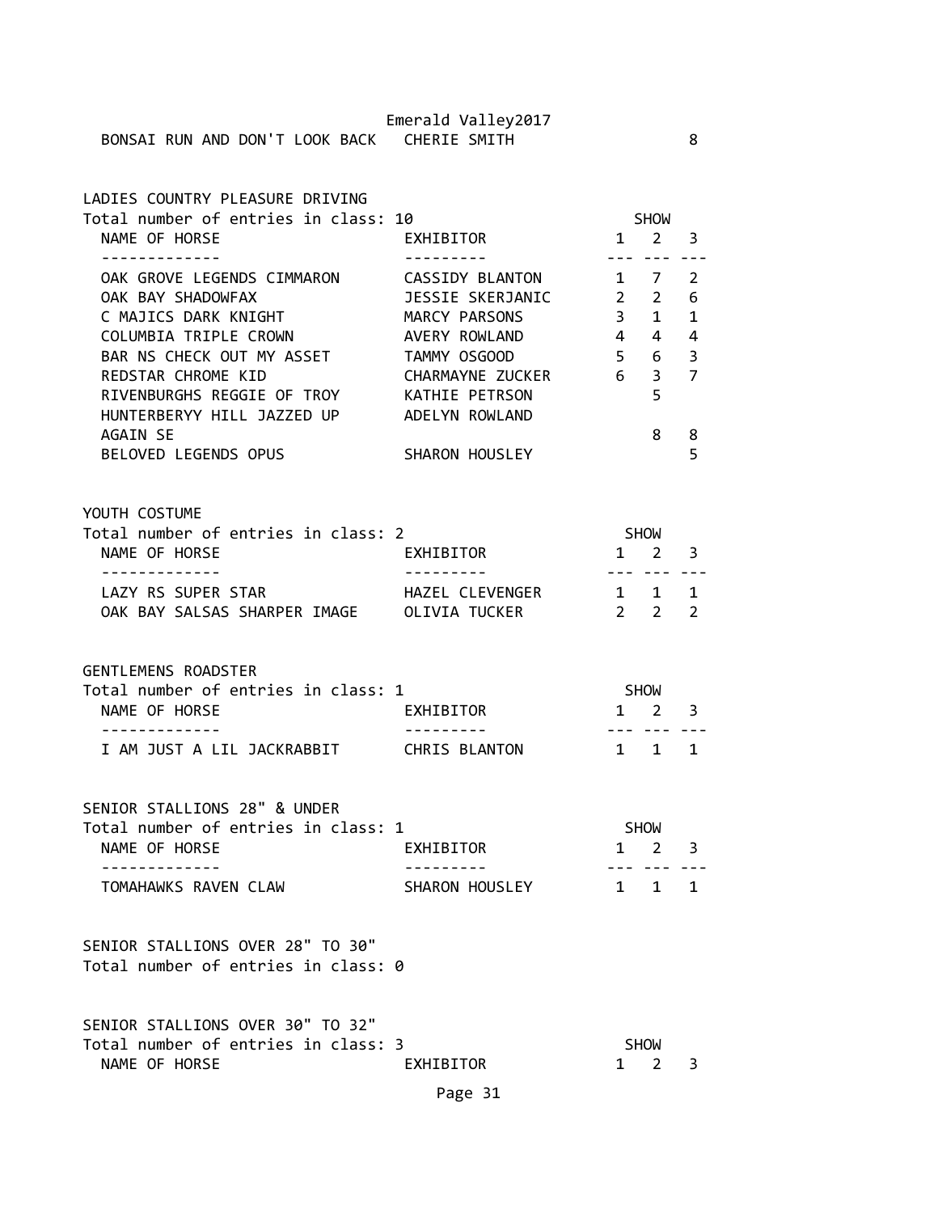| NAME OF HORSE | EXHIBITOR | 1 | 2 | 3 |
|---|---|---|---|---|
| BONSAI RUN AND DON'T LOOK BACK | CHERIE SMITH | | | 8 |

## LADIES COUNTRY PLEASURE DRIVING

Total number of entries in class: 10

| NAME OF HORSE | EXHIBITOR | SHOW 1 | 2 | 3 |
|---|---|---|---|---|
| OAK GROVE LEGENDS CIMMARON | CASSIDY BLANTON | 1 | 7 | 2 |
| OAK BAY SHADOWFAX | JESSIE SKERJANIC | 2 | 2 | 6 |
| C MAJICS DARK KNIGHT | MARCY PARSONS | 3 | 1 | 1 |
| COLUMBIA TRIPLE CROWN | AVERY ROWLAND | 4 | 4 | 4 |
| BAR NS CHECK OUT MY ASSET | TAMMY OSGOOD | 5 | 6 | 3 |
| REDSTAR CHROME KID | CHARMAYNE ZUCKER | 6 | 3 | 7 |
| RIVENBURGHS REGGIE OF TROY | KATHIE PETRSON | | 5 | |
| HUNTERBERYY HILL JAZZED UP AGAIN SE | ADELYN ROWLAND | | 8 | 8 |
| BELOVED LEGENDS OPUS | SHARON HOUSLEY | | | 5 |

## YOUTH COSTUME

Total number of entries in class: 2

| NAME OF HORSE | EXHIBITOR | SHOW 1 | 2 | 3 |
|---|---|---|---|---|
| LAZY RS SUPER STAR | HAZEL CLEVENGER | 1 | 1 | 1 |
| OAK BAY SALSAS SHARPER IMAGE | OLIVIA TUCKER | 2 | 2 | 2 |

## GENTLEMENS ROADSTER

Total number of entries in class: 1

| NAME OF HORSE | EXHIBITOR | SHOW 1 | 2 | 3 |
|---|---|---|---|---|
| I AM JUST A LIL JACKRABBIT | CHRIS BLANTON | 1 | 1 | 1 |

## SENIOR STALLIONS 28" & UNDER

Total number of entries in class: 1

| NAME OF HORSE | EXHIBITOR | SHOW 1 | 2 | 3 |
|---|---|---|---|---|
| TOMAHAWKS RAVEN CLAW | SHARON HOUSLEY | 1 | 1 | 1 |

## SENIOR STALLIONS OVER 28" TO 30"

Total number of entries in class: 0

## SENIOR STALLIONS OVER 30" TO 32"

Total number of entries in class: 3

| NAME OF HORSE | EXHIBITOR | SHOW 1 | 2 | 3 |
|---|---|---|---|---|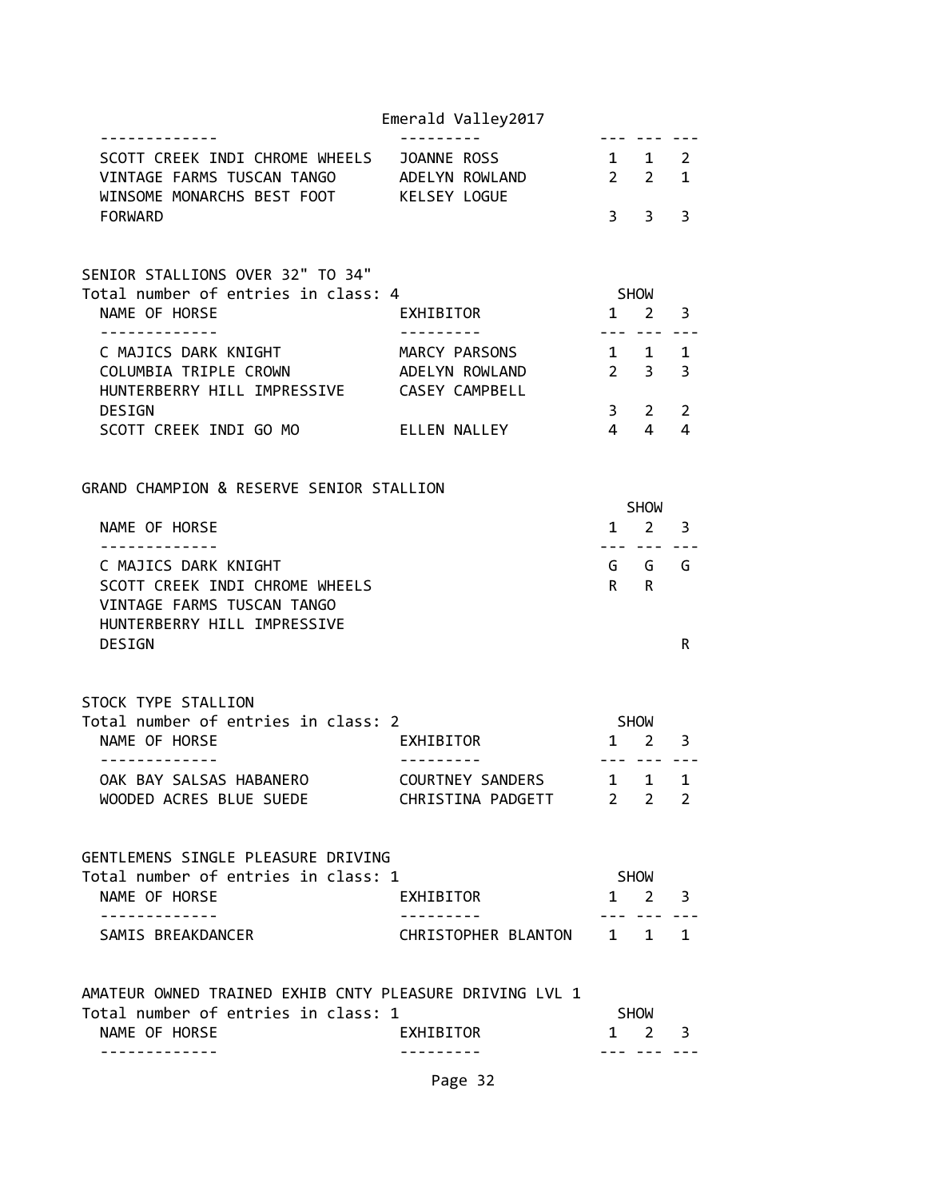| NAME OF HORSE | EXHIBITOR | SHOW 1 | SHOW 2 | SHOW 3 |
|---|---|---|---|---|
| SCOTT CREEK INDI CHROME WHEELS | JOANNE ROSS | 1 | 1 | 2 |
| VINTAGE FARMS TUSCAN TANGO | ADELYN ROWLAND | 2 | 2 | 1 |
| WINSOME MONARCHS BEST FOOT FORWARD | KELSEY LOGUE | 3 | 3 | 3 |

## SENIOR STALLIONS OVER 32" TO 34"

Total number of entries in class: 4

| NAME OF HORSE | EXHIBITOR | SHOW 1 | SHOW 2 | SHOW 3 |
|---|---|---|---|---|
| C MAJICS DARK KNIGHT | MARCY PARSONS | 1 | 1 | 1 |
| COLUMBIA TRIPLE CROWN | ADELYN ROWLAND | 2 | 3 | 3 |
| HUNTERBERRY HILL IMPRESSIVE DESIGN | CASEY CAMPBELL | 3 | 2 | 2 |
| SCOTT CREEK INDI GO MO | ELLEN NALLEY | 4 | 4 | 4 |

## GRAND CHAMPION & RESERVE SENIOR STALLION

| NAME OF HORSE | SHOW 1 | SHOW 2 | SHOW 3 |
|---|---|---|---|
| C MAJICS DARK KNIGHT | G | G | G |
| SCOTT CREEK INDI CHROME WHEELS | R | R | |
| VINTAGE FARMS TUSCAN TANGO | | | |
| HUNTERBERRY HILL IMPRESSIVE DESIGN | | | R |

## STOCK TYPE STALLION

Total number of entries in class: 2

| NAME OF HORSE | EXHIBITOR | SHOW 1 | SHOW 2 | SHOW 3 |
|---|---|---|---|---|
| OAK BAY SALSAS HABANERO | COURTNEY SANDERS | 1 | 1 | 1 |
| WOODED ACRES BLUE SUEDE | CHRISTINA PADGETT | 2 | 2 | 2 |

## GENTLEMENS SINGLE PLEASURE DRIVING

Total number of entries in class: 1

| NAME OF HORSE | EXHIBITOR | SHOW 1 | SHOW 2 | SHOW 3 |
|---|---|---|---|---|
| SAMIS BREAKDANCER | CHRISTOPHER BLANTON | 1 | 1 | 1 |

## AMATEUR OWNED TRAINED EXHIB CNTY PLEASURE DRIVING LVL 1

Total number of entries in class: 1

| NAME OF HORSE | EXHIBITOR | SHOW 1 | SHOW 2 | SHOW 3 |
|---|---|---|---|---|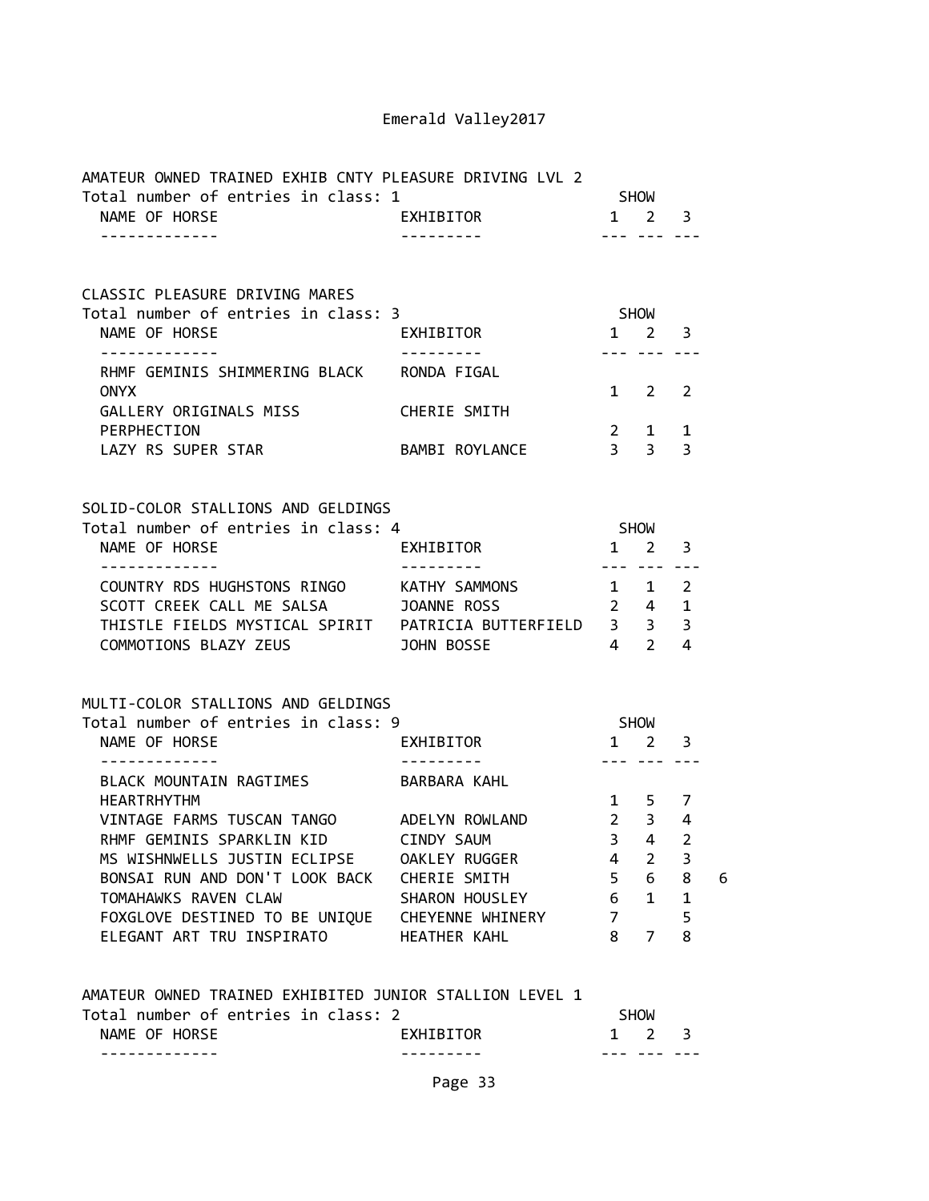# Emerald Valley2017

## AMATEUR OWNED TRAINED EXHIB CNTY PLEASURE DRIVING LVL 2

Total number of entries in class: 1

| NAME OF HORSE | EXHIBITOR | SHOW 1 | 2 | 3 |
|---|---|---|---|---|

## CLASSIC PLEASURE DRIVING MARES

Total number of entries in class: 3

| NAME OF HORSE | EXHIBITOR | SHOW 1 | 2 | 3 |
|---|---|---|---|---|
| RHMF GEMINIS SHIMMERING BLACK ONYX | RONDA FIGAL | 1 | 2 | 2 |
| GALLERY ORIGINALS MISS PERPHECTION | CHERIE SMITH | 2 | 1 | 1 |
| LAZY RS SUPER STAR | BAMBI ROYLANCE | 3 | 3 | 3 |

## SOLID-COLOR STALLIONS AND GELDINGS

Total number of entries in class: 4

| NAME OF HORSE | EXHIBITOR | SHOW 1 | 2 | 3 |
|---|---|---|---|---|
| COUNTRY RDS HUGHSTONS RINGO | KATHY SAMMONS | 1 | 1 | 2 |
| SCOTT CREEK CALL ME SALSA | JOANNE ROSS | 2 | 4 | 1 |
| THISTLE FIELDS MYSTICAL SPIRIT | PATRICIA BUTTERFIELD | 3 | 3 | 3 |
| COMMOTIONS BLAZY ZEUS | JOHN BOSSE | 4 | 2 | 4 |

## MULTI-COLOR STALLIONS AND GELDINGS

Total number of entries in class: 9

| NAME OF HORSE | EXHIBITOR | SHOW 1 | 2 | 3 | |
|---|---|---|---|---|---|
| BLACK MOUNTAIN RAGTIMES HEARTRHYTHM | BARBARA KAHL | 1 | 5 | 7 | |
| VINTAGE FARMS TUSCAN TANGO | ADELYN ROWLAND | 2 | 3 | 4 | |
| RHMF GEMINIS SPARKLIN KID | CINDY SAUM | 3 | 4 | 2 | |
| MS WISHNWELLS JUSTIN ECLIPSE | OAKLEY RUGGER | 4 | 2 | 3 | |
| BONSAI RUN AND DON'T LOOK BACK | CHERIE SMITH | 5 | 6 | 8 | 6 |
| TOMAHAWKS RAVEN CLAW | SHARON HOUSLEY | 6 | 1 | 1 | |
| FOXGLOVE DESTINED TO BE UNIQUE | CHEYENNE WHINERY | 7 | | 5 | |
| ELEGANT ART TRU INSPIRATO | HEATHER KAHL | 8 | 7 | 8 | |

## AMATEUR OWNED TRAINED EXHIBITED JUNIOR STALLION LEVEL 1

Total number of entries in class: 2

| NAME OF HORSE | EXHIBITOR | SHOW 1 | 2 | 3 |
|---|---|---|---|---|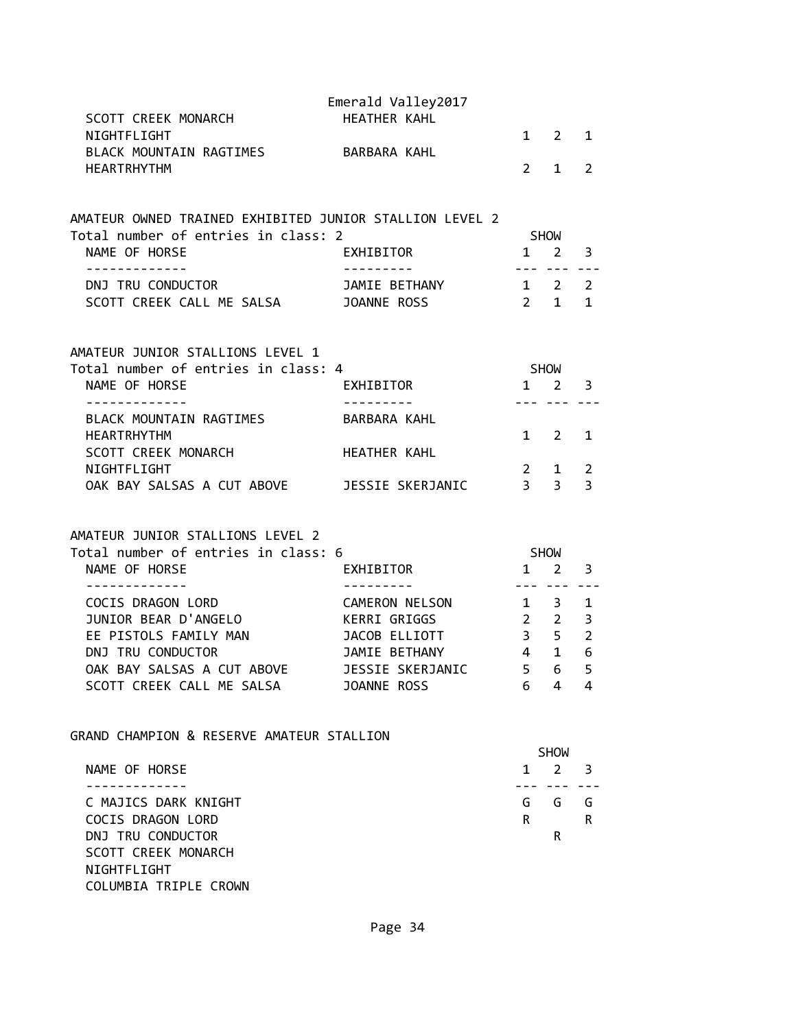Emerald Valley2017

| NAME OF HORSE | EXHIBITOR | 1 | 2 | 3 |
|---|---|---|---|---|
| SCOTT CREEK MONARCH NIGHTFLIGHT | HEATHER KAHL | 1 | 2 | 1 |
| BLACK MOUNTAIN RAGTIMES HEARTRHYTHM | BARBARA KAHL | 2 | 1 | 2 |

AMATEUR OWNED TRAINED EXHIBITED JUNIOR STALLION LEVEL 2

Total number of entries in class: 2

| NAME OF HORSE | EXHIBITOR | SHOW 1 | 2 | 3 |
|---|---|---|---|---|
| DNJ TRU CONDUCTOR | JAMIE BETHANY | 1 | 2 | 2 |
| SCOTT CREEK CALL ME SALSA | JOANNE ROSS | 2 | 1 | 1 |

AMATEUR JUNIOR STALLIONS LEVEL 1

Total number of entries in class: 4

| NAME OF HORSE | EXHIBITOR | SHOW 1 | 2 | 3 |
|---|---|---|---|---|
| BLACK MOUNTAIN RAGTIMES HEARTRHYTHM | BARBARA KAHL | 1 | 2 | 1 |
| SCOTT CREEK MONARCH NIGHTFLIGHT | HEATHER KAHL | 2 | 1 | 2 |
| OAK BAY SALSAS A CUT ABOVE | JESSIE SKERJANIC | 3 | 3 | 3 |

AMATEUR JUNIOR STALLIONS LEVEL 2

Total number of entries in class: 6

| NAME OF HORSE | EXHIBITOR | SHOW 1 | 2 | 3 |
|---|---|---|---|---|
| COCIS DRAGON LORD | CAMERON NELSON | 1 | 3 | 1 |
| JUNIOR BEAR D'ANGELO | KERRI GRIGGS | 2 | 2 | 3 |
| EE PISTOLS FAMILY MAN | JACOB ELLIOTT | 3 | 5 | 2 |
| DNJ TRU CONDUCTOR | JAMIE BETHANY | 4 | 1 | 6 |
| OAK BAY SALSAS A CUT ABOVE | JESSIE SKERJANIC | 5 | 6 | 5 |
| SCOTT CREEK CALL ME SALSA | JOANNE ROSS | 6 | 4 | 4 |

GRAND CHAMPION & RESERVE AMATEUR STALLION

| NAME OF HORSE | SHOW 1 | 2 | 3 |
|---|---|---|---|
| C MAJICS DARK KNIGHT | G | G | G |
| COCIS DRAGON LORD | R | | R |
| DNJ TRU CONDUCTOR | | R | |
| SCOTT CREEK MONARCH NIGHTFLIGHT | | | |
| COLUMBIA TRIPLE CROWN | | | |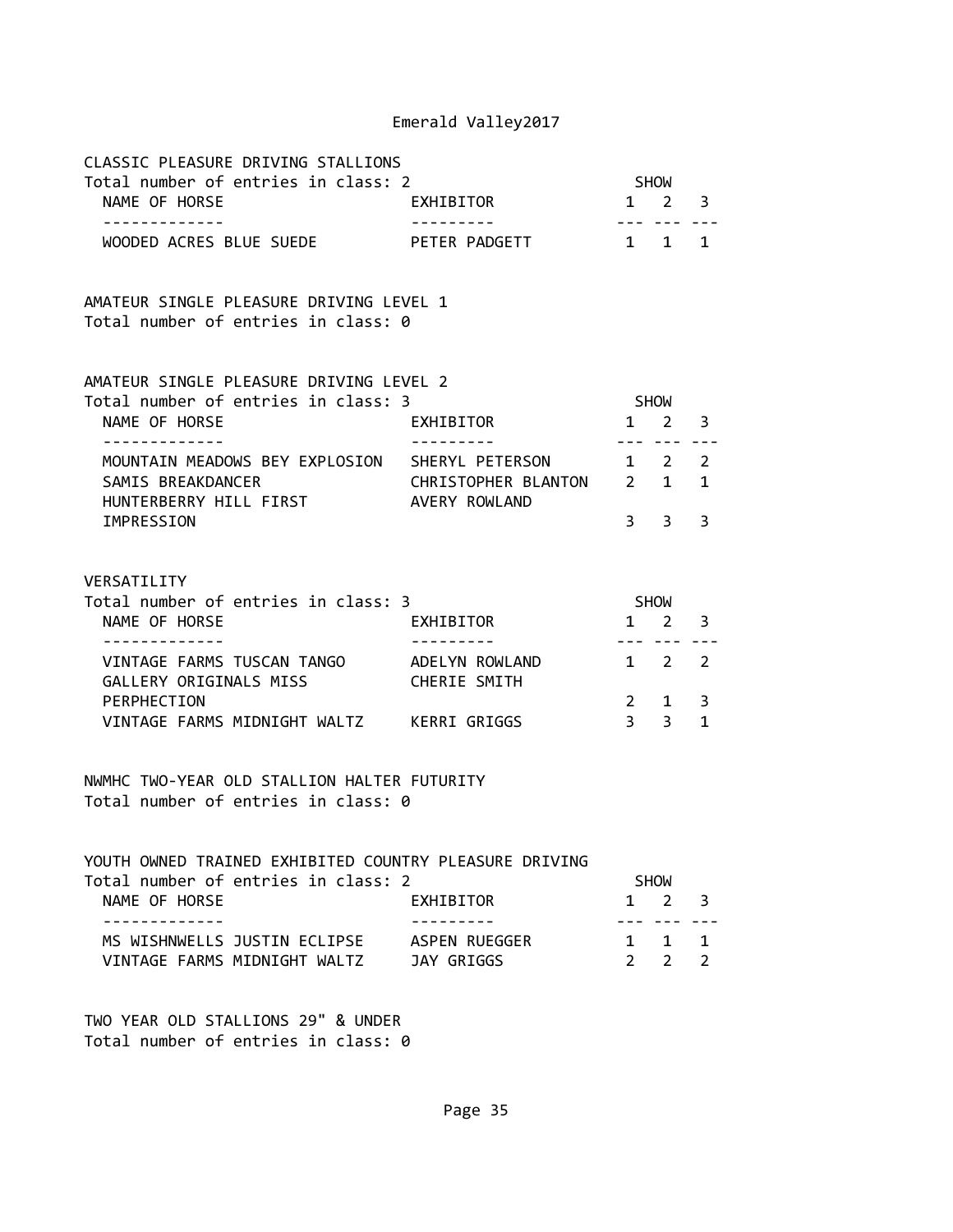Emerald Valley2017

## CLASSIC PLEASURE DRIVING STALLIONS

Total number of entries in class: 2

| NAME OF HORSE | EXHIBITOR | SHOW 1 | 2 | 3 |
|---|---|---|---|---|
| WOODED ACRES BLUE SUEDE | PETER PADGETT | 1 | 1 | 1 |

## AMATEUR SINGLE PLEASURE DRIVING LEVEL 1

Total number of entries in class: 0

## AMATEUR SINGLE PLEASURE DRIVING LEVEL 2

Total number of entries in class: 3

| NAME OF HORSE | EXHIBITOR | SHOW 1 | 2 | 3 |
|---|---|---|---|---|
| MOUNTAIN MEADOWS BEY EXPLOSION | SHERYL PETERSON | 1 | 2 | 2 |
| SAMIS BREAKDANCER | CHRISTOPHER BLANTON | 2 | 1 | 1 |
| HUNTERBERRY HILL FIRST IMPRESSION | AVERY ROWLAND | 3 | 3 | 3 |

## VERSATILITY

Total number of entries in class: 3

| NAME OF HORSE | EXHIBITOR | SHOW 1 | 2 | 3 |
|---|---|---|---|---|
| VINTAGE FARMS TUSCAN TANGO | ADELYN ROWLAND | 1 | 2 | 2 |
| GALLERY ORIGINALS MISS PERPHECTION | CHERIE SMITH | 2 | 1 | 3 |
| VINTAGE FARMS MIDNIGHT WALTZ | KERRI GRIGGS | 3 | 3 | 1 |

## NWMHC TWO-YEAR OLD STALLION HALTER FUTURITY

Total number of entries in class: 0

## YOUTH OWNED TRAINED EXHIBITED COUNTRY PLEASURE DRIVING

Total number of entries in class: 2

| NAME OF HORSE | EXHIBITOR | SHOW 1 | 2 | 3 |
|---|---|---|---|---|
| MS WISHNWELLS JUSTIN ECLIPSE | ASPEN RUEGGER | 1 | 1 | 1 |
| VINTAGE FARMS MIDNIGHT WALTZ | JAY GRIGGS | 2 | 2 | 2 |

## TWO YEAR OLD STALLIONS 29" & UNDER

Total number of entries in class: 0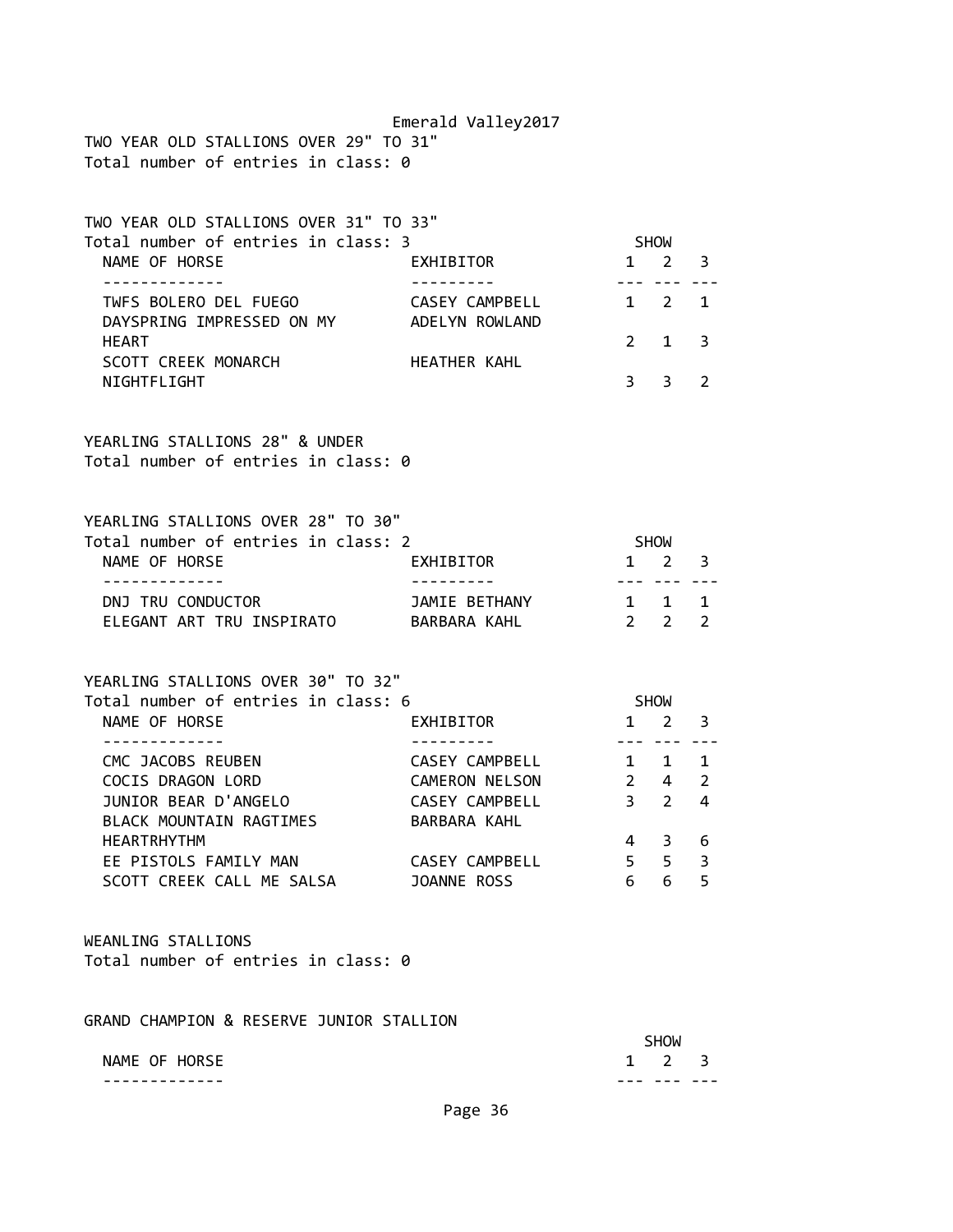Emerald Valley2017

TWO YEAR OLD STALLIONS OVER 29" TO 31"
Total number of entries in class: 0

TWO YEAR OLD STALLIONS OVER 31" TO 33"
Total number of entries in class: 3

| NAME OF HORSE | EXHIBITOR | SHOW 1 | SHOW 2 | SHOW 3 |
|---|---|---|---|---|
| TWFS BOLERO DEL FUEGO | CASEY CAMPBELL | 1 | 2 | 1 |
| DAYSPRING IMPRESSED ON MY HEART | ADELYN ROWLAND | 2 | 1 | 3 |
| SCOTT CREEK MONARCH NIGHTFLIGHT | HEATHER KAHL | 3 | 3 | 2 |

YEARLING STALLIONS 28" & UNDER
Total number of entries in class: 0

YEARLING STALLIONS OVER 28" TO 30"
Total number of entries in class: 2

| NAME OF HORSE | EXHIBITOR | SHOW 1 | SHOW 2 | SHOW 3 |
|---|---|---|---|---|
| DNJ TRU CONDUCTOR | JAMIE BETHANY | 1 | 1 | 1 |
| ELEGANT ART TRU INSPIRATO | BARBARA KAHL | 2 | 2 | 2 |

YEARLING STALLIONS OVER 30" TO 32"
Total number of entries in class: 6

| NAME OF HORSE | EXHIBITOR | SHOW 1 | SHOW 2 | SHOW 3 |
|---|---|---|---|---|
| CMC JACOBS REUBEN | CASEY CAMPBELL | 1 | 1 | 1 |
| COCIS DRAGON LORD | CAMERON NELSON | 2 | 4 | 2 |
| JUNIOR BEAR D'ANGELO | CASEY CAMPBELL | 3 | 2 | 4 |
| BLACK MOUNTAIN RAGTIMES HEARTRHYTHM | BARBARA KAHL | 4 | 3 | 6 |
| EE PISTOLS FAMILY MAN | CASEY CAMPBELL | 5 | 5 | 3 |
| SCOTT CREEK CALL ME SALSA | JOANNE ROSS | 6 | 6 | 5 |

WEANLING STALLIONS
Total number of entries in class: 0

GRAND CHAMPION & RESERVE JUNIOR STALLION

| NAME OF HORSE | SHOW 1 | SHOW 2 | SHOW 3 |
|---|---|---|---|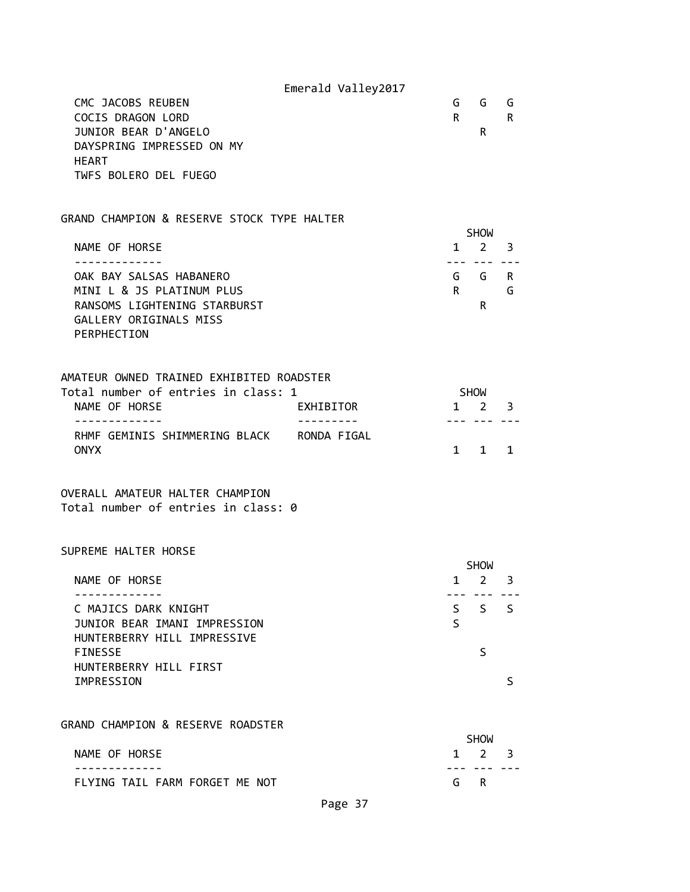| NAME OF HORSE | 1 | 2 | 3 |
| --- | --- | --- | --- |
| CMC JACOBS REUBEN | G | G | G |
| COCIS DRAGON LORD | R | | R |
| JUNIOR BEAR D'ANGELO | | R | |
| DAYSPRING IMPRESSED ON MY HEART | | | |
| TWFS BOLERO DEL FUEGO | | | |

GRAND CHAMPION & RESERVE STOCK TYPE HALTER

| NAME OF HORSE | SHOW 1 | 2 | 3 |
| --- | --- | --- | --- |
| OAK BAY SALSAS HABANERO | G | G | R |
| MINI L & JS PLATINUM PLUS | R | | G |
| RANSOMS LIGHTENING STARBURST | | R | |
| GALLERY ORIGINALS MISS PERPHECTION | | | |

AMATEUR OWNED TRAINED EXHIBITED ROADSTER
Total number of entries in class: 1

| NAME OF HORSE | EXHIBITOR | SHOW 1 | 2 | 3 |
| --- | --- | --- | --- | --- |
| RHMF GEMINIS SHIMMERING BLACK ONYX | RONDA FIGAL | 1 | 1 | 1 |

OVERALL AMATEUR HALTER CHAMPION
Total number of entries in class: 0

SUPREME HALTER HORSE

| NAME OF HORSE | SHOW 1 | 2 | 3 |
| --- | --- | --- | --- |
| C MAJICS DARK KNIGHT | S | S | S |
| JUNIOR BEAR IMANI IMPRESSION | S | | |
| HUNTERBERRY HILL IMPRESSIVE FINESSE | | S | |
| HUNTERBERRY HILL FIRST IMPRESSION | | | S |

GRAND CHAMPION & RESERVE ROADSTER

| NAME OF HORSE | SHOW 1 | 2 | 3 |
| --- | --- | --- | --- |
| FLYING TAIL FARM FORGET ME NOT | G | R | |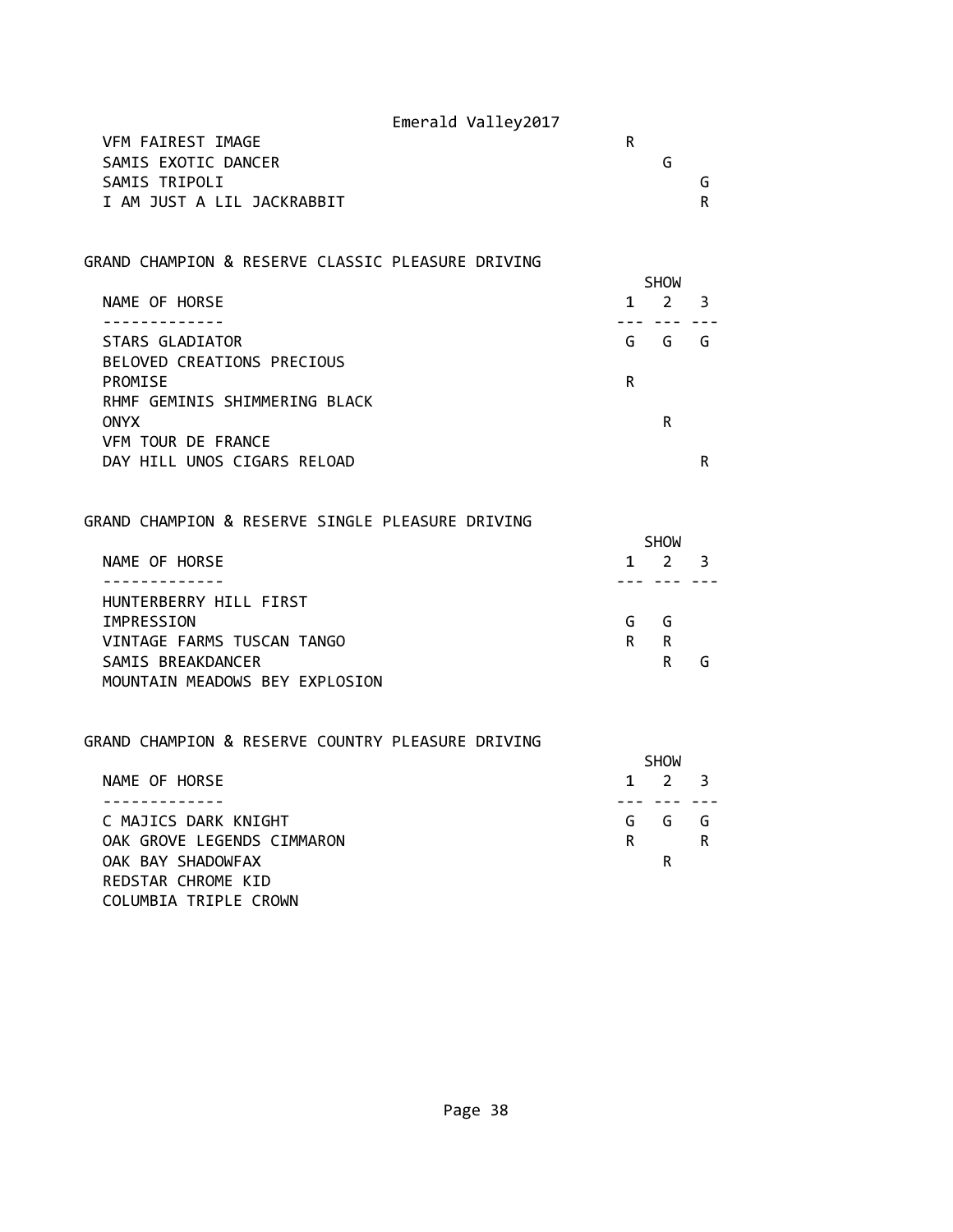| | | | |
|---|---|---|---|
| VFM FAIREST IMAGE | R | | |
| SAMIS EXOTIC DANCER | | G | |
| SAMIS TRIPOLI | | | G |
| I AM JUST A LIL JACKRABBIT | | | R |

## GRAND CHAMPION & RESERVE CLASSIC PLEASURE DRIVING

| NAME OF HORSE | SHOW 1 | 2 | 3 |
|---|---|---|---|
| STARS GLADIATOR | G | G | G |
| BELOVED CREATIONS PRECIOUS PROMISE | R | | |
| RHMF GEMINIS SHIMMERING BLACK ONYX | | R | |
| VFM TOUR DE FRANCE | | | |
| DAY HILL UNOS CIGARS RELOAD | | | R |

## GRAND CHAMPION & RESERVE SINGLE PLEASURE DRIVING

| NAME OF HORSE | SHOW 1 | 2 | 3 |
|---|---|---|---|
| HUNTERBERRY HILL FIRST IMPRESSION | G | G | |
| VINTAGE FARMS TUSCAN TANGO | R | R | |
| SAMIS BREAKDANCER | | R | G |
| MOUNTAIN MEADOWS BEY EXPLOSION | | | |

## GRAND CHAMPION & RESERVE COUNTRY PLEASURE DRIVING

| NAME OF HORSE | SHOW 1 | 2 | 3 |
|---|---|---|---|
| C MAJICS DARK KNIGHT | G | G | G |
| OAK GROVE LEGENDS CIMMARON | R | | R |
| OAK BAY SHADOWFAX | | R | |
| REDSTAR CHROME KID | | | |
| COLUMBIA TRIPLE CROWN | | | |